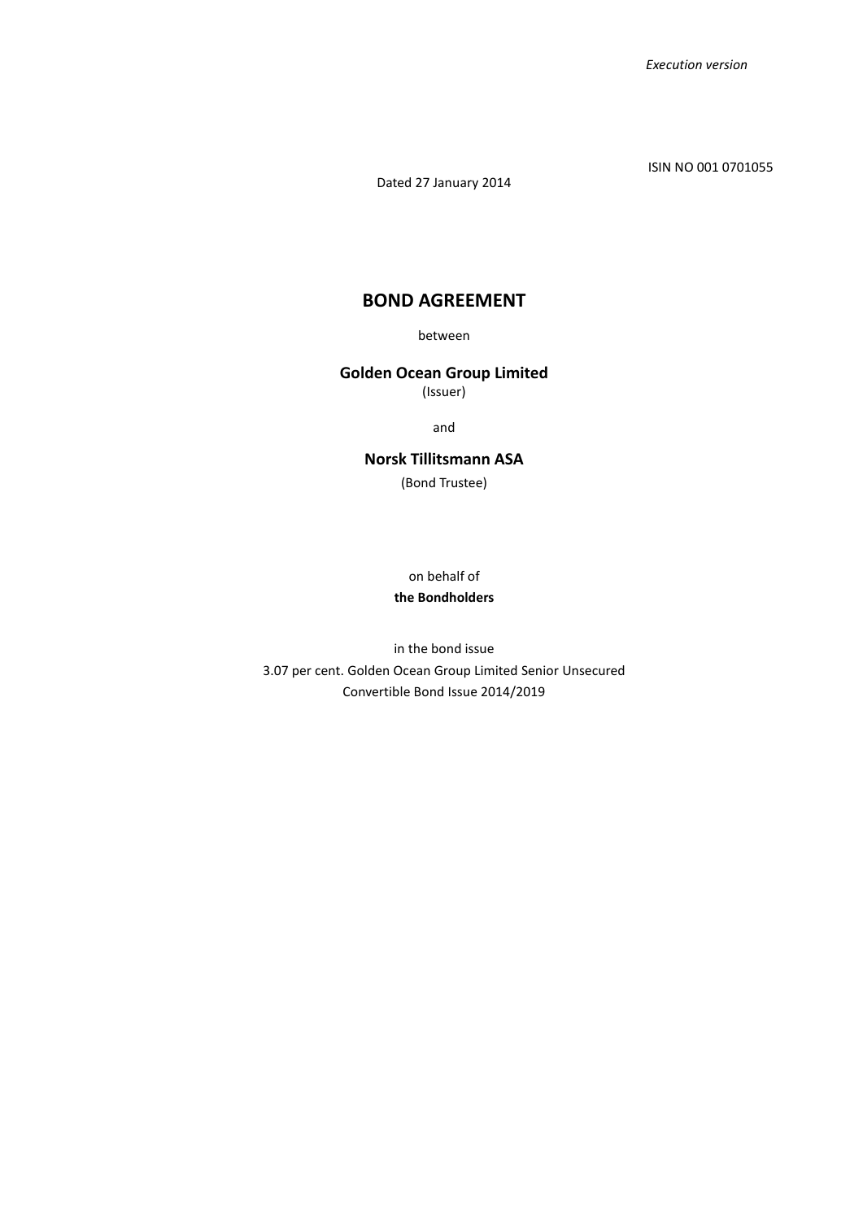*Execution version*

ISIN NO 001 0701055

Dated 27 January 2014

# BOND AGREEMENT

between

**Golden Ocean Group Limited**
(Issuer)

and

**Norsk Tillitsmann ASA**
(Bond Trustee)

on behalf of
**the Bondholders**

in the bond issue
3.07 per cent. Golden Ocean Group Limited Senior Unsecured
Convertible Bond Issue 2014/2019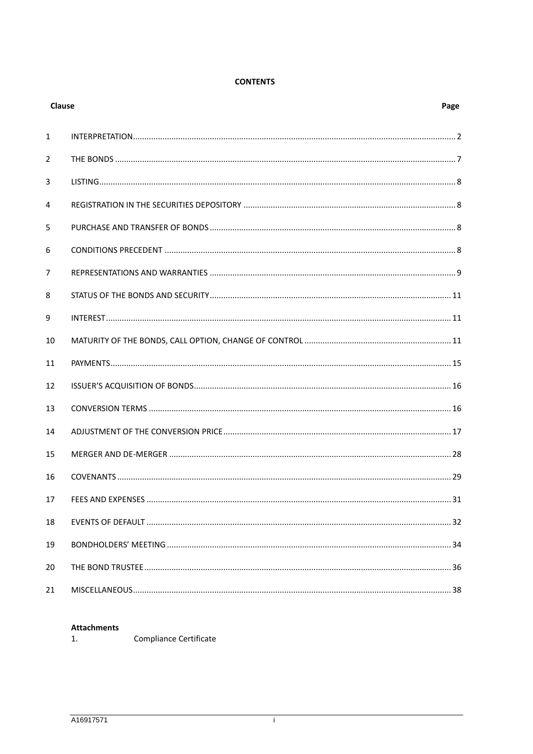**CONTENTS**

| Clause | | Page |
|---|---|---|
| 1 | INTERPRETATION | 2 |
| 2 | THE BONDS | 7 |
| 3 | LISTING | 8 |
| 4 | REGISTRATION IN THE SECURITIES DEPOSITORY | 8 |
| 5 | PURCHASE AND TRANSFER OF BONDS | 8 |
| 6 | CONDITIONS PRECEDENT | 8 |
| 7 | REPRESENTATIONS AND WARRANTIES | 9 |
| 8 | STATUS OF THE BONDS AND SECURITY | 11 |
| 9 | INTEREST | 11 |
| 10 | MATURITY OF THE BONDS, CALL OPTION, CHANGE OF CONTROL | 11 |
| 11 | PAYMENTS | 15 |
| 12 | ISSUER'S ACQUISITION OF BONDS | 16 |
| 13 | CONVERSION TERMS | 16 |
| 14 | ADJUSTMENT OF THE CONVERSION PRICE | 17 |
| 15 | MERGER AND DE-MERGER | 28 |
| 16 | COVENANTS | 29 |
| 17 | FEES AND EXPENSES | 31 |
| 18 | EVENTS OF DEFAULT | 32 |
| 19 | BONDHOLDERS' MEETING | 34 |
| 20 | THE BOND TRUSTEE | 36 |
| 21 | MISCELLANEOUS | 38 |

**Attachments**

1. Compliance Certificate

A16917571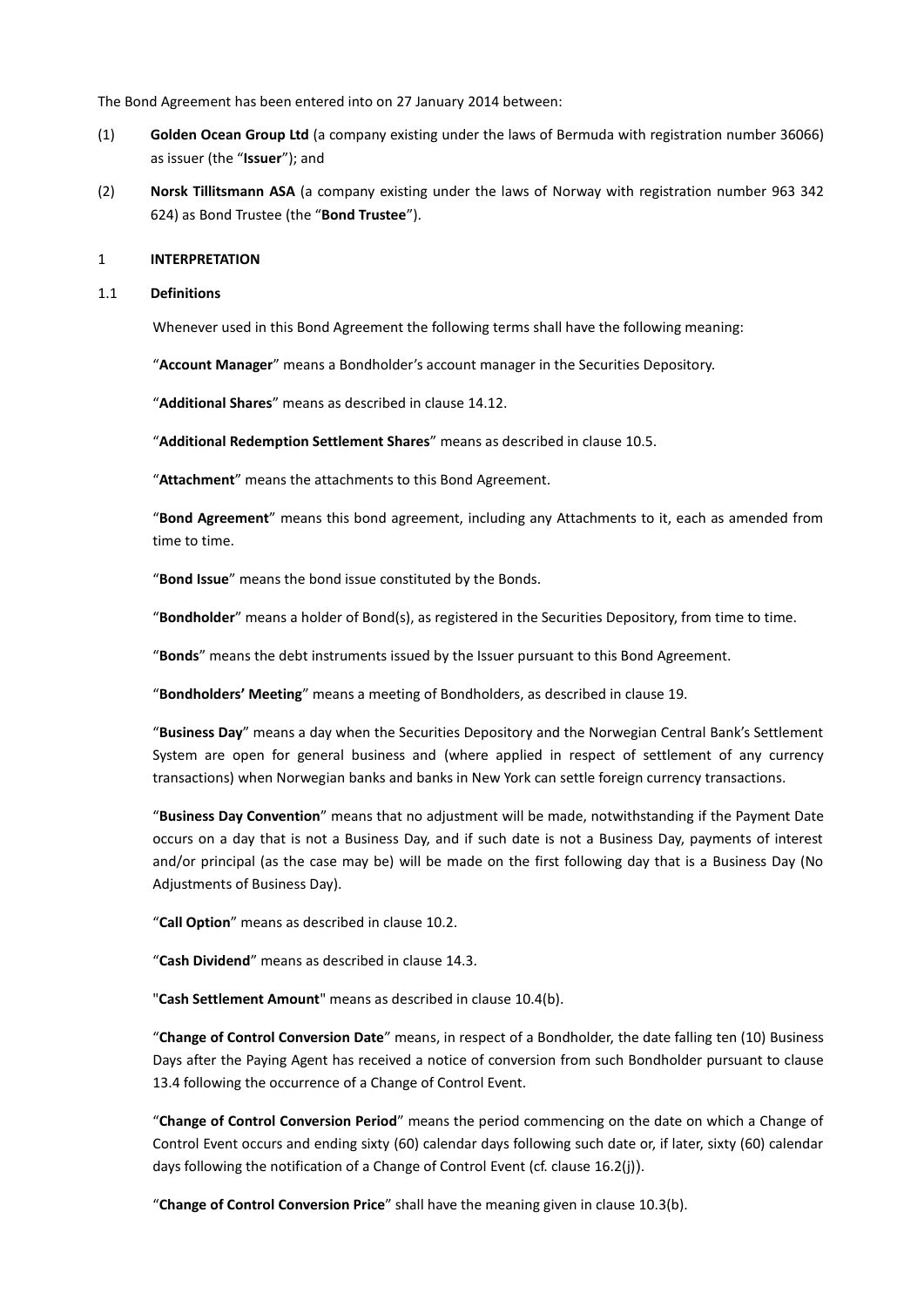The Bond Agreement has been entered into on 27 January 2014 between:

(1) **Golden Ocean Group Ltd** (a company existing under the laws of Bermuda with registration number 36066) as issuer (the "**Issuer**"); and

(2) **Norsk Tillitsmann ASA** (a company existing under the laws of Norway with registration number 963 342 624) as Bond Trustee (the "**Bond Trustee**").

## 1 INTERPRETATION

### 1.1 Definitions

Whenever used in this Bond Agreement the following terms shall have the following meaning:

"**Account Manager**" means a Bondholder's account manager in the Securities Depository.

"**Additional Shares**" means as described in clause 14.12.

"**Additional Redemption Settlement Shares**" means as described in clause 10.5.

"**Attachment**" means the attachments to this Bond Agreement.

"**Bond Agreement**" means this bond agreement, including any Attachments to it, each as amended from time to time.

"**Bond Issue**" means the bond issue constituted by the Bonds.

"**Bondholder**" means a holder of Bond(s), as registered in the Securities Depository, from time to time.

"**Bonds**" means the debt instruments issued by the Issuer pursuant to this Bond Agreement.

"**Bondholders' Meeting**" means a meeting of Bondholders, as described in clause 19.

"**Business Day**" means a day when the Securities Depository and the Norwegian Central Bank's Settlement System are open for general business and (where applied in respect of settlement of any currency transactions) when Norwegian banks and banks in New York can settle foreign currency transactions.

"**Business Day Convention**" means that no adjustment will be made, notwithstanding if the Payment Date occurs on a day that is not a Business Day, and if such date is not a Business Day, payments of interest and/or principal (as the case may be) will be made on the first following day that is a Business Day (No Adjustments of Business Day).

"**Call Option**" means as described in clause 10.2.

"**Cash Dividend**" means as described in clause 14.3.

"**Cash Settlement Amount**" means as described in clause 10.4(b).

"**Change of Control Conversion Date**" means, in respect of a Bondholder, the date falling ten (10) Business Days after the Paying Agent has received a notice of conversion from such Bondholder pursuant to clause 13.4 following the occurrence of a Change of Control Event.

"**Change of Control Conversion Period**" means the period commencing on the date on which a Change of Control Event occurs and ending sixty (60) calendar days following such date or, if later, sixty (60) calendar days following the notification of a Change of Control Event (cf. clause 16.2(j)).

"**Change of Control Conversion Price**" shall have the meaning given in clause 10.3(b).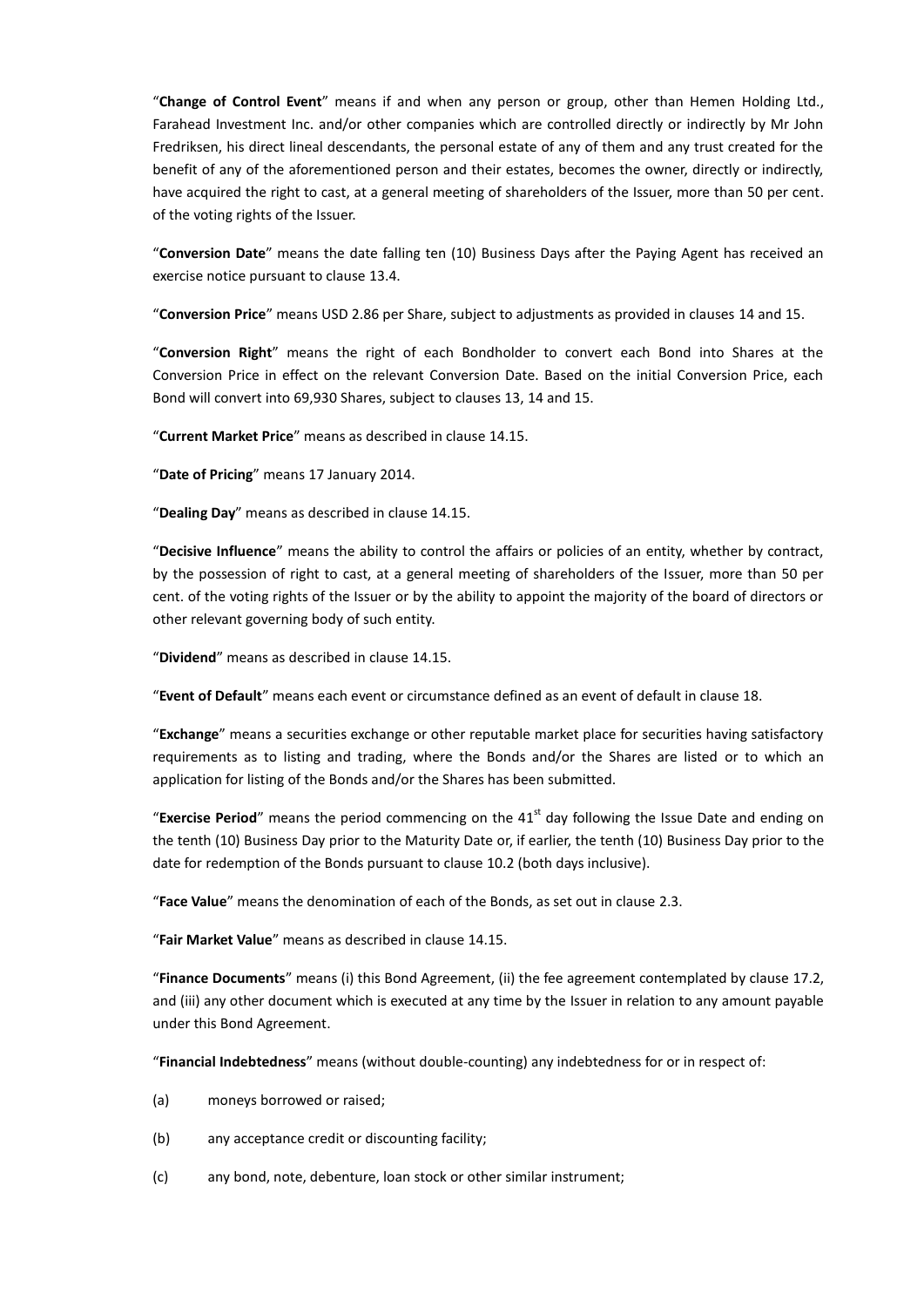"**Change of Control Event**" means if and when any person or group, other than Hemen Holding Ltd., Farahead Investment Inc. and/or other companies which are controlled directly or indirectly by Mr John Fredriksen, his direct lineal descendants, the personal estate of any of them and any trust created for the benefit of any of the aforementioned person and their estates, becomes the owner, directly or indirectly, have acquired the right to cast, at a general meeting of shareholders of the Issuer, more than 50 per cent. of the voting rights of the Issuer.

"**Conversion Date**" means the date falling ten (10) Business Days after the Paying Agent has received an exercise notice pursuant to clause 13.4.

"**Conversion Price**" means USD 2.86 per Share, subject to adjustments as provided in clauses 14 and 15.

"**Conversion Right**" means the right of each Bondholder to convert each Bond into Shares at the Conversion Price in effect on the relevant Conversion Date. Based on the initial Conversion Price, each Bond will convert into 69,930 Shares, subject to clauses 13, 14 and 15.

"**Current Market Price**" means as described in clause 14.15.

"**Date of Pricing**" means 17 January 2014.

"**Dealing Day**" means as described in clause 14.15.

"**Decisive Influence**" means the ability to control the affairs or policies of an entity, whether by contract, by the possession of right to cast, at a general meeting of shareholders of the Issuer, more than 50 per cent. of the voting rights of the Issuer or by the ability to appoint the majority of the board of directors or other relevant governing body of such entity.

"**Dividend**" means as described in clause 14.15.

"**Event of Default**" means each event or circumstance defined as an event of default in clause 18.

"**Exchange**" means a securities exchange or other reputable market place for securities having satisfactory requirements as to listing and trading, where the Bonds and/or the Shares are listed or to which an application for listing of the Bonds and/or the Shares has been submitted.

"**Exercise Period**" means the period commencing on the 41st day following the Issue Date and ending on the tenth (10) Business Day prior to the Maturity Date or, if earlier, the tenth (10) Business Day prior to the date for redemption of the Bonds pursuant to clause 10.2 (both days inclusive).

"**Face Value**" means the denomination of each of the Bonds, as set out in clause 2.3.

"**Fair Market Value**" means as described in clause 14.15.

"**Finance Documents**" means (i) this Bond Agreement, (ii) the fee agreement contemplated by clause 17.2, and (iii) any other document which is executed at any time by the Issuer in relation to any amount payable under this Bond Agreement.

"**Financial Indebtedness**" means (without double-counting) any indebtedness for or in respect of:

(a) moneys borrowed or raised;

(b) any acceptance credit or discounting facility;

(c) any bond, note, debenture, loan stock or other similar instrument;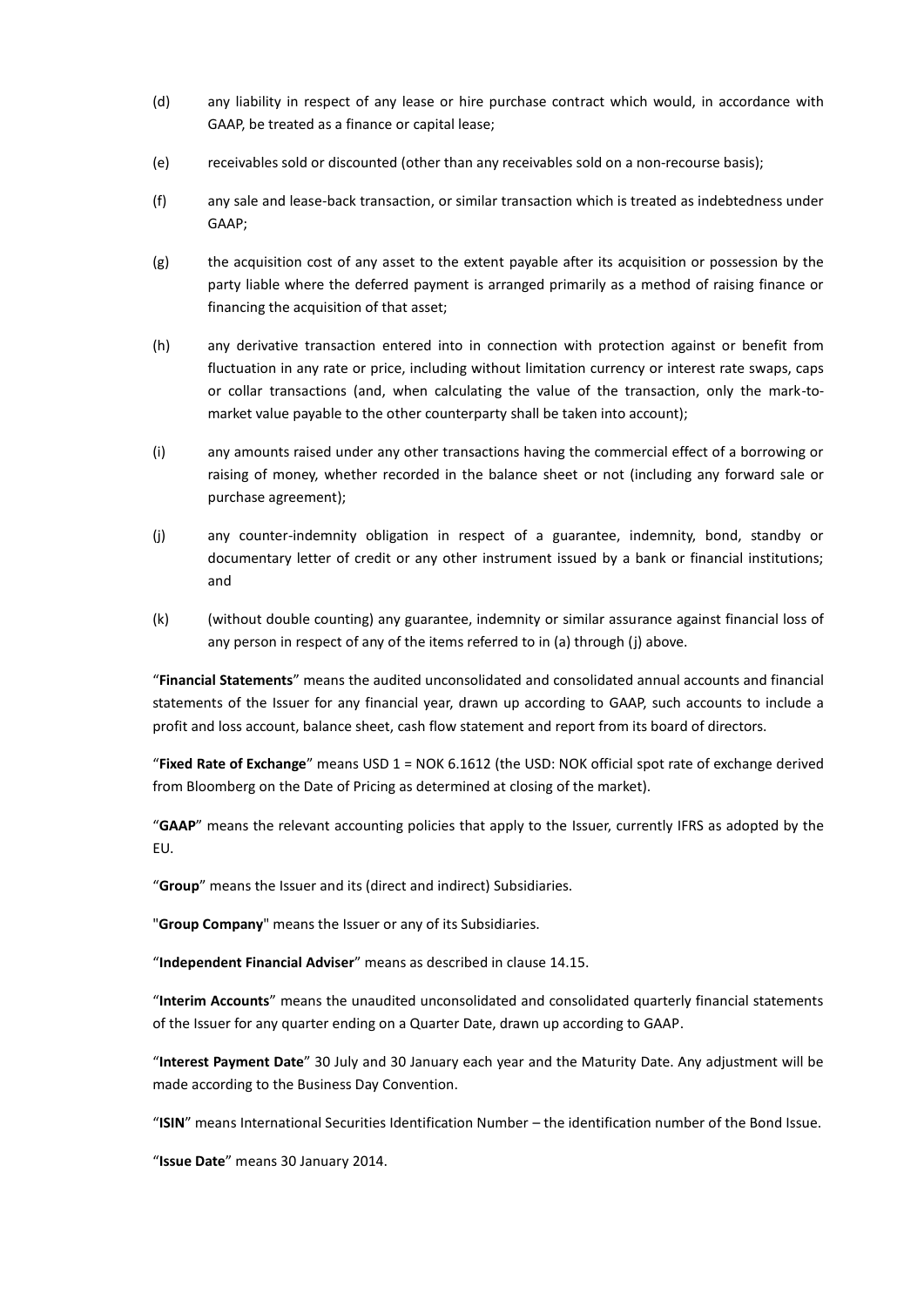(d) any liability in respect of any lease or hire purchase contract which would, in accordance with GAAP, be treated as a finance or capital lease;

(e) receivables sold or discounted (other than any receivables sold on a non-recourse basis);

(f) any sale and lease-back transaction, or similar transaction which is treated as indebtedness under GAAP;

(g) the acquisition cost of any asset to the extent payable after its acquisition or possession by the party liable where the deferred payment is arranged primarily as a method of raising finance or financing the acquisition of that asset;

(h) any derivative transaction entered into in connection with protection against or benefit from fluctuation in any rate or price, including without limitation currency or interest rate swaps, caps or collar transactions (and, when calculating the value of the transaction, only the mark-to-market value payable to the other counterparty shall be taken into account);

(i) any amounts raised under any other transactions having the commercial effect of a borrowing or raising of money, whether recorded in the balance sheet or not (including any forward sale or purchase agreement);

(j) any counter-indemnity obligation in respect of a guarantee, indemnity, bond, standby or documentary letter of credit or any other instrument issued by a bank or financial institutions; and

(k) (without double counting) any guarantee, indemnity or similar assurance against financial loss of any person in respect of any of the items referred to in (a) through (j) above.

"**Financial Statements**" means the audited unconsolidated and consolidated annual accounts and financial statements of the Issuer for any financial year, drawn up according to GAAP, such accounts to include a profit and loss account, balance sheet, cash flow statement and report from its board of directors.

"**Fixed Rate of Exchange**" means USD 1 = NOK 6.1612 (the USD: NOK official spot rate of exchange derived from Bloomberg on the Date of Pricing as determined at closing of the market).

"**GAAP**" means the relevant accounting policies that apply to the Issuer, currently IFRS as adopted by the EU.

"**Group**" means the Issuer and its (direct and indirect) Subsidiaries.

"**Group Company**" means the Issuer or any of its Subsidiaries.

"**Independent Financial Adviser**" means as described in clause 14.15.

"**Interim Accounts**" means the unaudited unconsolidated and consolidated quarterly financial statements of the Issuer for any quarter ending on a Quarter Date, drawn up according to GAAP.

"**Interest Payment Date**" 30 July and 30 January each year and the Maturity Date. Any adjustment will be made according to the Business Day Convention.

"**ISIN**" means International Securities Identification Number – the identification number of the Bond Issue.

"**Issue Date**" means 30 January 2014.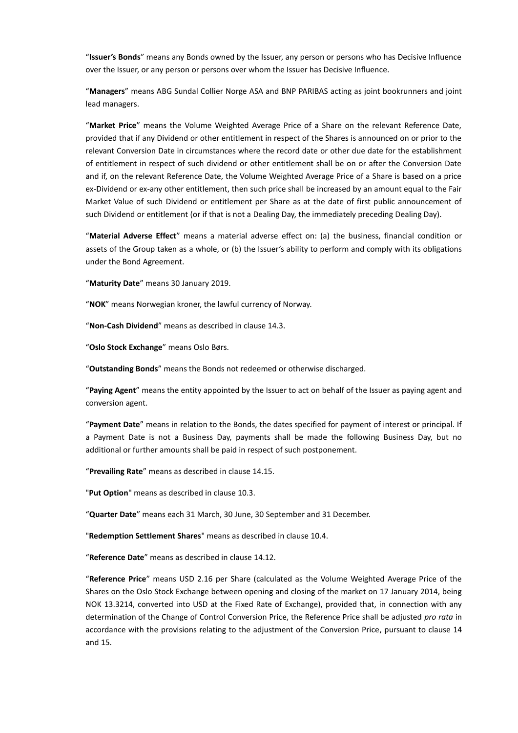"**Issuer's Bonds**" means any Bonds owned by the Issuer, any person or persons who has Decisive Influence over the Issuer, or any person or persons over whom the Issuer has Decisive Influence.

"**Managers**" means ABG Sundal Collier Norge ASA and BNP PARIBAS acting as joint bookrunners and joint lead managers.

"**Market Price**" means the Volume Weighted Average Price of a Share on the relevant Reference Date, provided that if any Dividend or other entitlement in respect of the Shares is announced on or prior to the relevant Conversion Date in circumstances where the record date or other due date for the establishment of entitlement in respect of such dividend or other entitlement shall be on or after the Conversion Date and if, on the relevant Reference Date, the Volume Weighted Average Price of a Share is based on a price ex-Dividend or ex-any other entitlement, then such price shall be increased by an amount equal to the Fair Market Value of such Dividend or entitlement per Share as at the date of first public announcement of such Dividend or entitlement (or if that is not a Dealing Day, the immediately preceding Dealing Day).

"**Material Adverse Effect**" means a material adverse effect on: (a) the business, financial condition or assets of the Group taken as a whole, or (b) the Issuer's ability to perform and comply with its obligations under the Bond Agreement.

"**Maturity Date**" means 30 January 2019.

"**NOK**" means Norwegian kroner, the lawful currency of Norway.

"**Non-Cash Dividend**" means as described in clause 14.3.

"**Oslo Stock Exchange**" means Oslo Børs.

"**Outstanding Bonds**" means the Bonds not redeemed or otherwise discharged.

"**Paying Agent**" means the entity appointed by the Issuer to act on behalf of the Issuer as paying agent and conversion agent.

"**Payment Date**" means in relation to the Bonds, the dates specified for payment of interest or principal. If a Payment Date is not a Business Day, payments shall be made the following Business Day, but no additional or further amounts shall be paid in respect of such postponement.

"**Prevailing Rate**" means as described in clause 14.15.

"**Put Option**" means as described in clause 10.3.

"**Quarter Date**" means each 31 March, 30 June, 30 September and 31 December.

"**Redemption Settlement Shares**" means as described in clause 10.4.

"**Reference Date**" means as described in clause 14.12.

"**Reference Price**" means USD 2.16 per Share (calculated as the Volume Weighted Average Price of the Shares on the Oslo Stock Exchange between opening and closing of the market on 17 January 2014, being NOK 13.3214, converted into USD at the Fixed Rate of Exchange), provided that, in connection with any determination of the Change of Control Conversion Price, the Reference Price shall be adjusted *pro rata* in accordance with the provisions relating to the adjustment of the Conversion Price, pursuant to clause 14 and 15.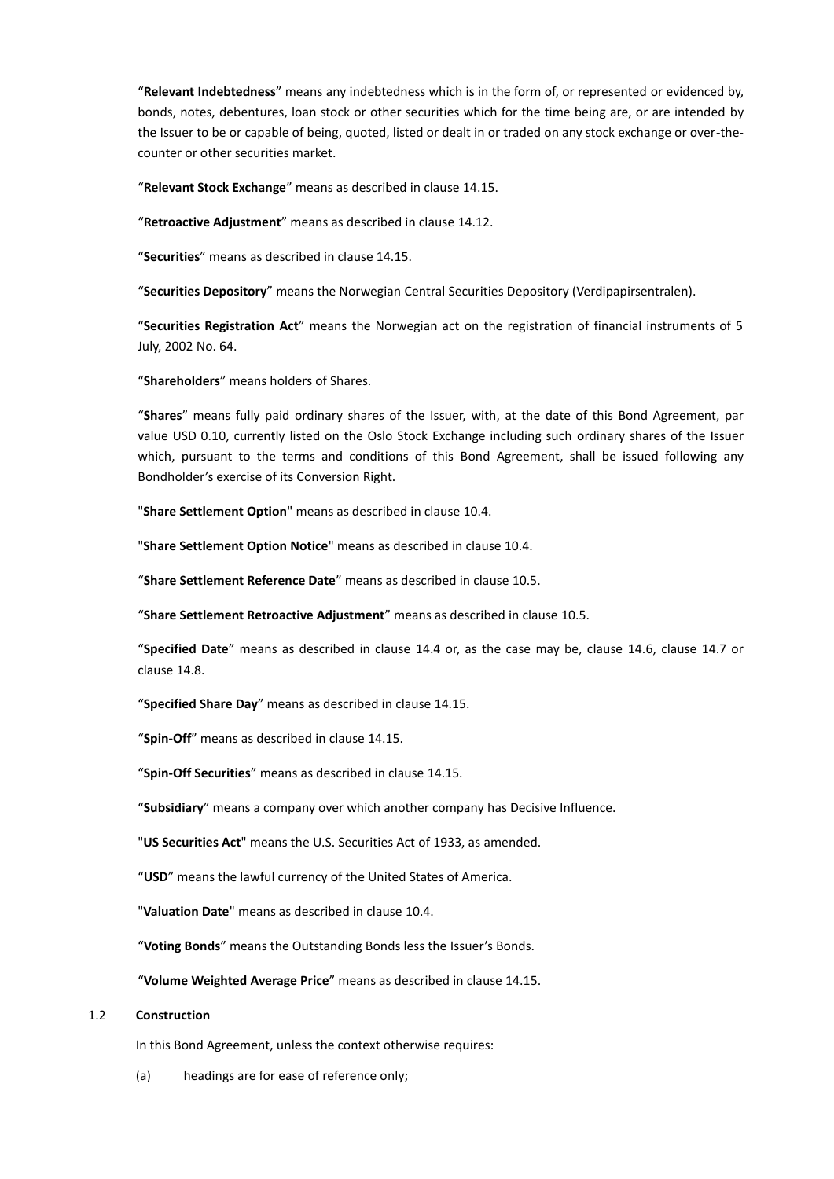"**Relevant Indebtedness**" means any indebtedness which is in the form of, or represented or evidenced by, bonds, notes, debentures, loan stock or other securities which for the time being are, or are intended by the Issuer to be or capable of being, quoted, listed or dealt in or traded on any stock exchange or over-the-counter or other securities market.

"**Relevant Stock Exchange**" means as described in clause 14.15.

"**Retroactive Adjustment**" means as described in clause 14.12.

"**Securities**" means as described in clause 14.15.

"**Securities Depository**" means the Norwegian Central Securities Depository (Verdipapirsentralen).

"**Securities Registration Act**" means the Norwegian act on the registration of financial instruments of 5 July, 2002 No. 64.

"**Shareholders**" means holders of Shares.

"**Shares**" means fully paid ordinary shares of the Issuer, with, at the date of this Bond Agreement, par value USD 0.10, currently listed on the Oslo Stock Exchange including such ordinary shares of the Issuer which, pursuant to the terms and conditions of this Bond Agreement, shall be issued following any Bondholder's exercise of its Conversion Right.

"**Share Settlement Option**" means as described in clause 10.4.

"**Share Settlement Option Notice**" means as described in clause 10.4.

"**Share Settlement Reference Date**" means as described in clause 10.5.

"**Share Settlement Retroactive Adjustment**" means as described in clause 10.5.

"**Specified Date**" means as described in clause 14.4 or, as the case may be, clause 14.6, clause 14.7 or clause 14.8.

"**Specified Share Day**" means as described in clause 14.15.

"**Spin-Off**" means as described in clause 14.15.

"**Spin-Off Securities**" means as described in clause 14.15.

"**Subsidiary**" means a company over which another company has Decisive Influence.

"**US Securities Act**" means the U.S. Securities Act of 1933, as amended.

"**USD**" means the lawful currency of the United States of America.

"**Valuation Date**" means as described in clause 10.4.

"**Voting Bonds**" means the Outstanding Bonds less the Issuer's Bonds.

"**Volume Weighted Average Price**" means as described in clause 14.15.

### 1.2 Construction

In this Bond Agreement, unless the context otherwise requires:

(a) headings are for ease of reference only;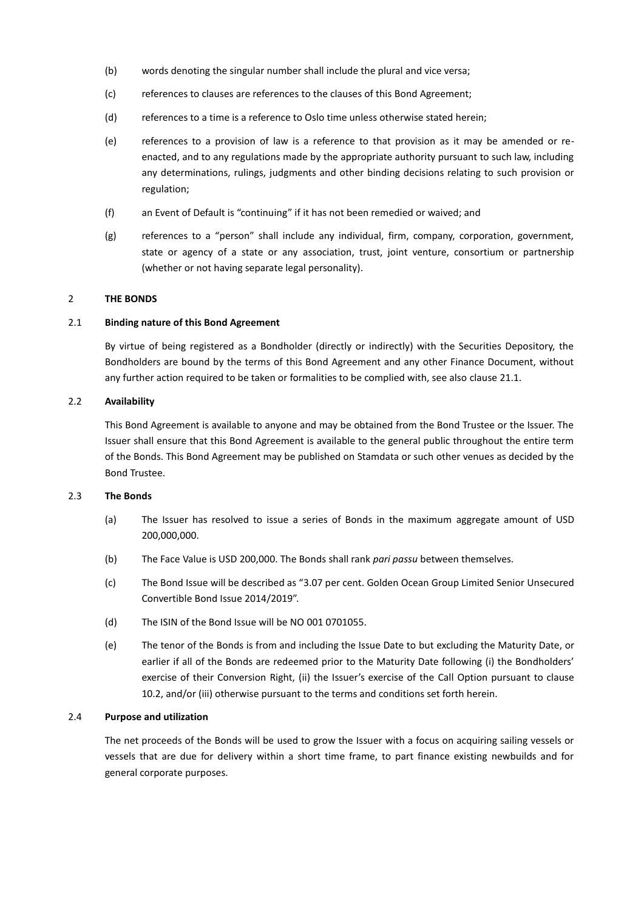(b) words denoting the singular number shall include the plural and vice versa;

(c) references to clauses are references to the clauses of this Bond Agreement;

(d) references to a time is a reference to Oslo time unless otherwise stated herein;

(e) references to a provision of law is a reference to that provision as it may be amended or re-enacted, and to any regulations made by the appropriate authority pursuant to such law, including any determinations, rulings, judgments and other binding decisions relating to such provision or regulation;

(f) an Event of Default is "continuing" if it has not been remedied or waived; and

(g) references to a "person" shall include any individual, firm, company, corporation, government, state or agency of a state or any association, trust, joint venture, consortium or partnership (whether or not having separate legal personality).

## 2 THE BONDS

### 2.1 Binding nature of this Bond Agreement

By virtue of being registered as a Bondholder (directly or indirectly) with the Securities Depository, the Bondholders are bound by the terms of this Bond Agreement and any other Finance Document, without any further action required to be taken or formalities to be complied with, see also clause 21.1.

### 2.2 Availability

This Bond Agreement is available to anyone and may be obtained from the Bond Trustee or the Issuer. The Issuer shall ensure that this Bond Agreement is available to the general public throughout the entire term of the Bonds. This Bond Agreement may be published on Stamdata or such other venues as decided by the Bond Trustee.

### 2.3 The Bonds

(a) The Issuer has resolved to issue a series of Bonds in the maximum aggregate amount of USD 200,000,000.

(b) The Face Value is USD 200,000. The Bonds shall rank *pari passu* between themselves.

(c) The Bond Issue will be described as "3.07 per cent. Golden Ocean Group Limited Senior Unsecured Convertible Bond Issue 2014/2019".

(d) The ISIN of the Bond Issue will be NO 001 0701055.

(e) The tenor of the Bonds is from and including the Issue Date to but excluding the Maturity Date, or earlier if all of the Bonds are redeemed prior to the Maturity Date following (i) the Bondholders' exercise of their Conversion Right, (ii) the Issuer's exercise of the Call Option pursuant to clause 10.2, and/or (iii) otherwise pursuant to the terms and conditions set forth herein.

### 2.4 Purpose and utilization

The net proceeds of the Bonds will be used to grow the Issuer with a focus on acquiring sailing vessels or vessels that are due for delivery within a short time frame, to part finance existing newbuilds and for general corporate purposes.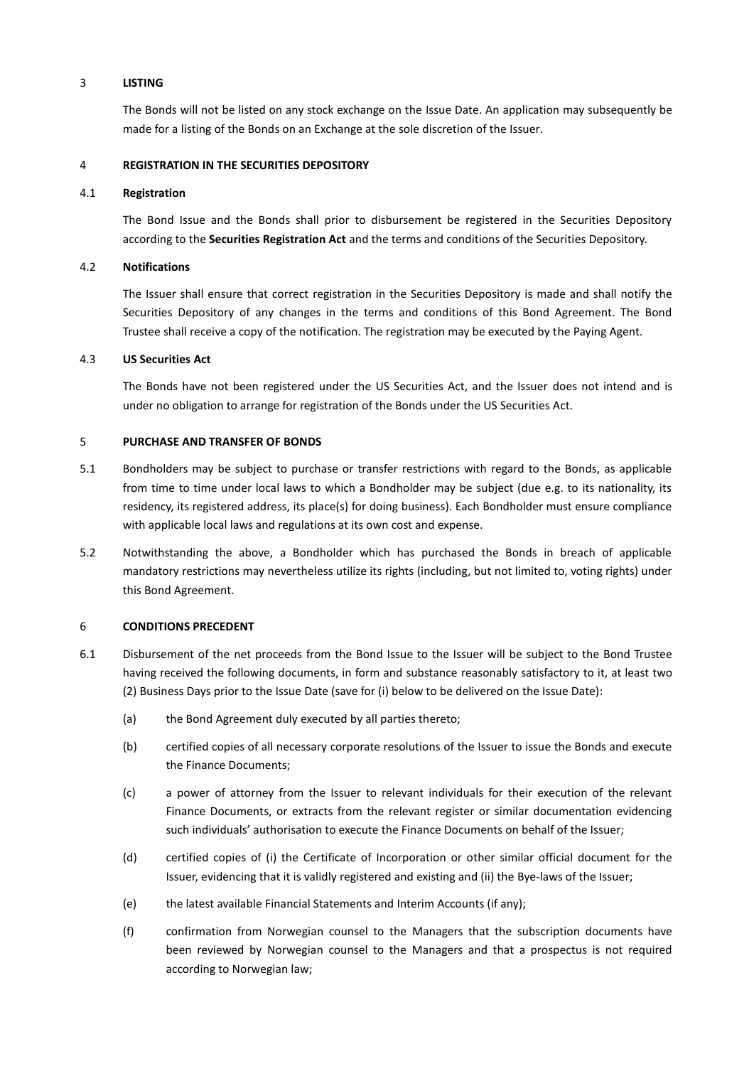## 3 LISTING

The Bonds will not be listed on any stock exchange on the Issue Date. An application may subsequently be made for a listing of the Bonds on an Exchange at the sole discretion of the Issuer.

## 4 REGISTRATION IN THE SECURITIES DEPOSITORY

### 4.1 Registration

The Bond Issue and the Bonds shall prior to disbursement be registered in the Securities Depository according to the **Securities Registration Act** and the terms and conditions of the Securities Depository.

### 4.2 Notifications

The Issuer shall ensure that correct registration in the Securities Depository is made and shall notify the Securities Depository of any changes in the terms and conditions of this Bond Agreement. The Bond Trustee shall receive a copy of the notification. The registration may be executed by the Paying Agent.

### 4.3 US Securities Act

The Bonds have not been registered under the US Securities Act, and the Issuer does not intend and is under no obligation to arrange for registration of the Bonds under the US Securities Act.

## 5 PURCHASE AND TRANSFER OF BONDS

5.1 Bondholders may be subject to purchase or transfer restrictions with regard to the Bonds, as applicable from time to time under local laws to which a Bondholder may be subject (due e.g. to its nationality, its residency, its registered address, its place(s) for doing business). Each Bondholder must ensure compliance with applicable local laws and regulations at its own cost and expense.

5.2 Notwithstanding the above, a Bondholder which has purchased the Bonds in breach of applicable mandatory restrictions may nevertheless utilize its rights (including, but not limited to, voting rights) under this Bond Agreement.

## 6 CONDITIONS PRECEDENT

6.1 Disbursement of the net proceeds from the Bond Issue to the Issuer will be subject to the Bond Trustee having received the following documents, in form and substance reasonably satisfactory to it, at least two (2) Business Days prior to the Issue Date (save for (i) below to be delivered on the Issue Date):

(a) the Bond Agreement duly executed by all parties thereto;

(b) certified copies of all necessary corporate resolutions of the Issuer to issue the Bonds and execute the Finance Documents;

(c) a power of attorney from the Issuer to relevant individuals for their execution of the relevant Finance Documents, or extracts from the relevant register or similar documentation evidencing such individuals' authorisation to execute the Finance Documents on behalf of the Issuer;

(d) certified copies of (i) the Certificate of Incorporation or other similar official document for the Issuer, evidencing that it is validly registered and existing and (ii) the Bye-laws of the Issuer;

(e) the latest available Financial Statements and Interim Accounts (if any);

(f) confirmation from Norwegian counsel to the Managers that the subscription documents have been reviewed by Norwegian counsel to the Managers and that a prospectus is not required according to Norwegian law;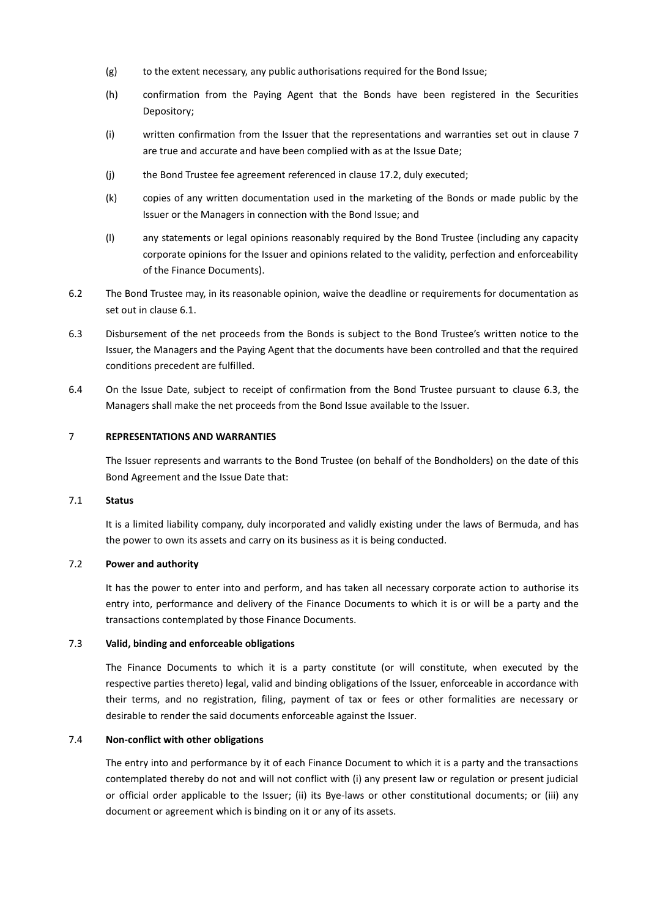(g) to the extent necessary, any public authorisations required for the Bond Issue;

(h) confirmation from the Paying Agent that the Bonds have been registered in the Securities Depository;

(i) written confirmation from the Issuer that the representations and warranties set out in clause 7 are true and accurate and have been complied with as at the Issue Date;

(j) the Bond Trustee fee agreement referenced in clause 17.2, duly executed;

(k) copies of any written documentation used in the marketing of the Bonds or made public by the Issuer or the Managers in connection with the Bond Issue; and

(l) any statements or legal opinions reasonably required by the Bond Trustee (including any capacity corporate opinions for the Issuer and opinions related to the validity, perfection and enforceability of the Finance Documents).

6.2 The Bond Trustee may, in its reasonable opinion, waive the deadline or requirements for documentation as set out in clause 6.1.

6.3 Disbursement of the net proceeds from the Bonds is subject to the Bond Trustee's written notice to the Issuer, the Managers and the Paying Agent that the documents have been controlled and that the required conditions precedent are fulfilled.

6.4 On the Issue Date, subject to receipt of confirmation from the Bond Trustee pursuant to clause 6.3, the Managers shall make the net proceeds from the Bond Issue available to the Issuer.

## 7 REPRESENTATIONS AND WARRANTIES

The Issuer represents and warrants to the Bond Trustee (on behalf of the Bondholders) on the date of this Bond Agreement and the Issue Date that:

### 7.1 Status

It is a limited liability company, duly incorporated and validly existing under the laws of Bermuda, and has the power to own its assets and carry on its business as it is being conducted.

### 7.2 Power and authority

It has the power to enter into and perform, and has taken all necessary corporate action to authorise its entry into, performance and delivery of the Finance Documents to which it is or will be a party and the transactions contemplated by those Finance Documents.

### 7.3 Valid, binding and enforceable obligations

The Finance Documents to which it is a party constitute (or will constitute, when executed by the respective parties thereto) legal, valid and binding obligations of the Issuer, enforceable in accordance with their terms, and no registration, filing, payment of tax or fees or other formalities are necessary or desirable to render the said documents enforceable against the Issuer.

### 7.4 Non-conflict with other obligations

The entry into and performance by it of each Finance Document to which it is a party and the transactions contemplated thereby do not and will not conflict with (i) any present law or regulation or present judicial or official order applicable to the Issuer; (ii) its Bye-laws or other constitutional documents; or (iii) any document or agreement which is binding on it or any of its assets.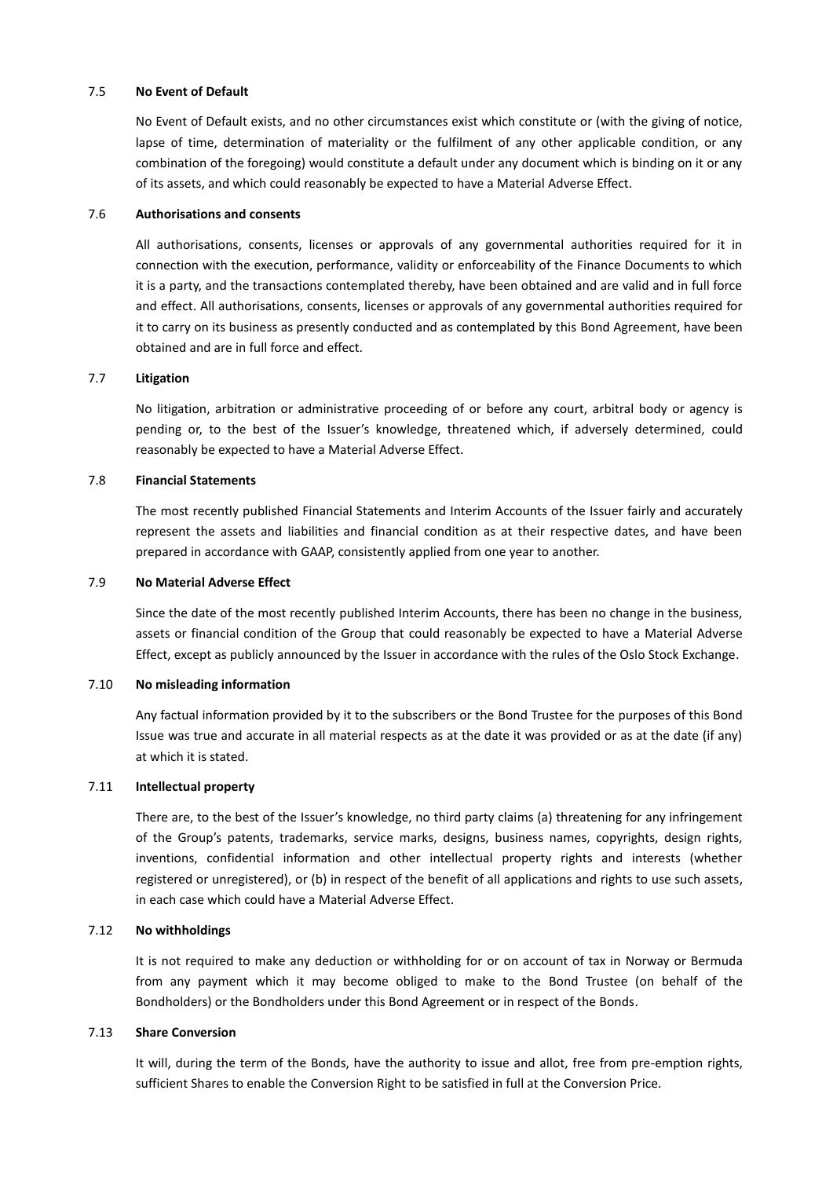### 7.5 **No Event of Default**

No Event of Default exists, and no other circumstances exist which constitute or (with the giving of notice, lapse of time, determination of materiality or the fulfilment of any other applicable condition, or any combination of the foregoing) would constitute a default under any document which is binding on it or any of its assets, and which could reasonably be expected to have a Material Adverse Effect.

### 7.6 **Authorisations and consents**

All authorisations, consents, licenses or approvals of any governmental authorities required for it in connection with the execution, performance, validity or enforceability of the Finance Documents to which it is a party, and the transactions contemplated thereby, have been obtained and are valid and in full force and effect. All authorisations, consents, licenses or approvals of any governmental authorities required for it to carry on its business as presently conducted and as contemplated by this Bond Agreement, have been obtained and are in full force and effect.

### 7.7 **Litigation**

No litigation, arbitration or administrative proceeding of or before any court, arbitral body or agency is pending or, to the best of the Issuer's knowledge, threatened which, if adversely determined, could reasonably be expected to have a Material Adverse Effect.

### 7.8 **Financial Statements**

The most recently published Financial Statements and Interim Accounts of the Issuer fairly and accurately represent the assets and liabilities and financial condition as at their respective dates, and have been prepared in accordance with GAAP, consistently applied from one year to another.

### 7.9 **No Material Adverse Effect**

Since the date of the most recently published Interim Accounts, there has been no change in the business, assets or financial condition of the Group that could reasonably be expected to have a Material Adverse Effect, except as publicly announced by the Issuer in accordance with the rules of the Oslo Stock Exchange.

### 7.10 **No misleading information**

Any factual information provided by it to the subscribers or the Bond Trustee for the purposes of this Bond Issue was true and accurate in all material respects as at the date it was provided or as at the date (if any) at which it is stated.

### 7.11 **Intellectual property**

There are, to the best of the Issuer's knowledge, no third party claims (a) threatening for any infringement of the Group's patents, trademarks, service marks, designs, business names, copyrights, design rights, inventions, confidential information and other intellectual property rights and interests (whether registered or unregistered), or (b) in respect of the benefit of all applications and rights to use such assets, in each case which could have a Material Adverse Effect.

### 7.12 **No withholdings**

It is not required to make any deduction or withholding for or on account of tax in Norway or Bermuda from any payment which it may become obliged to make to the Bond Trustee (on behalf of the Bondholders) or the Bondholders under this Bond Agreement or in respect of the Bonds.

### 7.13 **Share Conversion**

It will, during the term of the Bonds, have the authority to issue and allot, free from pre-emption rights, sufficient Shares to enable the Conversion Right to be satisfied in full at the Conversion Price.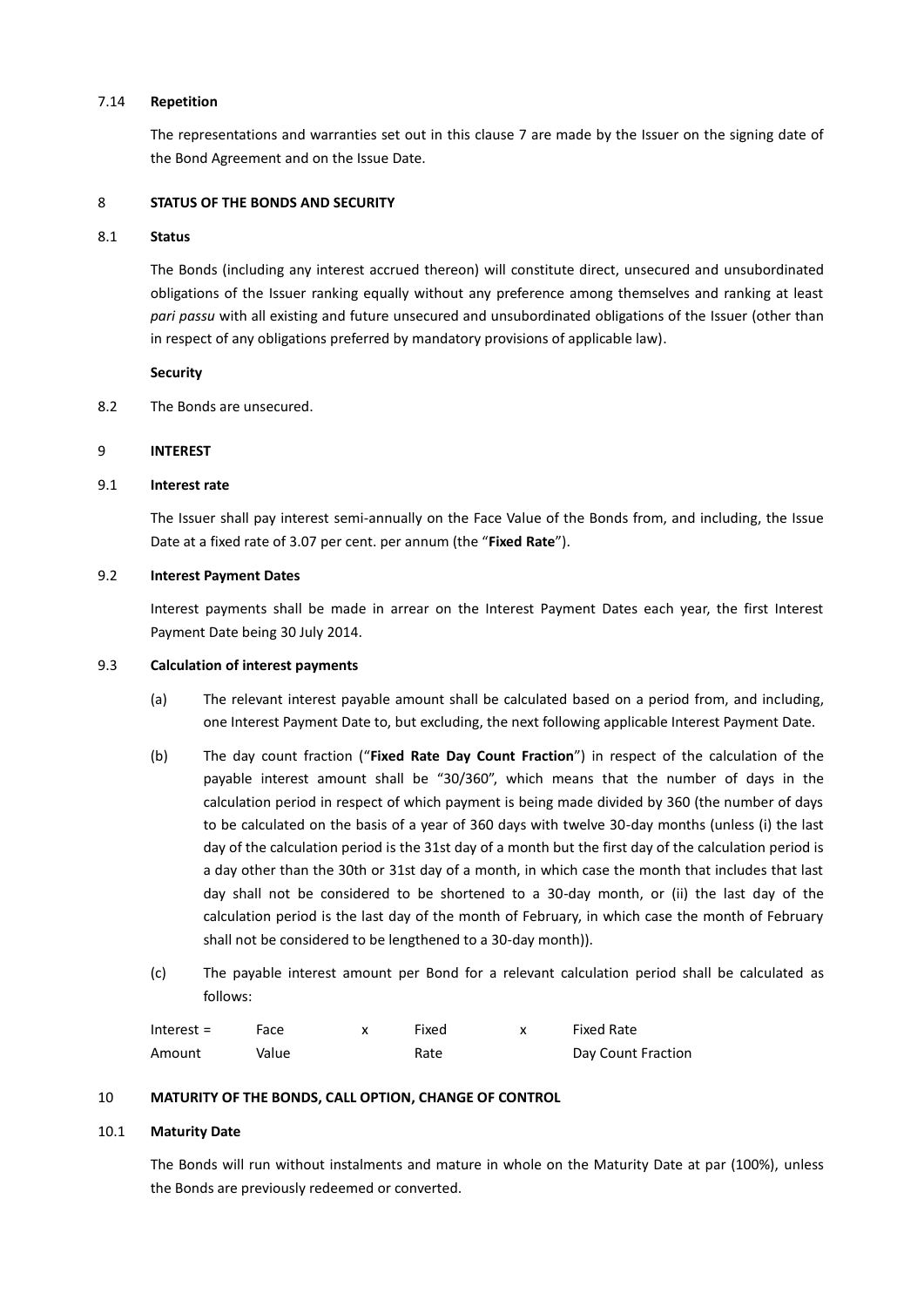7.14 **Repetition**

The representations and warranties set out in this clause 7 are made by the Issuer on the signing date of the Bond Agreement and on the Issue Date.

8 **STATUS OF THE BONDS AND SECURITY**

8.1 **Status**

The Bonds (including any interest accrued thereon) will constitute direct, unsecured and unsubordinated obligations of the Issuer ranking equally without any preference among themselves and ranking at least *pari passu* with all existing and future unsecured and unsubordinated obligations of the Issuer (other than in respect of any obligations preferred by mandatory provisions of applicable law).

**Security**

8.2 The Bonds are unsecured.

9 **INTEREST**

9.1 **Interest rate**

The Issuer shall pay interest semi-annually on the Face Value of the Bonds from, and including, the Issue Date at a fixed rate of 3.07 per cent. per annum (the "**Fixed Rate**").

9.2 **Interest Payment Dates**

Interest payments shall be made in arrear on the Interest Payment Dates each year, the first Interest Payment Date being 30 July 2014.

9.3 **Calculation of interest payments**

(a) The relevant interest payable amount shall be calculated based on a period from, and including, one Interest Payment Date to, but excluding, the next following applicable Interest Payment Date.

(b) The day count fraction ("**Fixed Rate Day Count Fraction**") in respect of the calculation of the payable interest amount shall be "30/360", which means that the number of days in the calculation period in respect of which payment is being made divided by 360 (the number of days to be calculated on the basis of a year of 360 days with twelve 30-day months (unless (i) the last day of the calculation period is the 31st day of a month but the first day of the calculation period is a day other than the 30th or 31st day of a month, in which case the month that includes that last day shall not be considered to be shortened to a 30-day month, or (ii) the last day of the calculation period is the last day of the month of February, in which case the month of February shall not be considered to be lengthened to a 30-day month)).

(c) The payable interest amount per Bond for a relevant calculation period shall be calculated as follows:

$$\text{Interest Amount} = \text{Face Value} \times \text{Fixed Rate} \times \text{Fixed Rate Day Count Fraction}$$

10 **MATURITY OF THE BONDS, CALL OPTION, CHANGE OF CONTROL**

10.1 **Maturity Date**

The Bonds will run without instalments and mature in whole on the Maturity Date at par (100%), unless the Bonds are previously redeemed or converted.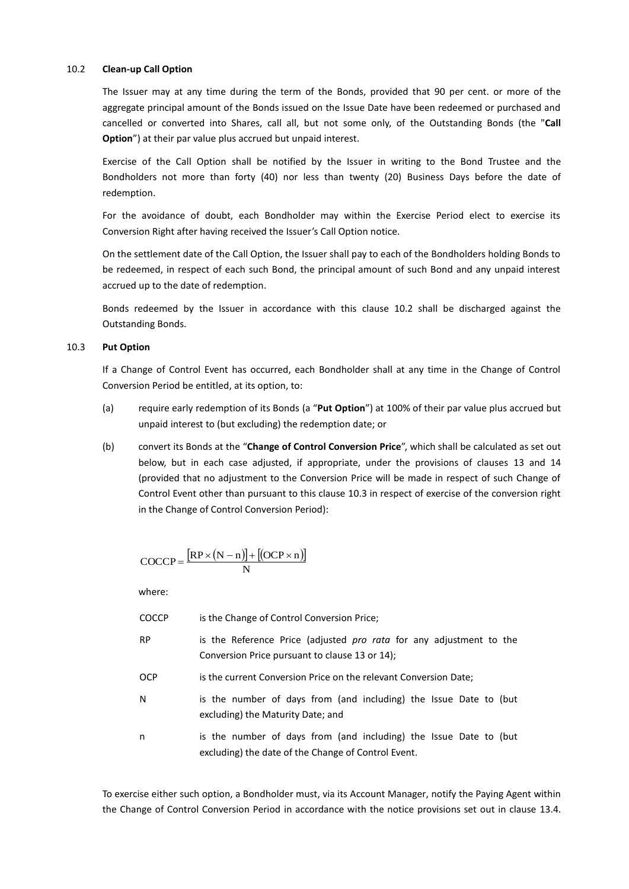### 10.2 **Clean-up Call Option**

The Issuer may at any time during the term of the Bonds, provided that 90 per cent. or more of the aggregate principal amount of the Bonds issued on the Issue Date have been redeemed or purchased and cancelled or converted into Shares, call all, but not some only, of the Outstanding Bonds (the "**Call Option**") at their par value plus accrued but unpaid interest.

Exercise of the Call Option shall be notified by the Issuer in writing to the Bond Trustee and the Bondholders not more than forty (40) nor less than twenty (20) Business Days before the date of redemption.

For the avoidance of doubt, each Bondholder may within the Exercise Period elect to exercise its Conversion Right after having received the Issuer's Call Option notice.

On the settlement date of the Call Option, the Issuer shall pay to each of the Bondholders holding Bonds to be redeemed, in respect of each such Bond, the principal amount of such Bond and any unpaid interest accrued up to the date of redemption.

Bonds redeemed by the Issuer in accordance with this clause 10.2 shall be discharged against the Outstanding Bonds.

### 10.3 **Put Option**

If a Change of Control Event has occurred, each Bondholder shall at any time in the Change of Control Conversion Period be entitled, at its option, to:

(a) require early redemption of its Bonds (a "**Put Option**") at 100% of their par value plus accrued but unpaid interest to (but excluding) the redemption date; or

(b) convert its Bonds at the "**Change of Control Conversion Price**", which shall be calculated as set out below, but in each case adjusted, if appropriate, under the provisions of clauses 13 and 14 (provided that no adjustment to the Conversion Price will be made in respect of such Change of Control Event other than pursuant to this clause 10.3 in respect of exercise of the conversion right in the Change of Control Conversion Period):

$$\mathrm{COCCP} = \frac{[\mathrm{RP} \times (\mathrm{N} - \mathrm{n})] + [(\mathrm{OCP} \times \mathrm{n})]}{\mathrm{N}}$$

where:

| | |
|---|---|
| COCCP | is the Change of Control Conversion Price; |
| RP | is the Reference Price (adjusted *pro rata* for any adjustment to the Conversion Price pursuant to clause 13 or 14); |
| OCP | is the current Conversion Price on the relevant Conversion Date; |
| N | is the number of days from (and including) the Issue Date to (but excluding) the Maturity Date; and |
| n | is the number of days from (and including) the Issue Date to (but excluding) the date of the Change of Control Event. |

To exercise either such option, a Bondholder must, via its Account Manager, notify the Paying Agent within the Change of Control Conversion Period in accordance with the notice provisions set out in clause 13.4.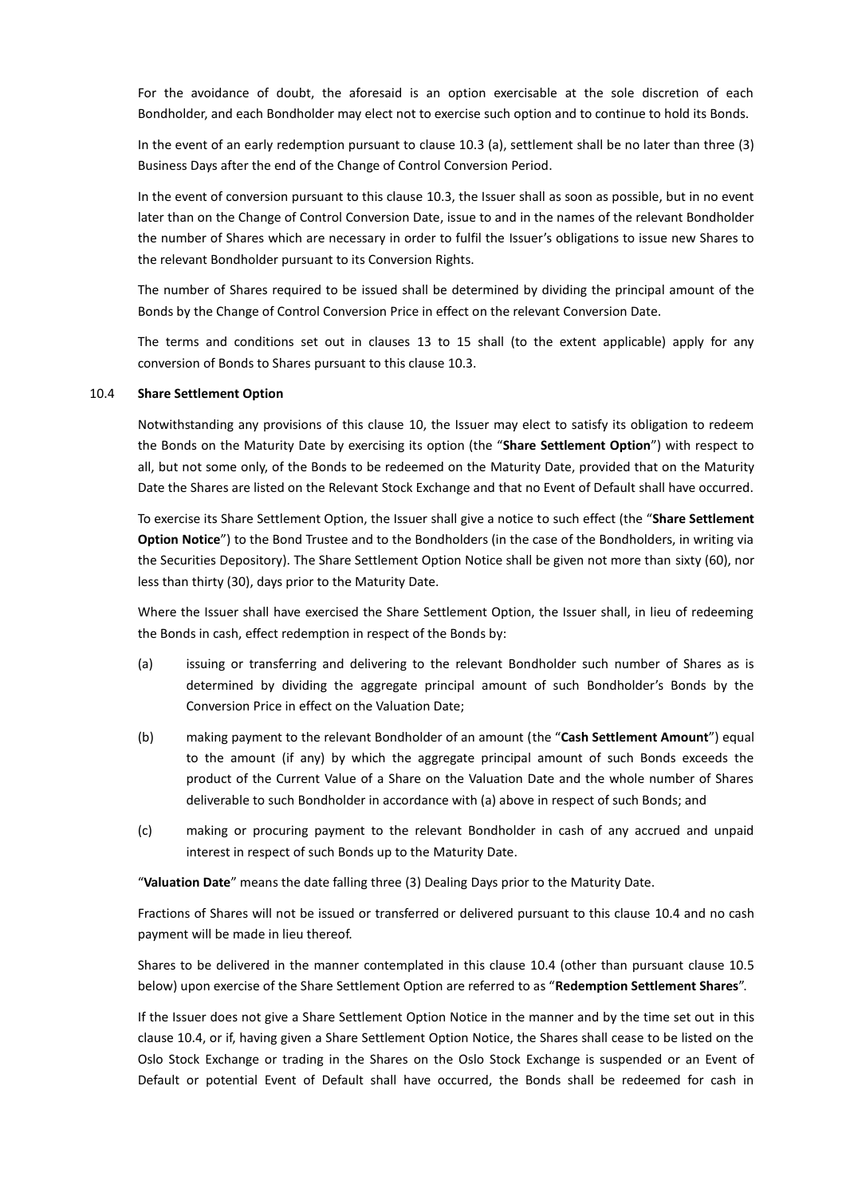For the avoidance of doubt, the aforesaid is an option exercisable at the sole discretion of each Bondholder, and each Bondholder may elect not to exercise such option and to continue to hold its Bonds.

In the event of an early redemption pursuant to clause 10.3 (a), settlement shall be no later than three (3) Business Days after the end of the Change of Control Conversion Period.

In the event of conversion pursuant to this clause 10.3, the Issuer shall as soon as possible, but in no event later than on the Change of Control Conversion Date, issue to and in the names of the relevant Bondholder the number of Shares which are necessary in order to fulfil the Issuer's obligations to issue new Shares to the relevant Bondholder pursuant to its Conversion Rights.

The number of Shares required to be issued shall be determined by dividing the principal amount of the Bonds by the Change of Control Conversion Price in effect on the relevant Conversion Date.

The terms and conditions set out in clauses 13 to 15 shall (to the extent applicable) apply for any conversion of Bonds to Shares pursuant to this clause 10.3.

### 10.4 Share Settlement Option

Notwithstanding any provisions of this clause 10, the Issuer may elect to satisfy its obligation to redeem the Bonds on the Maturity Date by exercising its option (the "**Share Settlement Option**") with respect to all, but not some only, of the Bonds to be redeemed on the Maturity Date, provided that on the Maturity Date the Shares are listed on the Relevant Stock Exchange and that no Event of Default shall have occurred.

To exercise its Share Settlement Option, the Issuer shall give a notice to such effect (the "**Share Settlement Option Notice**") to the Bond Trustee and to the Bondholders (in the case of the Bondholders, in writing via the Securities Depository). The Share Settlement Option Notice shall be given not more than sixty (60), nor less than thirty (30), days prior to the Maturity Date.

Where the Issuer shall have exercised the Share Settlement Option, the Issuer shall, in lieu of redeeming the Bonds in cash, effect redemption in respect of the Bonds by:

(a) issuing or transferring and delivering to the relevant Bondholder such number of Shares as is determined by dividing the aggregate principal amount of such Bondholder's Bonds by the Conversion Price in effect on the Valuation Date;

(b) making payment to the relevant Bondholder of an amount (the "**Cash Settlement Amount**") equal to the amount (if any) by which the aggregate principal amount of such Bonds exceeds the product of the Current Value of a Share on the Valuation Date and the whole number of Shares deliverable to such Bondholder in accordance with (a) above in respect of such Bonds; and

(c) making or procuring payment to the relevant Bondholder in cash of any accrued and unpaid interest in respect of such Bonds up to the Maturity Date.

"**Valuation Date**" means the date falling three (3) Dealing Days prior to the Maturity Date.

Fractions of Shares will not be issued or transferred or delivered pursuant to this clause 10.4 and no cash payment will be made in lieu thereof.

Shares to be delivered in the manner contemplated in this clause 10.4 (other than pursuant clause 10.5 below) upon exercise of the Share Settlement Option are referred to as "**Redemption Settlement Shares**".

If the Issuer does not give a Share Settlement Option Notice in the manner and by the time set out in this clause 10.4, or if, having given a Share Settlement Option Notice, the Shares shall cease to be listed on the Oslo Stock Exchange or trading in the Shares on the Oslo Stock Exchange is suspended or an Event of Default or potential Event of Default shall have occurred, the Bonds shall be redeemed for cash in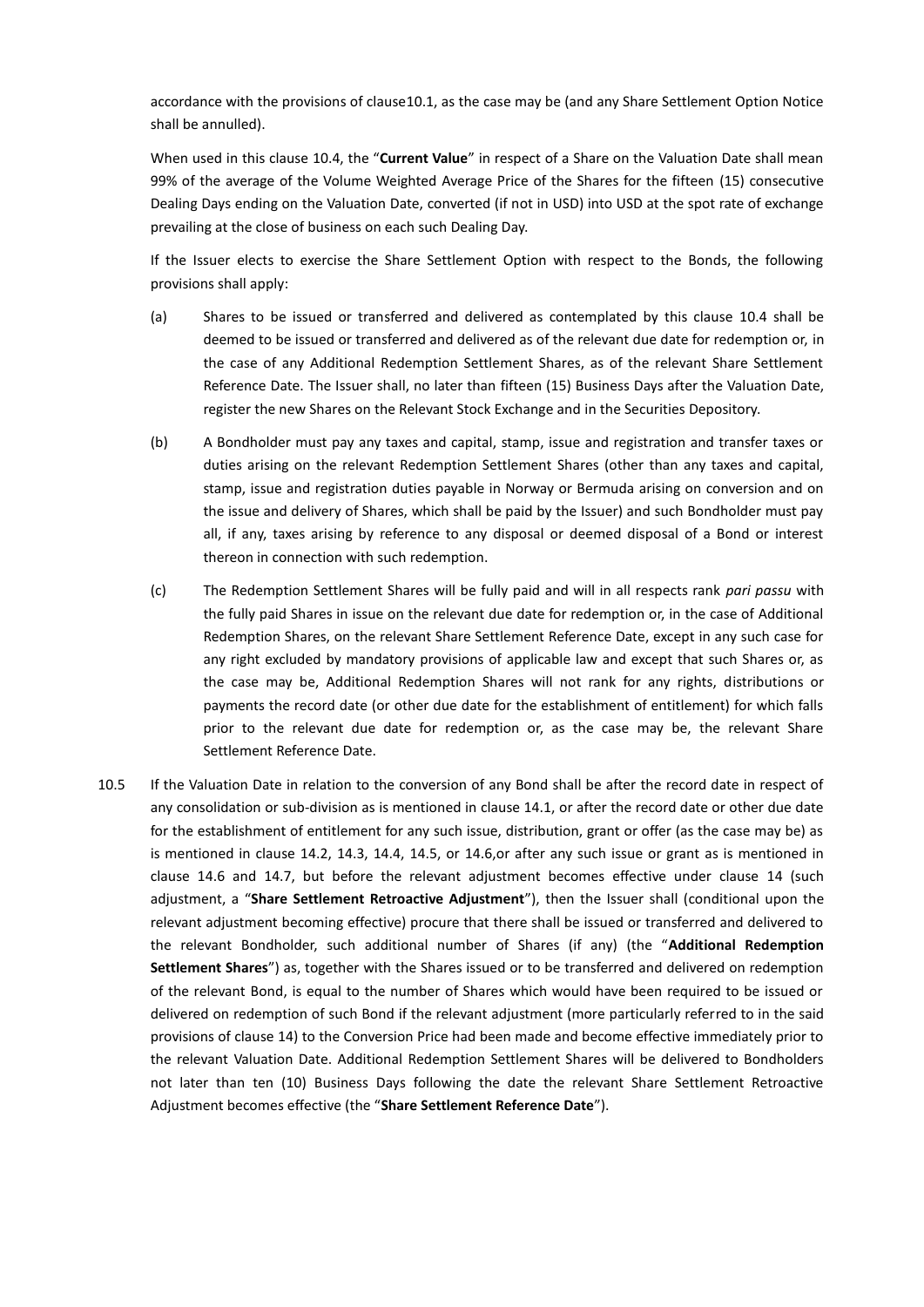accordance with the provisions of clause10.1, as the case may be (and any Share Settlement Option Notice shall be annulled).

When used in this clause 10.4, the "**Current Value**" in respect of a Share on the Valuation Date shall mean 99% of the average of the Volume Weighted Average Price of the Shares for the fifteen (15) consecutive Dealing Days ending on the Valuation Date, converted (if not in USD) into USD at the spot rate of exchange prevailing at the close of business on each such Dealing Day.

If the Issuer elects to exercise the Share Settlement Option with respect to the Bonds, the following provisions shall apply:

(a) Shares to be issued or transferred and delivered as contemplated by this clause 10.4 shall be deemed to be issued or transferred and delivered as of the relevant due date for redemption or, in the case of any Additional Redemption Settlement Shares, as of the relevant Share Settlement Reference Date. The Issuer shall, no later than fifteen (15) Business Days after the Valuation Date, register the new Shares on the Relevant Stock Exchange and in the Securities Depository.

(b) A Bondholder must pay any taxes and capital, stamp, issue and registration and transfer taxes or duties arising on the relevant Redemption Settlement Shares (other than any taxes and capital, stamp, issue and registration duties payable in Norway or Bermuda arising on conversion and on the issue and delivery of Shares, which shall be paid by the Issuer) and such Bondholder must pay all, if any, taxes arising by reference to any disposal or deemed disposal of a Bond or interest thereon in connection with such redemption.

(c) The Redemption Settlement Shares will be fully paid and will in all respects rank *pari passu* with the fully paid Shares in issue on the relevant due date for redemption or, in the case of Additional Redemption Shares, on the relevant Share Settlement Reference Date, except in any such case for any right excluded by mandatory provisions of applicable law and except that such Shares or, as the case may be, Additional Redemption Shares will not rank for any rights, distributions or payments the record date (or other due date for the establishment of entitlement) for which falls prior to the relevant due date for redemption or, as the case may be, the relevant Share Settlement Reference Date.

10.5 If the Valuation Date in relation to the conversion of any Bond shall be after the record date in respect of any consolidation or sub-division as is mentioned in clause 14.1, or after the record date or other due date for the establishment of entitlement for any such issue, distribution, grant or offer (as the case may be) as is mentioned in clause 14.2, 14.3, 14.4, 14.5, or 14.6,or after any such issue or grant as is mentioned in clause 14.6 and 14.7, but before the relevant adjustment becomes effective under clause 14 (such adjustment, a "**Share Settlement Retroactive Adjustment**"), then the Issuer shall (conditional upon the relevant adjustment becoming effective) procure that there shall be issued or transferred and delivered to the relevant Bondholder, such additional number of Shares (if any) (the "**Additional Redemption Settlement Shares**") as, together with the Shares issued or to be transferred and delivered on redemption of the relevant Bond, is equal to the number of Shares which would have been required to be issued or delivered on redemption of such Bond if the relevant adjustment (more particularly referred to in the said provisions of clause 14) to the Conversion Price had been made and become effective immediately prior to the relevant Valuation Date. Additional Redemption Settlement Shares will be delivered to Bondholders not later than ten (10) Business Days following the date the relevant Share Settlement Retroactive Adjustment becomes effective (the "**Share Settlement Reference Date**").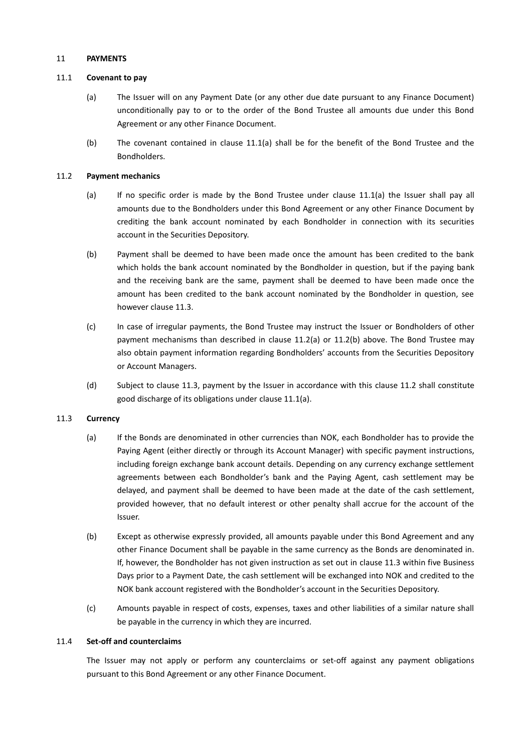## 11 PAYMENTS

### 11.1 Covenant to pay

(a) The Issuer will on any Payment Date (or any other due date pursuant to any Finance Document) unconditionally pay to or to the order of the Bond Trustee all amounts due under this Bond Agreement or any other Finance Document.

(b) The covenant contained in clause 11.1(a) shall be for the benefit of the Bond Trustee and the Bondholders.

### 11.2 Payment mechanics

(a) If no specific order is made by the Bond Trustee under clause 11.1(a) the Issuer shall pay all amounts due to the Bondholders under this Bond Agreement or any other Finance Document by crediting the bank account nominated by each Bondholder in connection with its securities account in the Securities Depository.

(b) Payment shall be deemed to have been made once the amount has been credited to the bank which holds the bank account nominated by the Bondholder in question, but if the paying bank and the receiving bank are the same, payment shall be deemed to have been made once the amount has been credited to the bank account nominated by the Bondholder in question, see however clause 11.3.

(c) In case of irregular payments, the Bond Trustee may instruct the Issuer or Bondholders of other payment mechanisms than described in clause 11.2(a) or 11.2(b) above. The Bond Trustee may also obtain payment information regarding Bondholders' accounts from the Securities Depository or Account Managers.

(d) Subject to clause 11.3, payment by the Issuer in accordance with this clause 11.2 shall constitute good discharge of its obligations under clause 11.1(a).

### 11.3 Currency

(a) If the Bonds are denominated in other currencies than NOK, each Bondholder has to provide the Paying Agent (either directly or through its Account Manager) with specific payment instructions, including foreign exchange bank account details. Depending on any currency exchange settlement agreements between each Bondholder's bank and the Paying Agent, cash settlement may be delayed, and payment shall be deemed to have been made at the date of the cash settlement, provided however, that no default interest or other penalty shall accrue for the account of the Issuer.

(b) Except as otherwise expressly provided, all amounts payable under this Bond Agreement and any other Finance Document shall be payable in the same currency as the Bonds are denominated in. If, however, the Bondholder has not given instruction as set out in clause 11.3 within five Business Days prior to a Payment Date, the cash settlement will be exchanged into NOK and credited to the NOK bank account registered with the Bondholder's account in the Securities Depository.

(c) Amounts payable in respect of costs, expenses, taxes and other liabilities of a similar nature shall be payable in the currency in which they are incurred.

### 11.4 Set-off and counterclaims

The Issuer may not apply or perform any counterclaims or set-off against any payment obligations pursuant to this Bond Agreement or any other Finance Document.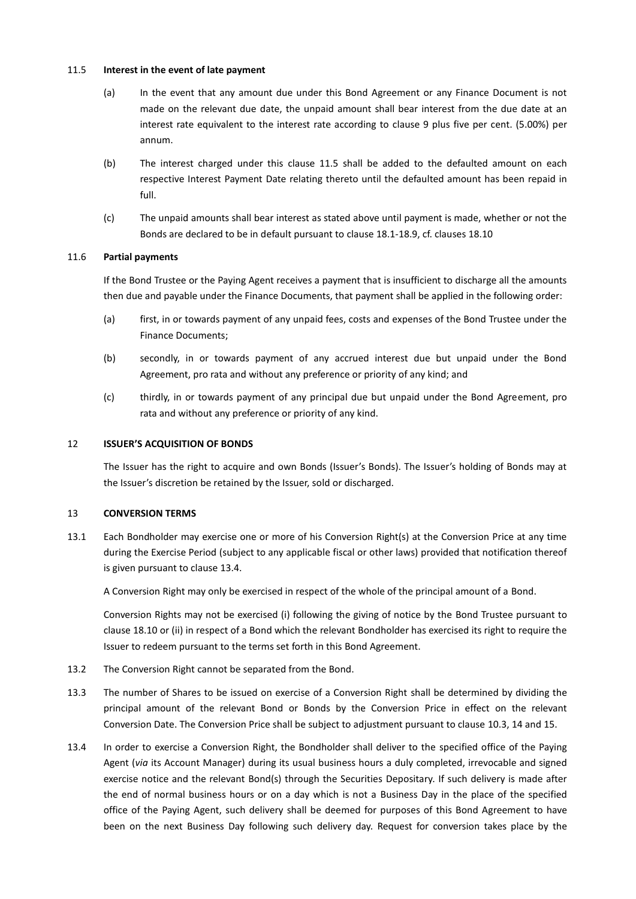#### 11.5 **Interest in the event of late payment**

(a) In the event that any amount due under this Bond Agreement or any Finance Document is not made on the relevant due date, the unpaid amount shall bear interest from the due date at an interest rate equivalent to the interest rate according to clause 9 plus five per cent. (5.00%) per annum.

(b) The interest charged under this clause 11.5 shall be added to the defaulted amount on each respective Interest Payment Date relating thereto until the defaulted amount has been repaid in full.

(c) The unpaid amounts shall bear interest as stated above until payment is made, whether or not the Bonds are declared to be in default pursuant to clause 18.1-18.9, cf. clauses 18.10

#### 11.6 **Partial payments**

If the Bond Trustee or the Paying Agent receives a payment that is insufficient to discharge all the amounts then due and payable under the Finance Documents, that payment shall be applied in the following order:

(a) first, in or towards payment of any unpaid fees, costs and expenses of the Bond Trustee under the Finance Documents;

(b) secondly, in or towards payment of any accrued interest due but unpaid under the Bond Agreement, pro rata and without any preference or priority of any kind; and

(c) thirdly, in or towards payment of any principal due but unpaid under the Bond Agreement, pro rata and without any preference or priority of any kind.

## 12 **ISSUER'S ACQUISITION OF BONDS**

The Issuer has the right to acquire and own Bonds (Issuer's Bonds). The Issuer's holding of Bonds may at the Issuer's discretion be retained by the Issuer, sold or discharged.

## 13 **CONVERSION TERMS**

13.1 Each Bondholder may exercise one or more of his Conversion Right(s) at the Conversion Price at any time during the Exercise Period (subject to any applicable fiscal or other laws) provided that notification thereof is given pursuant to clause 13.4.

A Conversion Right may only be exercised in respect of the whole of the principal amount of a Bond.

Conversion Rights may not be exercised (i) following the giving of notice by the Bond Trustee pursuant to clause 18.10 or (ii) in respect of a Bond which the relevant Bondholder has exercised its right to require the Issuer to redeem pursuant to the terms set forth in this Bond Agreement.

13.2 The Conversion Right cannot be separated from the Bond.

13.3 The number of Shares to be issued on exercise of a Conversion Right shall be determined by dividing the principal amount of the relevant Bond or Bonds by the Conversion Price in effect on the relevant Conversion Date. The Conversion Price shall be subject to adjustment pursuant to clause 10.3, 14 and 15.

13.4 In order to exercise a Conversion Right, the Bondholder shall deliver to the specified office of the Paying Agent (*via* its Account Manager) during its usual business hours a duly completed, irrevocable and signed exercise notice and the relevant Bond(s) through the Securities Depositary. If such delivery is made after the end of normal business hours or on a day which is not a Business Day in the place of the specified office of the Paying Agent, such delivery shall be deemed for purposes of this Bond Agreement to have been on the next Business Day following such delivery day. Request for conversion takes place by the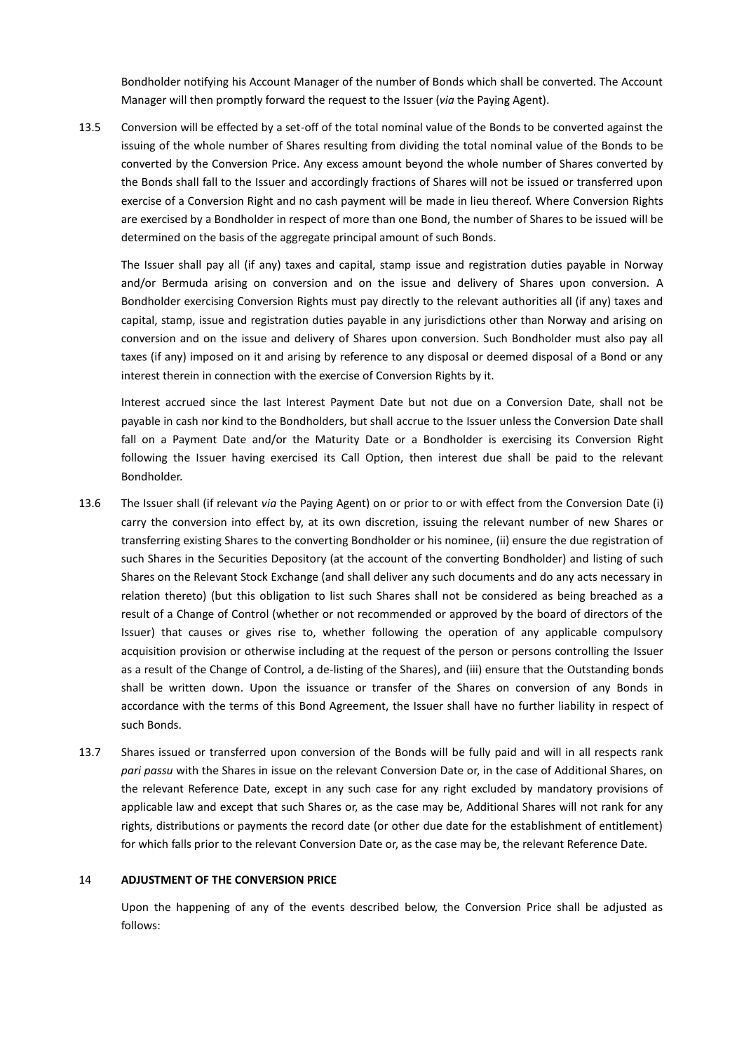Bondholder notifying his Account Manager of the number of Bonds which shall be converted. The Account Manager will then promptly forward the request to the Issuer (*via* the Paying Agent).

13.5 Conversion will be effected by a set-off of the total nominal value of the Bonds to be converted against the issuing of the whole number of Shares resulting from dividing the total nominal value of the Bonds to be converted by the Conversion Price. Any excess amount beyond the whole number of Shares converted by the Bonds shall fall to the Issuer and accordingly fractions of Shares will not be issued or transferred upon exercise of a Conversion Right and no cash payment will be made in lieu thereof. Where Conversion Rights are exercised by a Bondholder in respect of more than one Bond, the number of Shares to be issued will be determined on the basis of the aggregate principal amount of such Bonds.

The Issuer shall pay all (if any) taxes and capital, stamp issue and registration duties payable in Norway and/or Bermuda arising on conversion and on the issue and delivery of Shares upon conversion. A Bondholder exercising Conversion Rights must pay directly to the relevant authorities all (if any) taxes and capital, stamp, issue and registration duties payable in any jurisdictions other than Norway and arising on conversion and on the issue and delivery of Shares upon conversion. Such Bondholder must also pay all taxes (if any) imposed on it and arising by reference to any disposal or deemed disposal of a Bond or any interest therein in connection with the exercise of Conversion Rights by it.

Interest accrued since the last Interest Payment Date but not due on a Conversion Date, shall not be payable in cash nor kind to the Bondholders, but shall accrue to the Issuer unless the Conversion Date shall fall on a Payment Date and/or the Maturity Date or a Bondholder is exercising its Conversion Right following the Issuer having exercised its Call Option, then interest due shall be paid to the relevant Bondholder.

13.6 The Issuer shall (if relevant *via* the Paying Agent) on or prior to or with effect from the Conversion Date (i) carry the conversion into effect by, at its own discretion, issuing the relevant number of new Shares or transferring existing Shares to the converting Bondholder or his nominee, (ii) ensure the due registration of such Shares in the Securities Depository (at the account of the converting Bondholder) and listing of such Shares on the Relevant Stock Exchange (and shall deliver any such documents and do any acts necessary in relation thereto) (but this obligation to list such Shares shall not be considered as being breached as a result of a Change of Control (whether or not recommended or approved by the board of directors of the Issuer) that causes or gives rise to, whether following the operation of any applicable compulsory acquisition provision or otherwise including at the request of the person or persons controlling the Issuer as a result of the Change of Control, a de-listing of the Shares), and (iii) ensure that the Outstanding bonds shall be written down. Upon the issuance or transfer of the Shares on conversion of any Bonds in accordance with the terms of this Bond Agreement, the Issuer shall have no further liability in respect of such Bonds.

13.7 Shares issued or transferred upon conversion of the Bonds will be fully paid and will in all respects rank *pari passu* with the Shares in issue on the relevant Conversion Date or, in the case of Additional Shares, on the relevant Reference Date, except in any such case for any right excluded by mandatory provisions of applicable law and except that such Shares or, as the case may be, Additional Shares will not rank for any rights, distributions or payments the record date (or other due date for the establishment of entitlement) for which falls prior to the relevant Conversion Date or, as the case may be, the relevant Reference Date.

## 14 ADJUSTMENT OF THE CONVERSION PRICE

Upon the happening of any of the events described below, the Conversion Price shall be adjusted as follows: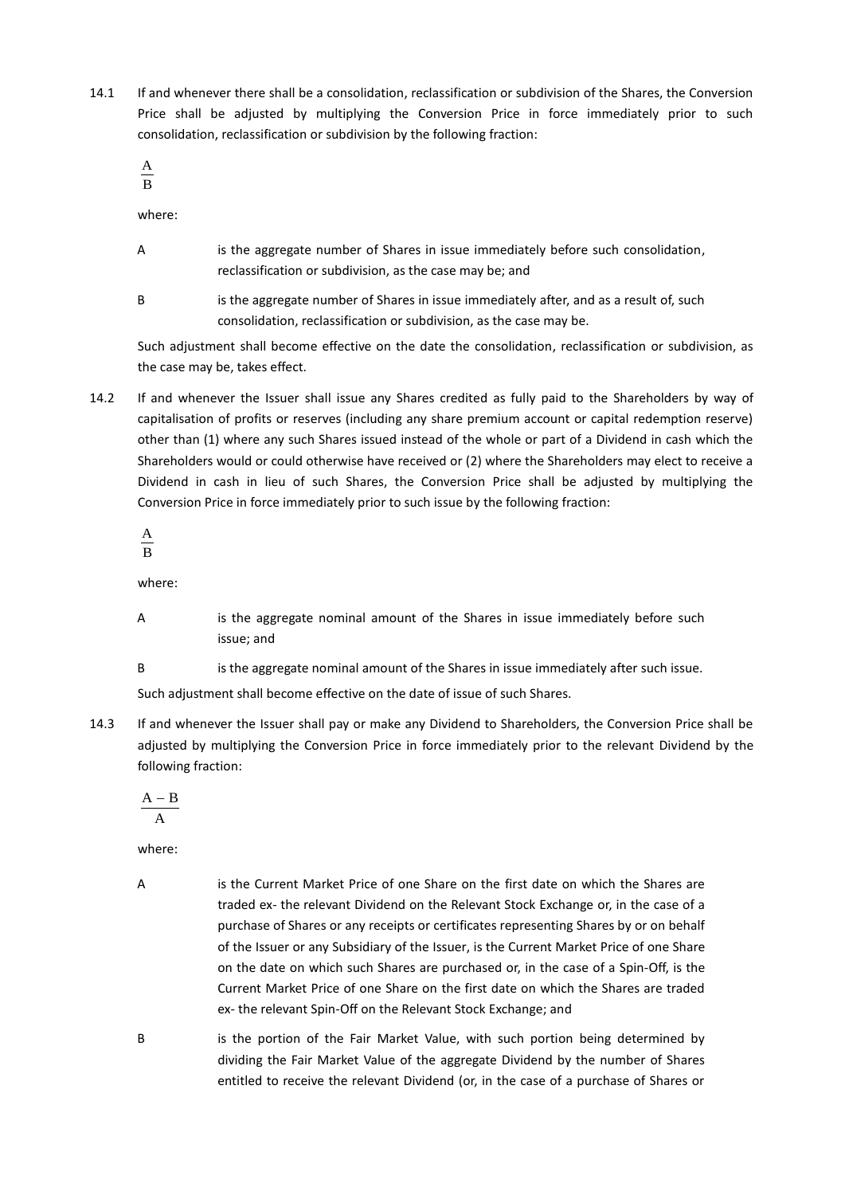14.1 If and whenever there shall be a consolidation, reclassification or subdivision of the Shares, the Conversion Price shall be adjusted by multiplying the Conversion Price in force immediately prior to such consolidation, reclassification or subdivision by the following fraction:

$$\frac{A}{B}$$

where:

A is the aggregate number of Shares in issue immediately before such consolidation, reclassification or subdivision, as the case may be; and

B is the aggregate number of Shares in issue immediately after, and as a result of, such consolidation, reclassification or subdivision, as the case may be.

Such adjustment shall become effective on the date the consolidation, reclassification or subdivision, as the case may be, takes effect.

14.2 If and whenever the Issuer shall issue any Shares credited as fully paid to the Shareholders by way of capitalisation of profits or reserves (including any share premium account or capital redemption reserve) other than (1) where any such Shares issued instead of the whole or part of a Dividend in cash which the Shareholders would or could otherwise have received or (2) where the Shareholders may elect to receive a Dividend in cash in lieu of such Shares, the Conversion Price shall be adjusted by multiplying the Conversion Price in force immediately prior to such issue by the following fraction:

$$\frac{A}{B}$$

where:

A is the aggregate nominal amount of the Shares in issue immediately before such issue; and

B is the aggregate nominal amount of the Shares in issue immediately after such issue.

Such adjustment shall become effective on the date of issue of such Shares.

14.3 If and whenever the Issuer shall pay or make any Dividend to Shareholders, the Conversion Price shall be adjusted by multiplying the Conversion Price in force immediately prior to the relevant Dividend by the following fraction:

$$\frac{A - B}{A}$$

where:

A is the Current Market Price of one Share on the first date on which the Shares are traded ex- the relevant Dividend on the Relevant Stock Exchange or, in the case of a purchase of Shares or any receipts or certificates representing Shares by or on behalf of the Issuer or any Subsidiary of the Issuer, is the Current Market Price of one Share on the date on which such Shares are purchased or, in the case of a Spin-Off, is the Current Market Price of one Share on the first date on which the Shares are traded ex- the relevant Spin-Off on the Relevant Stock Exchange; and

B is the portion of the Fair Market Value, with such portion being determined by dividing the Fair Market Value of the aggregate Dividend by the number of Shares entitled to receive the relevant Dividend (or, in the case of a purchase of Shares or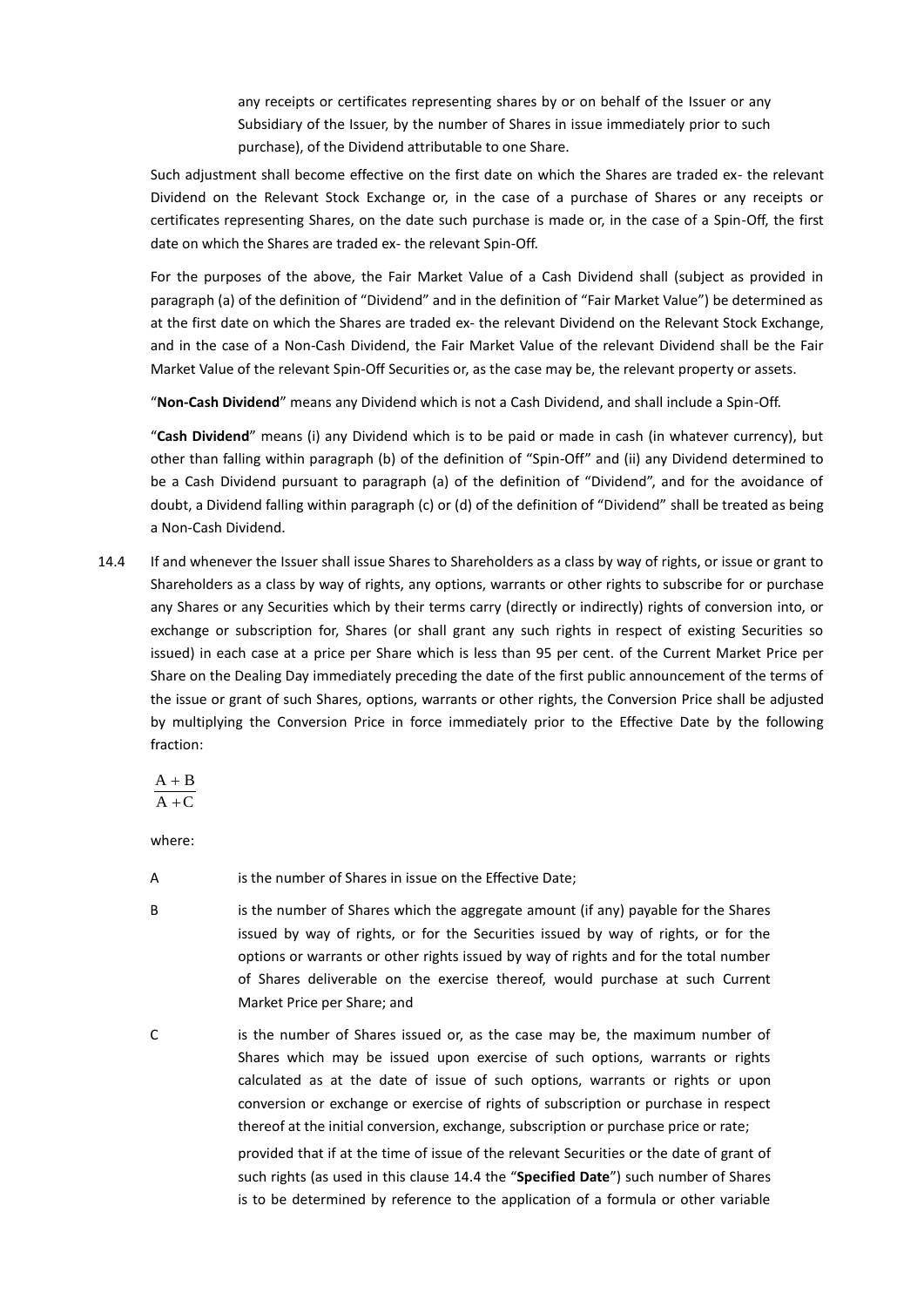any receipts or certificates representing shares by or on behalf of the Issuer or any Subsidiary of the Issuer, by the number of Shares in issue immediately prior to such purchase), of the Dividend attributable to one Share.

Such adjustment shall become effective on the first date on which the Shares are traded ex- the relevant Dividend on the Relevant Stock Exchange or, in the case of a purchase of Shares or any receipts or certificates representing Shares, on the date such purchase is made or, in the case of a Spin-Off, the first date on which the Shares are traded ex- the relevant Spin-Off.

For the purposes of the above, the Fair Market Value of a Cash Dividend shall (subject as provided in paragraph (a) of the definition of "Dividend" and in the definition of "Fair Market Value") be determined as at the first date on which the Shares are traded ex- the relevant Dividend on the Relevant Stock Exchange, and in the case of a Non-Cash Dividend, the Fair Market Value of the relevant Dividend shall be the Fair Market Value of the relevant Spin-Off Securities or, as the case may be, the relevant property or assets.

"**Non-Cash Dividend**" means any Dividend which is not a Cash Dividend, and shall include a Spin-Off.

"**Cash Dividend**" means (i) any Dividend which is to be paid or made in cash (in whatever currency), but other than falling within paragraph (b) of the definition of "Spin-Off" and (ii) any Dividend determined to be a Cash Dividend pursuant to paragraph (a) of the definition of "Dividend", and for the avoidance of doubt, a Dividend falling within paragraph (c) or (d) of the definition of "Dividend" shall be treated as being a Non-Cash Dividend.

14.4 If and whenever the Issuer shall issue Shares to Shareholders as a class by way of rights, or issue or grant to Shareholders as a class by way of rights, any options, warrants or other rights to subscribe for or purchase any Shares or any Securities which by their terms carry (directly or indirectly) rights of conversion into, or exchange or subscription for, Shares (or shall grant any such rights in respect of existing Securities so issued) in each case at a price per Share which is less than 95 per cent. of the Current Market Price per Share on the Dealing Day immediately preceding the date of the first public announcement of the terms of the issue or grant of such Shares, options, warrants or other rights, the Conversion Price shall be adjusted by multiplying the Conversion Price in force immediately prior to the Effective Date by the following fraction:

$$\frac{A + B}{A + C}$$

where:

A is the number of Shares in issue on the Effective Date;

B is the number of Shares which the aggregate amount (if any) payable for the Shares issued by way of rights, or for the Securities issued by way of rights, or for the options or warrants or other rights issued by way of rights and for the total number of Shares deliverable on the exercise thereof, would purchase at such Current Market Price per Share; and

C is the number of Shares issued or, as the case may be, the maximum number of Shares which may be issued upon exercise of such options, warrants or rights calculated as at the date of issue of such options, warrants or rights or upon conversion or exchange or exercise of rights of subscription or purchase in respect thereof at the initial conversion, exchange, subscription or purchase price or rate;

provided that if at the time of issue of the relevant Securities or the date of grant of such rights (as used in this clause 14.4 the "**Specified Date**") such number of Shares is to be determined by reference to the application of a formula or other variable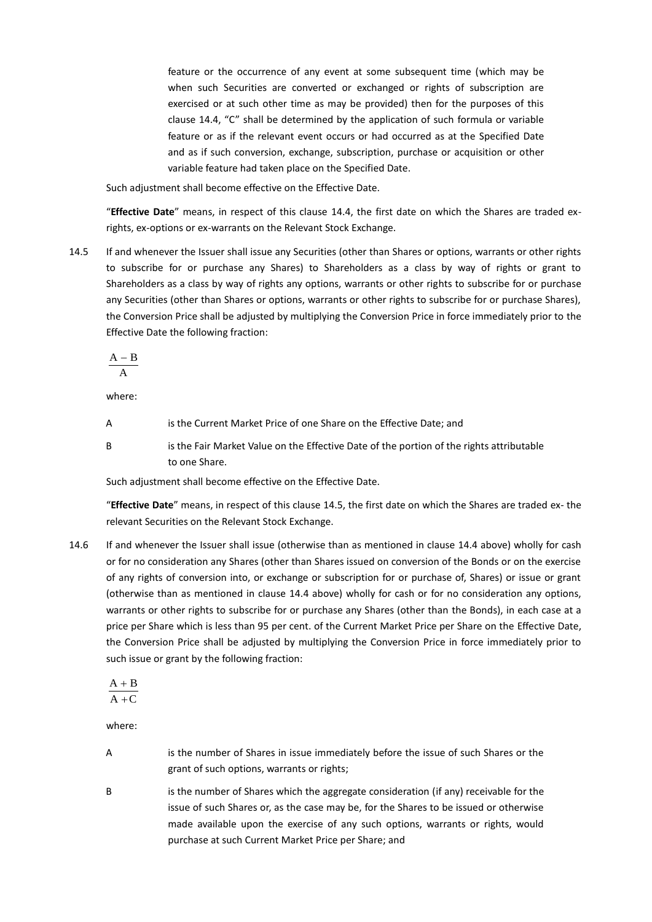feature or the occurrence of any event at some subsequent time (which may be when such Securities are converted or exchanged or rights of subscription are exercised or at such other time as may be provided) then for the purposes of this clause 14.4, "C" shall be determined by the application of such formula or variable feature or as if the relevant event occurs or had occurred as at the Specified Date and as if such conversion, exchange, subscription, purchase or acquisition or other variable feature had taken place on the Specified Date.

Such adjustment shall become effective on the Effective Date.

"**Effective Date**" means, in respect of this clause 14.4, the first date on which the Shares are traded ex-rights, ex-options or ex-warrants on the Relevant Stock Exchange.

14.5 If and whenever the Issuer shall issue any Securities (other than Shares or options, warrants or other rights to subscribe for or purchase any Shares) to Shareholders as a class by way of rights or grant to Shareholders as a class by way of rights any options, warrants or other rights to subscribe for or purchase any Securities (other than Shares or options, warrants or other rights to subscribe for or purchase Shares), the Conversion Price shall be adjusted by multiplying the Conversion Price in force immediately prior to the Effective Date the following fraction:

$$\frac{A - B}{A}$$

where:

A is the Current Market Price of one Share on the Effective Date; and

B is the Fair Market Value on the Effective Date of the portion of the rights attributable to one Share.

Such adjustment shall become effective on the Effective Date.

"**Effective Date**" means, in respect of this clause 14.5, the first date on which the Shares are traded ex- the relevant Securities on the Relevant Stock Exchange.

14.6 If and whenever the Issuer shall issue (otherwise than as mentioned in clause 14.4 above) wholly for cash or for no consideration any Shares (other than Shares issued on conversion of the Bonds or on the exercise of any rights of conversion into, or exchange or subscription for or purchase of, Shares) or issue or grant (otherwise than as mentioned in clause 14.4 above) wholly for cash or for no consideration any options, warrants or other rights to subscribe for or purchase any Shares (other than the Bonds), in each case at a price per Share which is less than 95 per cent. of the Current Market Price per Share on the Effective Date, the Conversion Price shall be adjusted by multiplying the Conversion Price in force immediately prior to such issue or grant by the following fraction:

$$\frac{A + B}{A + C}$$

where:

A is the number of Shares in issue immediately before the issue of such Shares or the grant of such options, warrants or rights;

B is the number of Shares which the aggregate consideration (if any) receivable for the issue of such Shares or, as the case may be, for the Shares to be issued or otherwise made available upon the exercise of any such options, warrants or rights, would purchase at such Current Market Price per Share; and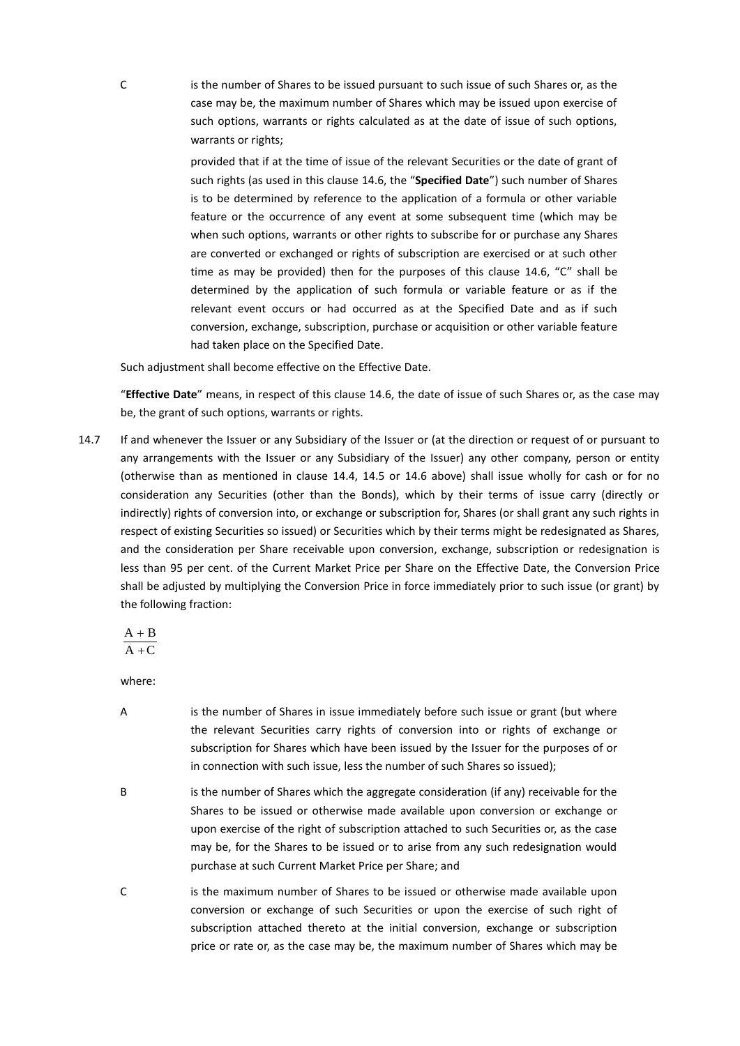C is the number of Shares to be issued pursuant to such issue of such Shares or, as the case may be, the maximum number of Shares which may be issued upon exercise of such options, warrants or rights calculated as at the date of issue of such options, warrants or rights;

provided that if at the time of issue of the relevant Securities or the date of grant of such rights (as used in this clause 14.6, the "**Specified Date**") such number of Shares is to be determined by reference to the application of a formula or other variable feature or the occurrence of any event at some subsequent time (which may be when such options, warrants or other rights to subscribe for or purchase any Shares are converted or exchanged or rights of subscription are exercised or at such other time as may be provided) then for the purposes of this clause 14.6, "C" shall be determined by the application of such formula or variable feature or as if the relevant event occurs or had occurred as at the Specified Date and as if such conversion, exchange, subscription, purchase or acquisition or other variable feature had taken place on the Specified Date.

Such adjustment shall become effective on the Effective Date.

"**Effective Date**" means, in respect of this clause 14.6, the date of issue of such Shares or, as the case may be, the grant of such options, warrants or rights.

14.7 If and whenever the Issuer or any Subsidiary of the Issuer or (at the direction or request of or pursuant to any arrangements with the Issuer or any Subsidiary of the Issuer) any other company, person or entity (otherwise than as mentioned in clause 14.4, 14.5 or 14.6 above) shall issue wholly for cash or for no consideration any Securities (other than the Bonds), which by their terms of issue carry (directly or indirectly) rights of conversion into, or exchange or subscription for, Shares (or shall grant any such rights in respect of existing Securities so issued) or Securities which by their terms might be redesignated as Shares, and the consideration per Share receivable upon conversion, exchange, subscription or redesignation is less than 95 per cent. of the Current Market Price per Share on the Effective Date, the Conversion Price shall be adjusted by multiplying the Conversion Price in force immediately prior to such issue (or grant) by the following fraction:

$$\frac{A + B}{A + C}$$

where:

A is the number of Shares in issue immediately before such issue or grant (but where the relevant Securities carry rights of conversion into or rights of exchange or subscription for Shares which have been issued by the Issuer for the purposes of or in connection with such issue, less the number of such Shares so issued);

B is the number of Shares which the aggregate consideration (if any) receivable for the Shares to be issued or otherwise made available upon conversion or exchange or upon exercise of the right of subscription attached to such Securities or, as the case may be, for the Shares to be issued or to arise from any such redesignation would purchase at such Current Market Price per Share; and

C is the maximum number of Shares to be issued or otherwise made available upon conversion or exchange of such Securities or upon the exercise of such right of subscription attached thereto at the initial conversion, exchange or subscription price or rate or, as the case may be, the maximum number of Shares which may be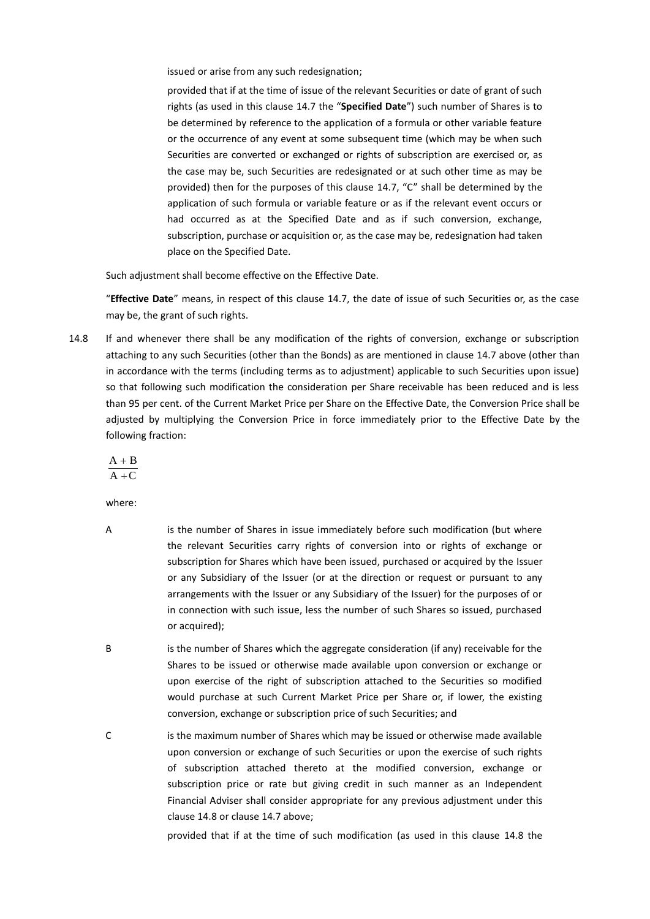issued or arise from any such redesignation;

provided that if at the time of issue of the relevant Securities or date of grant of such rights (as used in this clause 14.7 the "**Specified Date**") such number of Shares is to be determined by reference to the application of a formula or other variable feature or the occurrence of any event at some subsequent time (which may be when such Securities are converted or exchanged or rights of subscription are exercised or, as the case may be, such Securities are redesignated or at such other time as may be provided) then for the purposes of this clause 14.7, "C" shall be determined by the application of such formula or variable feature or as if the relevant event occurs or had occurred as at the Specified Date and as if such conversion, exchange, subscription, purchase or acquisition or, as the case may be, redesignation had taken place on the Specified Date.

Such adjustment shall become effective on the Effective Date.

"**Effective Date**" means, in respect of this clause 14.7, the date of issue of such Securities or, as the case may be, the grant of such rights.

14.8 If and whenever there shall be any modification of the rights of conversion, exchange or subscription attaching to any such Securities (other than the Bonds) as are mentioned in clause 14.7 above (other than in accordance with the terms (including terms as to adjustment) applicable to such Securities upon issue) so that following such modification the consideration per Share receivable has been reduced and is less than 95 per cent. of the Current Market Price per Share on the Effective Date, the Conversion Price shall be adjusted by multiplying the Conversion Price in force immediately prior to the Effective Date by the following fraction:

$$\frac{A + B}{A + C}$$

where:

A is the number of Shares in issue immediately before such modification (but where the relevant Securities carry rights of conversion into or rights of exchange or subscription for Shares which have been issued, purchased or acquired by the Issuer or any Subsidiary of the Issuer (or at the direction or request or pursuant to any arrangements with the Issuer or any Subsidiary of the Issuer) for the purposes of or in connection with such issue, less the number of such Shares so issued, purchased or acquired);

B is the number of Shares which the aggregate consideration (if any) receivable for the Shares to be issued or otherwise made available upon conversion or exchange or upon exercise of the right of subscription attached to the Securities so modified would purchase at such Current Market Price per Share or, if lower, the existing conversion, exchange or subscription price of such Securities; and

C is the maximum number of Shares which may be issued or otherwise made available upon conversion or exchange of such Securities or upon the exercise of such rights of subscription attached thereto at the modified conversion, exchange or subscription price or rate but giving credit in such manner as an Independent Financial Adviser shall consider appropriate for any previous adjustment under this clause 14.8 or clause 14.7 above;

provided that if at the time of such modification (as used in this clause 14.8 the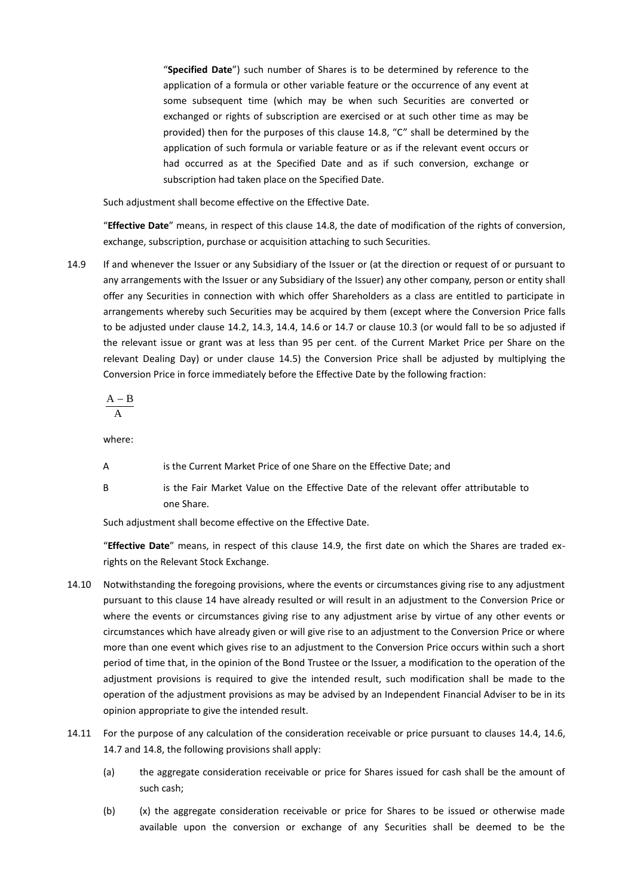"**Specified Date**") such number of Shares is to be determined by reference to the application of a formula or other variable feature or the occurrence of any event at some subsequent time (which may be when such Securities are converted or exchanged or rights of subscription are exercised or at such other time as may be provided) then for the purposes of this clause 14.8, "C" shall be determined by the application of such formula or variable feature or as if the relevant event occurs or had occurred as at the Specified Date and as if such conversion, exchange or subscription had taken place on the Specified Date.

Such adjustment shall become effective on the Effective Date.

"**Effective Date**" means, in respect of this clause 14.8, the date of modification of the rights of conversion, exchange, subscription, purchase or acquisition attaching to such Securities.

14.9 If and whenever the Issuer or any Subsidiary of the Issuer or (at the direction or request of or pursuant to any arrangements with the Issuer or any Subsidiary of the Issuer) any other company, person or entity shall offer any Securities in connection with which offer Shareholders as a class are entitled to participate in arrangements whereby such Securities may be acquired by them (except where the Conversion Price falls to be adjusted under clause 14.2, 14.3, 14.4, 14.6 or 14.7 or clause 10.3 (or would fall to be so adjusted if the relevant issue or grant was at less than 95 per cent. of the Current Market Price per Share on the relevant Dealing Day) or under clause 14.5) the Conversion Price shall be adjusted by multiplying the Conversion Price in force immediately before the Effective Date by the following fraction:

$$\frac{A - B}{A}$$

where:

A is the Current Market Price of one Share on the Effective Date; and

B is the Fair Market Value on the Effective Date of the relevant offer attributable to one Share.

Such adjustment shall become effective on the Effective Date.

"**Effective Date**" means, in respect of this clause 14.9, the first date on which the Shares are traded ex-rights on the Relevant Stock Exchange.

14.10 Notwithstanding the foregoing provisions, where the events or circumstances giving rise to any adjustment pursuant to this clause 14 have already resulted or will result in an adjustment to the Conversion Price or where the events or circumstances giving rise to any adjustment arise by virtue of any other events or circumstances which have already given or will give rise to an adjustment to the Conversion Price or where more than one event which gives rise to an adjustment to the Conversion Price occurs within such a short period of time that, in the opinion of the Bond Trustee or the Issuer, a modification to the operation of the adjustment provisions is required to give the intended result, such modification shall be made to the operation of the adjustment provisions as may be advised by an Independent Financial Adviser to be in its opinion appropriate to give the intended result.

14.11 For the purpose of any calculation of the consideration receivable or price pursuant to clauses 14.4, 14.6, 14.7 and 14.8, the following provisions shall apply:

(a) the aggregate consideration receivable or price for Shares issued for cash shall be the amount of such cash;

(b) (x) the aggregate consideration receivable or price for Shares to be issued or otherwise made available upon the conversion or exchange of any Securities shall be deemed to be the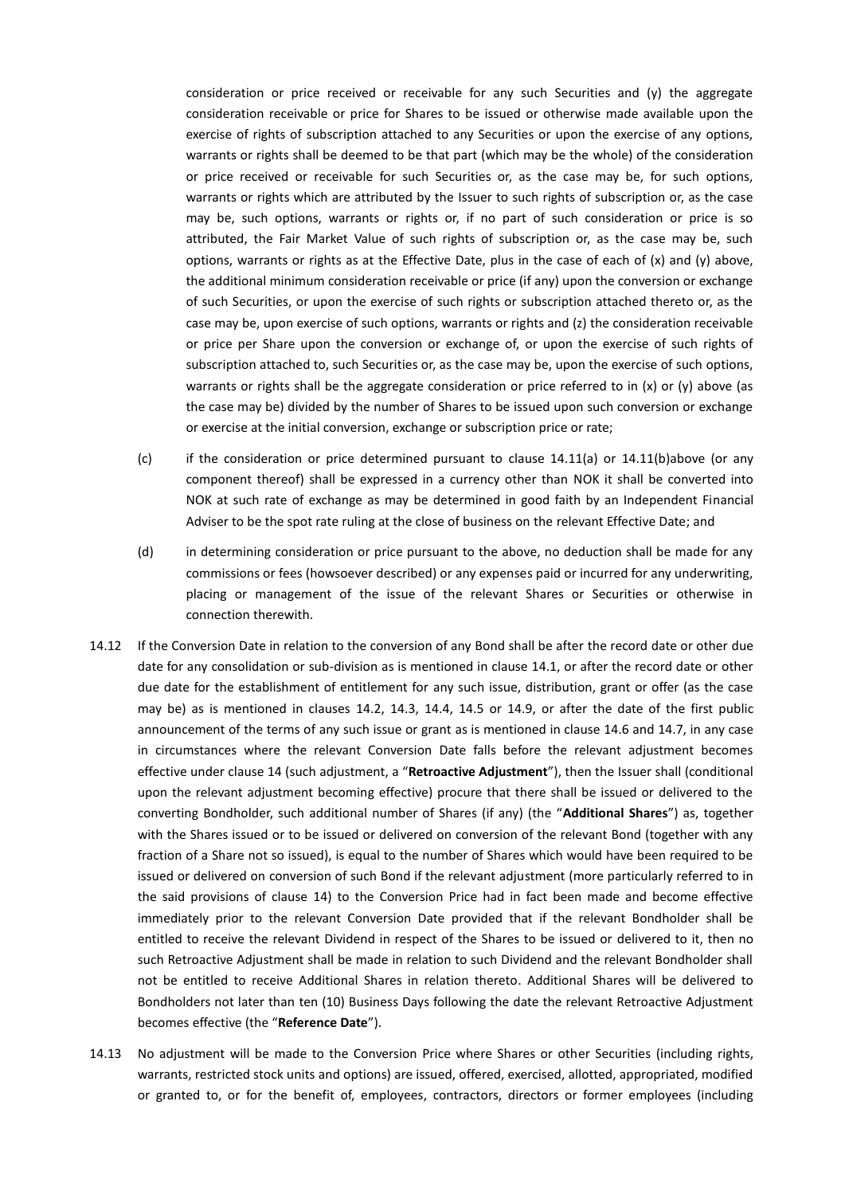consideration or price received or receivable for any such Securities and (y) the aggregate consideration receivable or price for Shares to be issued or otherwise made available upon the exercise of rights of subscription attached to any Securities or upon the exercise of any options, warrants or rights shall be deemed to be that part (which may be the whole) of the consideration or price received or receivable for such Securities or, as the case may be, for such options, warrants or rights which are attributed by the Issuer to such rights of subscription or, as the case may be, such options, warrants or rights or, if no part of such consideration or price is so attributed, the Fair Market Value of such rights of subscription or, as the case may be, such options, warrants or rights as at the Effective Date, plus in the case of each of (x) and (y) above, the additional minimum consideration receivable or price (if any) upon the conversion or exchange of such Securities, or upon the exercise of such rights or subscription attached thereto or, as the case may be, upon exercise of such options, warrants or rights and (z) the consideration receivable or price per Share upon the conversion or exchange of, or upon the exercise of such rights of subscription attached to, such Securities or, as the case may be, upon the exercise of such options, warrants or rights shall be the aggregate consideration or price referred to in (x) or (y) above (as the case may be) divided by the number of Shares to be issued upon such conversion or exchange or exercise at the initial conversion, exchange or subscription price or rate;

(c) if the consideration or price determined pursuant to clause 14.11(a) or 14.11(b)above (or any component thereof) shall be expressed in a currency other than NOK it shall be converted into NOK at such rate of exchange as may be determined in good faith by an Independent Financial Adviser to be the spot rate ruling at the close of business on the relevant Effective Date; and

(d) in determining consideration or price pursuant to the above, no deduction shall be made for any commissions or fees (howsoever described) or any expenses paid or incurred for any underwriting, placing or management of the issue of the relevant Shares or Securities or otherwise in connection therewith.

14.12 If the Conversion Date in relation to the conversion of any Bond shall be after the record date or other due date for any consolidation or sub-division as is mentioned in clause 14.1, or after the record date or other due date for the establishment of entitlement for any such issue, distribution, grant or offer (as the case may be) as is mentioned in clauses 14.2, 14.3, 14.4, 14.5 or 14.9, or after the date of the first public announcement of the terms of any such issue or grant as is mentioned in clause 14.6 and 14.7, in any case in circumstances where the relevant Conversion Date falls before the relevant adjustment becomes effective under clause 14 (such adjustment, a "**Retroactive Adjustment**"), then the Issuer shall (conditional upon the relevant adjustment becoming effective) procure that there shall be issued or delivered to the converting Bondholder, such additional number of Shares (if any) (the "**Additional Shares**") as, together with the Shares issued or to be issued or delivered on conversion of the relevant Bond (together with any fraction of a Share not so issued), is equal to the number of Shares which would have been required to be issued or delivered on conversion of such Bond if the relevant adjustment (more particularly referred to in the said provisions of clause 14) to the Conversion Price had in fact been made and become effective immediately prior to the relevant Conversion Date provided that if the relevant Bondholder shall be entitled to receive the relevant Dividend in respect of the Shares to be issued or delivered to it, then no such Retroactive Adjustment shall be made in relation to such Dividend and the relevant Bondholder shall not be entitled to receive Additional Shares in relation thereto. Additional Shares will be delivered to Bondholders not later than ten (10) Business Days following the date the relevant Retroactive Adjustment becomes effective (the "**Reference Date**").

14.13 No adjustment will be made to the Conversion Price where Shares or other Securities (including rights, warrants, restricted stock units and options) are issued, offered, exercised, allotted, appropriated, modified or granted to, or for the benefit of, employees, contractors, directors or former employees (including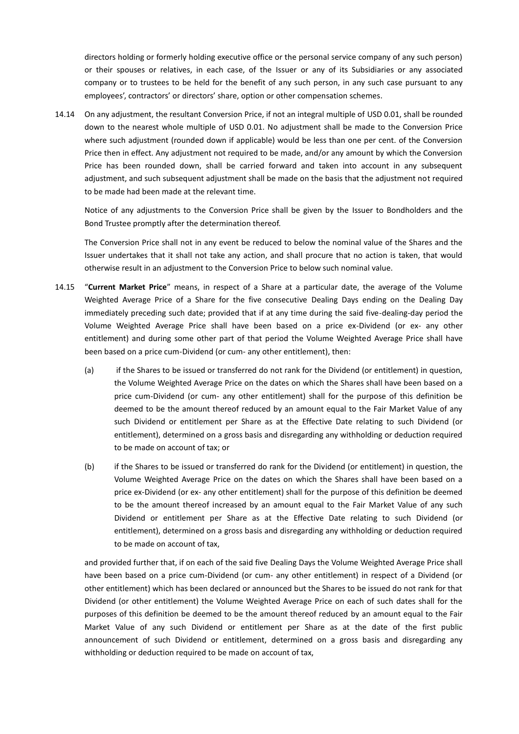directors holding or formerly holding executive office or the personal service company of any such person) or their spouses or relatives, in each case, of the Issuer or any of its Subsidiaries or any associated company or to trustees to be held for the benefit of any such person, in any such case pursuant to any employees', contractors' or directors' share, option or other compensation schemes.

14.14 On any adjustment, the resultant Conversion Price, if not an integral multiple of USD 0.01, shall be rounded down to the nearest whole multiple of USD 0.01. No adjustment shall be made to the Conversion Price where such adjustment (rounded down if applicable) would be less than one per cent. of the Conversion Price then in effect. Any adjustment not required to be made, and/or any amount by which the Conversion Price has been rounded down, shall be carried forward and taken into account in any subsequent adjustment, and such subsequent adjustment shall be made on the basis that the adjustment not required to be made had been made at the relevant time.

Notice of any adjustments to the Conversion Price shall be given by the Issuer to Bondholders and the Bond Trustee promptly after the determination thereof.

The Conversion Price shall not in any event be reduced to below the nominal value of the Shares and the Issuer undertakes that it shall not take any action, and shall procure that no action is taken, that would otherwise result in an adjustment to the Conversion Price to below such nominal value.

14.15 "**Current Market Price**" means, in respect of a Share at a particular date, the average of the Volume Weighted Average Price of a Share for the five consecutive Dealing Days ending on the Dealing Day immediately preceding such date; provided that if at any time during the said five-dealing-day period the Volume Weighted Average Price shall have been based on a price ex-Dividend (or ex- any other entitlement) and during some other part of that period the Volume Weighted Average Price shall have been based on a price cum-Dividend (or cum- any other entitlement), then:

(a) if the Shares to be issued or transferred do not rank for the Dividend (or entitlement) in question, the Volume Weighted Average Price on the dates on which the Shares shall have been based on a price cum-Dividend (or cum- any other entitlement) shall for the purpose of this definition be deemed to be the amount thereof reduced by an amount equal to the Fair Market Value of any such Dividend or entitlement per Share as at the Effective Date relating to such Dividend (or entitlement), determined on a gross basis and disregarding any withholding or deduction required to be made on account of tax; or

(b) if the Shares to be issued or transferred do rank for the Dividend (or entitlement) in question, the Volume Weighted Average Price on the dates on which the Shares shall have been based on a price ex-Dividend (or ex- any other entitlement) shall for the purpose of this definition be deemed to be the amount thereof increased by an amount equal to the Fair Market Value of any such Dividend or entitlement per Share as at the Effective Date relating to such Dividend (or entitlement), determined on a gross basis and disregarding any withholding or deduction required to be made on account of tax,

and provided further that, if on each of the said five Dealing Days the Volume Weighted Average Price shall have been based on a price cum-Dividend (or cum- any other entitlement) in respect of a Dividend (or other entitlement) which has been declared or announced but the Shares to be issued do not rank for that Dividend (or other entitlement) the Volume Weighted Average Price on each of such dates shall for the purposes of this definition be deemed to be the amount thereof reduced by an amount equal to the Fair Market Value of any such Dividend or entitlement per Share as at the date of the first public announcement of such Dividend or entitlement, determined on a gross basis and disregarding any withholding or deduction required to be made on account of tax,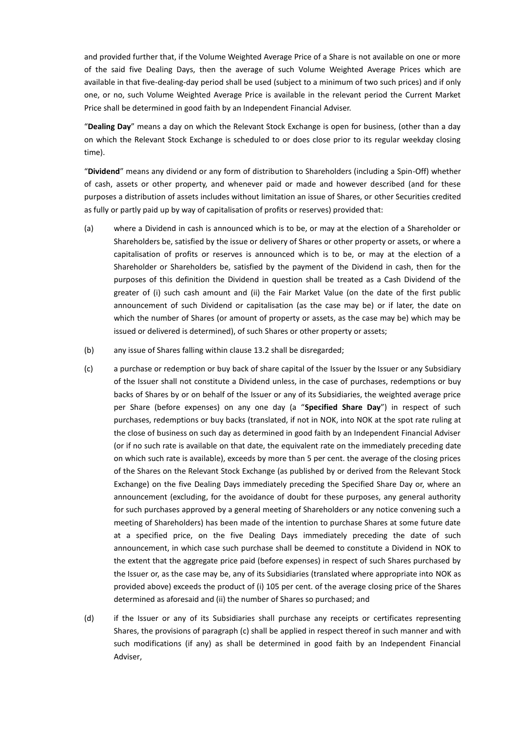and provided further that, if the Volume Weighted Average Price of a Share is not available on one or more of the said five Dealing Days, then the average of such Volume Weighted Average Prices which are available in that five-dealing-day period shall be used (subject to a minimum of two such prices) and if only one, or no, such Volume Weighted Average Price is available in the relevant period the Current Market Price shall be determined in good faith by an Independent Financial Adviser.

"**Dealing Day**" means a day on which the Relevant Stock Exchange is open for business, (other than a day on which the Relevant Stock Exchange is scheduled to or does close prior to its regular weekday closing time).

"**Dividend**" means any dividend or any form of distribution to Shareholders (including a Spin-Off) whether of cash, assets or other property, and whenever paid or made and however described (and for these purposes a distribution of assets includes without limitation an issue of Shares, or other Securities credited as fully or partly paid up by way of capitalisation of profits or reserves) provided that:

(a) where a Dividend in cash is announced which is to be, or may at the election of a Shareholder or Shareholders be, satisfied by the issue or delivery of Shares or other property or assets, or where a capitalisation of profits or reserves is announced which is to be, or may at the election of a Shareholder or Shareholders be, satisfied by the payment of the Dividend in cash, then for the purposes of this definition the Dividend in question shall be treated as a Cash Dividend of the greater of (i) such cash amount and (ii) the Fair Market Value (on the date of the first public announcement of such Dividend or capitalisation (as the case may be) or if later, the date on which the number of Shares (or amount of property or assets, as the case may be) which may be issued or delivered is determined), of such Shares or other property or assets;

(b) any issue of Shares falling within clause 13.2 shall be disregarded;

(c) a purchase or redemption or buy back of share capital of the Issuer by the Issuer or any Subsidiary of the Issuer shall not constitute a Dividend unless, in the case of purchases, redemptions or buy backs of Shares by or on behalf of the Issuer or any of its Subsidiaries, the weighted average price per Share (before expenses) on any one day (a "**Specified Share Day**") in respect of such purchases, redemptions or buy backs (translated, if not in NOK, into NOK at the spot rate ruling at the close of business on such day as determined in good faith by an Independent Financial Adviser (or if no such rate is available on that date, the equivalent rate on the immediately preceding date on which such rate is available), exceeds by more than 5 per cent. the average of the closing prices of the Shares on the Relevant Stock Exchange (as published by or derived from the Relevant Stock Exchange) on the five Dealing Days immediately preceding the Specified Share Day or, where an announcement (excluding, for the avoidance of doubt for these purposes, any general authority for such purchases approved by a general meeting of Shareholders or any notice convening such a meeting of Shareholders) has been made of the intention to purchase Shares at some future date at a specified price, on the five Dealing Days immediately preceding the date of such announcement, in which case such purchase shall be deemed to constitute a Dividend in NOK to the extent that the aggregate price paid (before expenses) in respect of such Shares purchased by the Issuer or, as the case may be, any of its Subsidiaries (translated where appropriate into NOK as provided above) exceeds the product of (i) 105 per cent. of the average closing price of the Shares determined as aforesaid and (ii) the number of Shares so purchased; and

(d) if the Issuer or any of its Subsidiaries shall purchase any receipts or certificates representing Shares, the provisions of paragraph (c) shall be applied in respect thereof in such manner and with such modifications (if any) as shall be determined in good faith by an Independent Financial Adviser,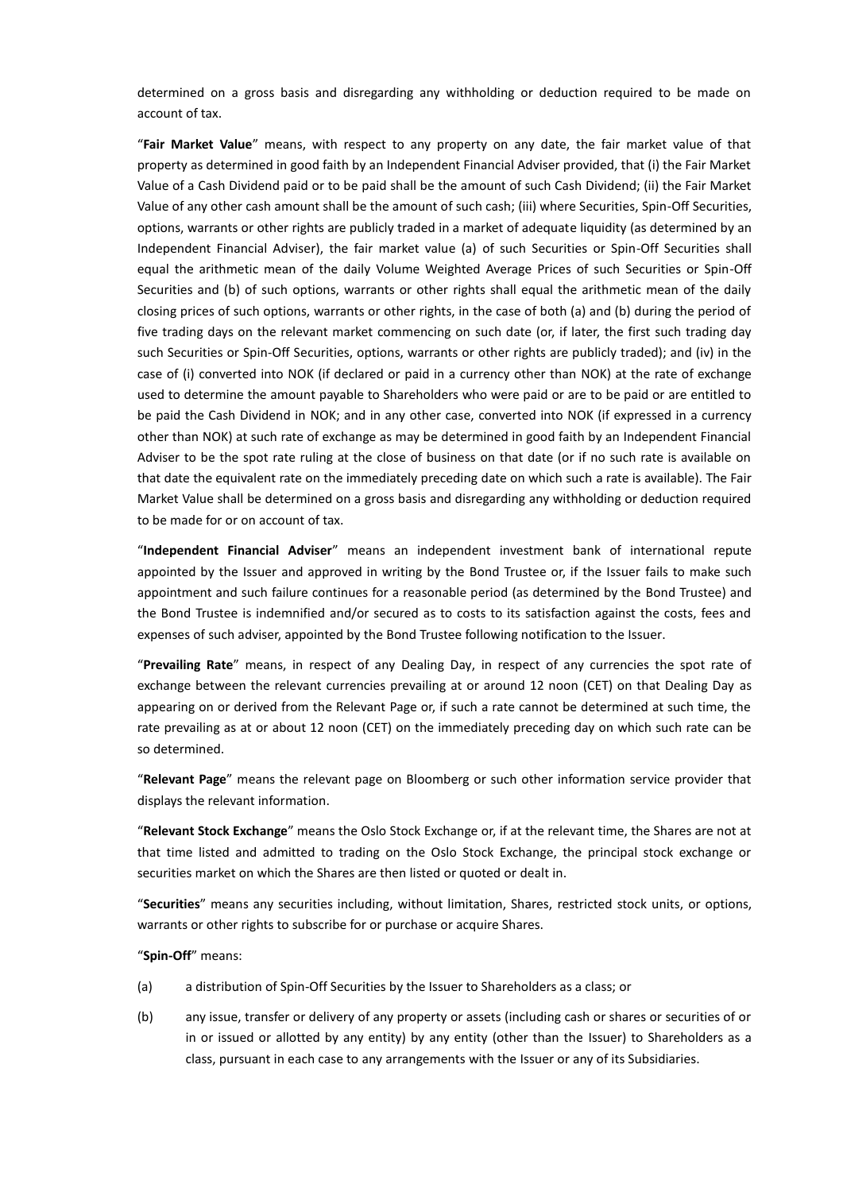determined on a gross basis and disregarding any withholding or deduction required to be made on account of tax.

"**Fair Market Value**" means, with respect to any property on any date, the fair market value of that property as determined in good faith by an Independent Financial Adviser provided, that (i) the Fair Market Value of a Cash Dividend paid or to be paid shall be the amount of such Cash Dividend; (ii) the Fair Market Value of any other cash amount shall be the amount of such cash; (iii) where Securities, Spin-Off Securities, options, warrants or other rights are publicly traded in a market of adequate liquidity (as determined by an Independent Financial Adviser), the fair market value (a) of such Securities or Spin-Off Securities shall equal the arithmetic mean of the daily Volume Weighted Average Prices of such Securities or Spin-Off Securities and (b) of such options, warrants or other rights shall equal the arithmetic mean of the daily closing prices of such options, warrants or other rights, in the case of both (a) and (b) during the period of five trading days on the relevant market commencing on such date (or, if later, the first such trading day such Securities or Spin-Off Securities, options, warrants or other rights are publicly traded); and (iv) in the case of (i) converted into NOK (if declared or paid in a currency other than NOK) at the rate of exchange used to determine the amount payable to Shareholders who were paid or are to be paid or are entitled to be paid the Cash Dividend in NOK; and in any other case, converted into NOK (if expressed in a currency other than NOK) at such rate of exchange as may be determined in good faith by an Independent Financial Adviser to be the spot rate ruling at the close of business on that date (or if no such rate is available on that date the equivalent rate on the immediately preceding date on which such a rate is available). The Fair Market Value shall be determined on a gross basis and disregarding any withholding or deduction required to be made for or on account of tax.

"**Independent Financial Adviser**" means an independent investment bank of international repute appointed by the Issuer and approved in writing by the Bond Trustee or, if the Issuer fails to make such appointment and such failure continues for a reasonable period (as determined by the Bond Trustee) and the Bond Trustee is indemnified and/or secured as to costs to its satisfaction against the costs, fees and expenses of such adviser, appointed by the Bond Trustee following notification to the Issuer.

"**Prevailing Rate**" means, in respect of any Dealing Day, in respect of any currencies the spot rate of exchange between the relevant currencies prevailing at or around 12 noon (CET) on that Dealing Day as appearing on or derived from the Relevant Page or, if such a rate cannot be determined at such time, the rate prevailing as at or about 12 noon (CET) on the immediately preceding day on which such rate can be so determined.

"**Relevant Page**" means the relevant page on Bloomberg or such other information service provider that displays the relevant information.

"**Relevant Stock Exchange**" means the Oslo Stock Exchange or, if at the relevant time, the Shares are not at that time listed and admitted to trading on the Oslo Stock Exchange, the principal stock exchange or securities market on which the Shares are then listed or quoted or dealt in.

"**Securities**" means any securities including, without limitation, Shares, restricted stock units, or options, warrants or other rights to subscribe for or purchase or acquire Shares.

"**Spin-Off**" means:

(a) a distribution of Spin-Off Securities by the Issuer to Shareholders as a class; or

(b) any issue, transfer or delivery of any property or assets (including cash or shares or securities of or in or issued or allotted by any entity) by any entity (other than the Issuer) to Shareholders as a class, pursuant in each case to any arrangements with the Issuer or any of its Subsidiaries.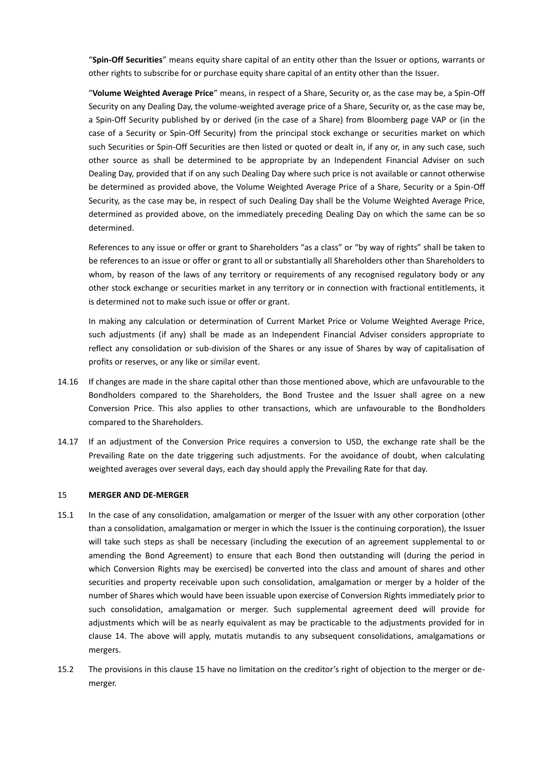"**Spin-Off Securities**" means equity share capital of an entity other than the Issuer or options, warrants or other rights to subscribe for or purchase equity share capital of an entity other than the Issuer.

"**Volume Weighted Average Price**" means, in respect of a Share, Security or, as the case may be, a Spin-Off Security on any Dealing Day, the volume-weighted average price of a Share, Security or, as the case may be, a Spin-Off Security published by or derived (in the case of a Share) from Bloomberg page VAP or (in the case of a Security or Spin-Off Security) from the principal stock exchange or securities market on which such Securities or Spin-Off Securities are then listed or quoted or dealt in, if any or, in any such case, such other source as shall be determined to be appropriate by an Independent Financial Adviser on such Dealing Day, provided that if on any such Dealing Day where such price is not available or cannot otherwise be determined as provided above, the Volume Weighted Average Price of a Share, Security or a Spin-Off Security, as the case may be, in respect of such Dealing Day shall be the Volume Weighted Average Price, determined as provided above, on the immediately preceding Dealing Day on which the same can be so determined.

References to any issue or offer or grant to Shareholders "as a class" or "by way of rights" shall be taken to be references to an issue or offer or grant to all or substantially all Shareholders other than Shareholders to whom, by reason of the laws of any territory or requirements of any recognised regulatory body or any other stock exchange or securities market in any territory or in connection with fractional entitlements, it is determined not to make such issue or offer or grant.

In making any calculation or determination of Current Market Price or Volume Weighted Average Price, such adjustments (if any) shall be made as an Independent Financial Adviser considers appropriate to reflect any consolidation or sub-division of the Shares or any issue of Shares by way of capitalisation of profits or reserves, or any like or similar event.

14.16 If changes are made in the share capital other than those mentioned above, which are unfavourable to the Bondholders compared to the Shareholders, the Bond Trustee and the Issuer shall agree on a new Conversion Price. This also applies to other transactions, which are unfavourable to the Bondholders compared to the Shareholders.

14.17 If an adjustment of the Conversion Price requires a conversion to USD, the exchange rate shall be the Prevailing Rate on the date triggering such adjustments. For the avoidance of doubt, when calculating weighted averages over several days, each day should apply the Prevailing Rate for that day.

## 15 MERGER AND DE-MERGER

15.1 In the case of any consolidation, amalgamation or merger of the Issuer with any other corporation (other than a consolidation, amalgamation or merger in which the Issuer is the continuing corporation), the Issuer will take such steps as shall be necessary (including the execution of an agreement supplemental to or amending the Bond Agreement) to ensure that each Bond then outstanding will (during the period in which Conversion Rights may be exercised) be converted into the class and amount of shares and other securities and property receivable upon such consolidation, amalgamation or merger by a holder of the number of Shares which would have been issuable upon exercise of Conversion Rights immediately prior to such consolidation, amalgamation or merger. Such supplemental agreement deed will provide for adjustments which will be as nearly equivalent as may be practicable to the adjustments provided for in clause 14. The above will apply, mutatis mutandis to any subsequent consolidations, amalgamations or mergers.

15.2 The provisions in this clause 15 have no limitation on the creditor's right of objection to the merger or de-merger.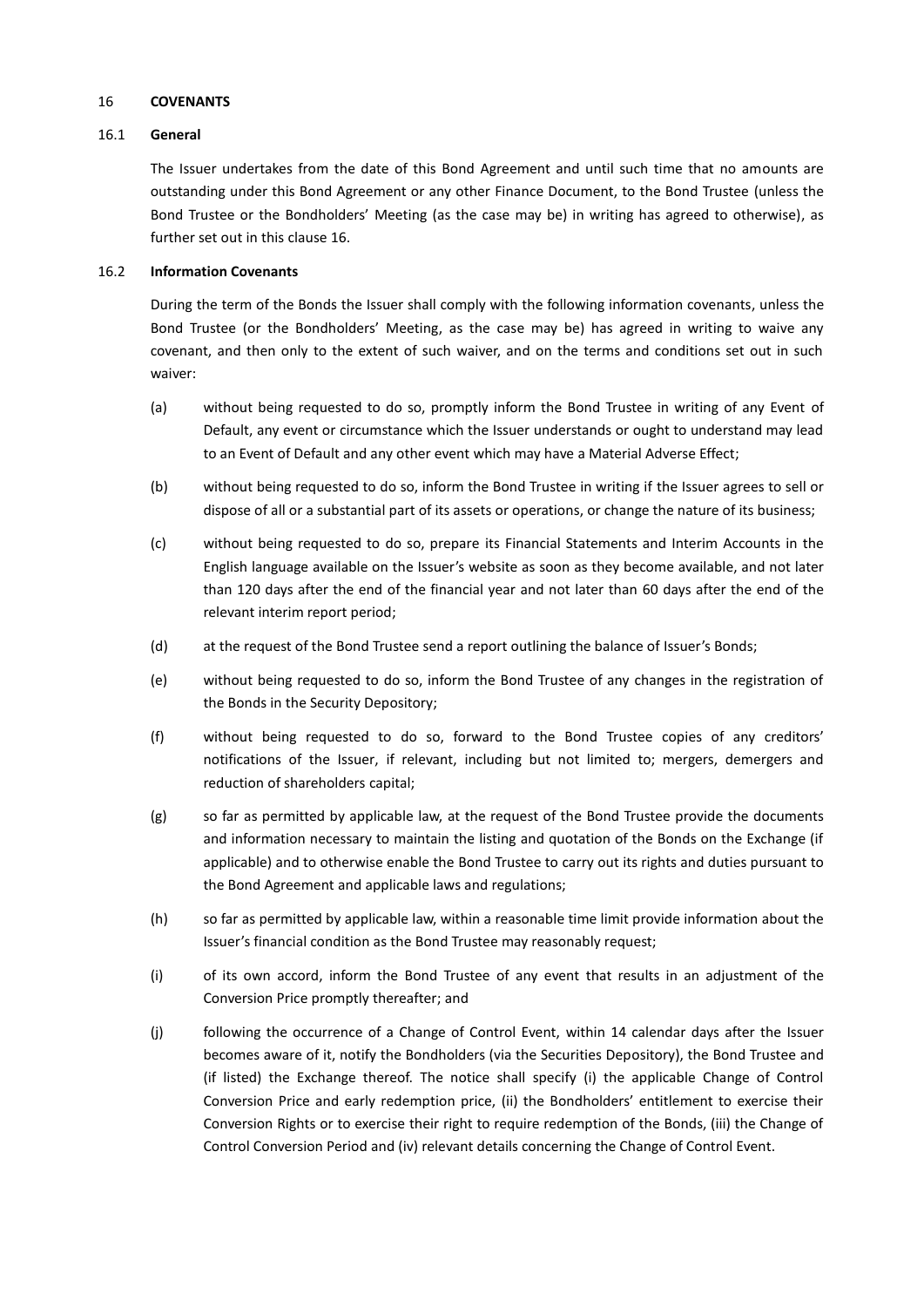## 16 COVENANTS

### 16.1 General

The Issuer undertakes from the date of this Bond Agreement and until such time that no amounts are outstanding under this Bond Agreement or any other Finance Document, to the Bond Trustee (unless the Bond Trustee or the Bondholders' Meeting (as the case may be) in writing has agreed to otherwise), as further set out in this clause 16.

### 16.2 Information Covenants

During the term of the Bonds the Issuer shall comply with the following information covenants, unless the Bond Trustee (or the Bondholders' Meeting, as the case may be) has agreed in writing to waive any covenant, and then only to the extent of such waiver, and on the terms and conditions set out in such waiver:

(a) without being requested to do so, promptly inform the Bond Trustee in writing of any Event of Default, any event or circumstance which the Issuer understands or ought to understand may lead to an Event of Default and any other event which may have a Material Adverse Effect;

(b) without being requested to do so, inform the Bond Trustee in writing if the Issuer agrees to sell or dispose of all or a substantial part of its assets or operations, or change the nature of its business;

(c) without being requested to do so, prepare its Financial Statements and Interim Accounts in the English language available on the Issuer's website as soon as they become available, and not later than 120 days after the end of the financial year and not later than 60 days after the end of the relevant interim report period;

(d) at the request of the Bond Trustee send a report outlining the balance of Issuer's Bonds;

(e) without being requested to do so, inform the Bond Trustee of any changes in the registration of the Bonds in the Security Depository;

(f) without being requested to do so, forward to the Bond Trustee copies of any creditors' notifications of the Issuer, if relevant, including but not limited to; mergers, demergers and reduction of shareholders capital;

(g) so far as permitted by applicable law, at the request of the Bond Trustee provide the documents and information necessary to maintain the listing and quotation of the Bonds on the Exchange (if applicable) and to otherwise enable the Bond Trustee to carry out its rights and duties pursuant to the Bond Agreement and applicable laws and regulations;

(h) so far as permitted by applicable law, within a reasonable time limit provide information about the Issuer's financial condition as the Bond Trustee may reasonably request;

(i) of its own accord, inform the Bond Trustee of any event that results in an adjustment of the Conversion Price promptly thereafter; and

(j) following the occurrence of a Change of Control Event, within 14 calendar days after the Issuer becomes aware of it, notify the Bondholders (via the Securities Depository), the Bond Trustee and (if listed) the Exchange thereof. The notice shall specify (i) the applicable Change of Control Conversion Price and early redemption price, (ii) the Bondholders' entitlement to exercise their Conversion Rights or to exercise their right to require redemption of the Bonds, (iii) the Change of Control Conversion Period and (iv) relevant details concerning the Change of Control Event.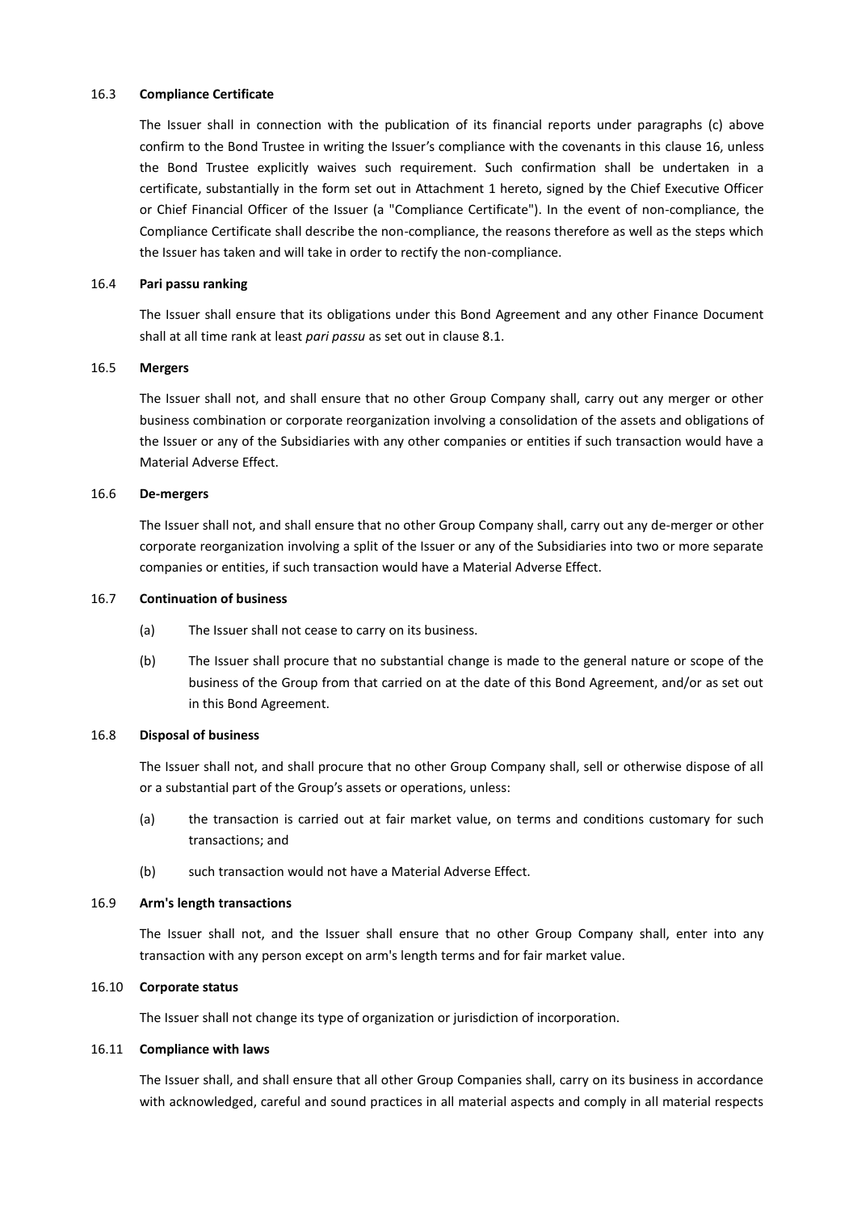### 16.3 Compliance Certificate

The Issuer shall in connection with the publication of its financial reports under paragraphs (c) above confirm to the Bond Trustee in writing the Issuer's compliance with the covenants in this clause 16, unless the Bond Trustee explicitly waives such requirement. Such confirmation shall be undertaken in a certificate, substantially in the form set out in Attachment 1 hereto, signed by the Chief Executive Officer or Chief Financial Officer of the Issuer (a "Compliance Certificate"). In the event of non-compliance, the Compliance Certificate shall describe the non-compliance, the reasons therefore as well as the steps which the Issuer has taken and will take in order to rectify the non-compliance.

### 16.4 Pari passu ranking

The Issuer shall ensure that its obligations under this Bond Agreement and any other Finance Document shall at all time rank at least *pari passu* as set out in clause 8.1.

### 16.5 Mergers

The Issuer shall not, and shall ensure that no other Group Company shall, carry out any merger or other business combination or corporate reorganization involving a consolidation of the assets and obligations of the Issuer or any of the Subsidiaries with any other companies or entities if such transaction would have a Material Adverse Effect.

### 16.6 De-mergers

The Issuer shall not, and shall ensure that no other Group Company shall, carry out any de-merger or other corporate reorganization involving a split of the Issuer or any of the Subsidiaries into two or more separate companies or entities, if such transaction would have a Material Adverse Effect.

### 16.7 Continuation of business

(a) The Issuer shall not cease to carry on its business.

(b) The Issuer shall procure that no substantial change is made to the general nature or scope of the business of the Group from that carried on at the date of this Bond Agreement, and/or as set out in this Bond Agreement.

### 16.8 Disposal of business

The Issuer shall not, and shall procure that no other Group Company shall, sell or otherwise dispose of all or a substantial part of the Group's assets or operations, unless:

(a) the transaction is carried out at fair market value, on terms and conditions customary for such transactions; and

(b) such transaction would not have a Material Adverse Effect.

### 16.9 Arm's length transactions

The Issuer shall not, and the Issuer shall ensure that no other Group Company shall, enter into any transaction with any person except on arm's length terms and for fair market value.

### 16.10 Corporate status

The Issuer shall not change its type of organization or jurisdiction of incorporation.

### 16.11 Compliance with laws

The Issuer shall, and shall ensure that all other Group Companies shall, carry on its business in accordance with acknowledged, careful and sound practices in all material aspects and comply in all material respects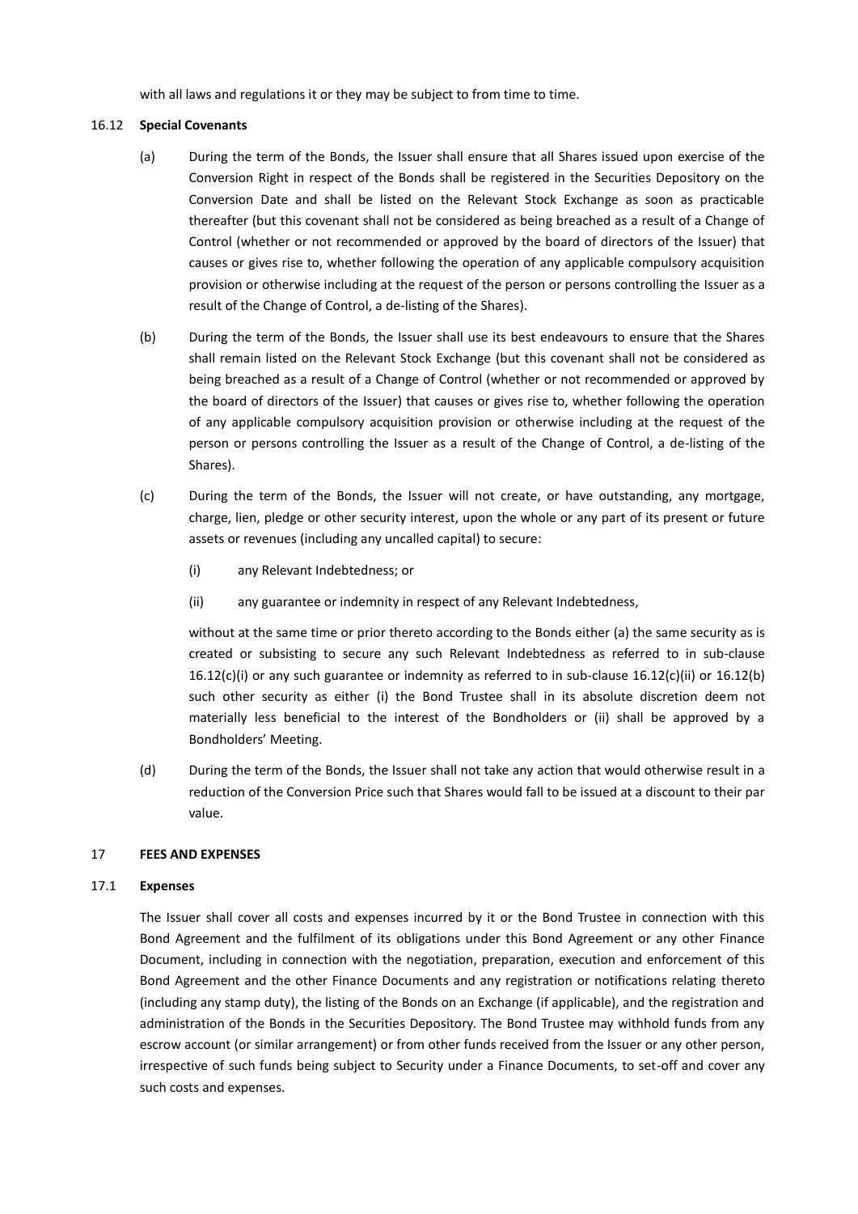with all laws and regulations it or they may be subject to from time to time.

16.12 **Special Covenants**

(a) During the term of the Bonds, the Issuer shall ensure that all Shares issued upon exercise of the Conversion Right in respect of the Bonds shall be registered in the Securities Depository on the Conversion Date and shall be listed on the Relevant Stock Exchange as soon as practicable thereafter (but this covenant shall not be considered as being breached as a result of a Change of Control (whether or not recommended or approved by the board of directors of the Issuer) that causes or gives rise to, whether following the operation of any applicable compulsory acquisition provision or otherwise including at the request of the person or persons controlling the Issuer as a result of the Change of Control, a de-listing of the Shares).

(b) During the term of the Bonds, the Issuer shall use its best endeavours to ensure that the Shares shall remain listed on the Relevant Stock Exchange (but this covenant shall not be considered as being breached as a result of a Change of Control (whether or not recommended or approved by the board of directors of the Issuer) that causes or gives rise to, whether following the operation of any applicable compulsory acquisition provision or otherwise including at the request of the person or persons controlling the Issuer as a result of the Change of Control, a de-listing of the Shares).

(c) During the term of the Bonds, the Issuer will not create, or have outstanding, any mortgage, charge, lien, pledge or other security interest, upon the whole or any part of its present or future assets or revenues (including any uncalled capital) to secure:

   (i) any Relevant Indebtedness; or

   (ii) any guarantee or indemnity in respect of any Relevant Indebtedness,

   without at the same time or prior thereto according to the Bonds either (a) the same security as is created or subsisting to secure any such Relevant Indebtedness as referred to in sub-clause 16.12(c)(i) or any such guarantee or indemnity as referred to in sub-clause 16.12(c)(ii) or 16.12(b) such other security as either (i) the Bond Trustee shall in its absolute discretion deem not materially less beneficial to the interest of the Bondholders or (ii) shall be approved by a Bondholders' Meeting.

(d) During the term of the Bonds, the Issuer shall not take any action that would otherwise result in a reduction of the Conversion Price such that Shares would fall to be issued at a discount to their par value.

## 17 FEES AND EXPENSES

17.1 **Expenses**

The Issuer shall cover all costs and expenses incurred by it or the Bond Trustee in connection with this Bond Agreement and the fulfilment of its obligations under this Bond Agreement or any other Finance Document, including in connection with the negotiation, preparation, execution and enforcement of this Bond Agreement and the other Finance Documents and any registration or notifications relating thereto (including any stamp duty), the listing of the Bonds on an Exchange (if applicable), and the registration and administration of the Bonds in the Securities Depository. The Bond Trustee may withhold funds from any escrow account (or similar arrangement) or from other funds received from the Issuer or any other person, irrespective of such funds being subject to Security under a Finance Documents, to set-off and cover any such costs and expenses.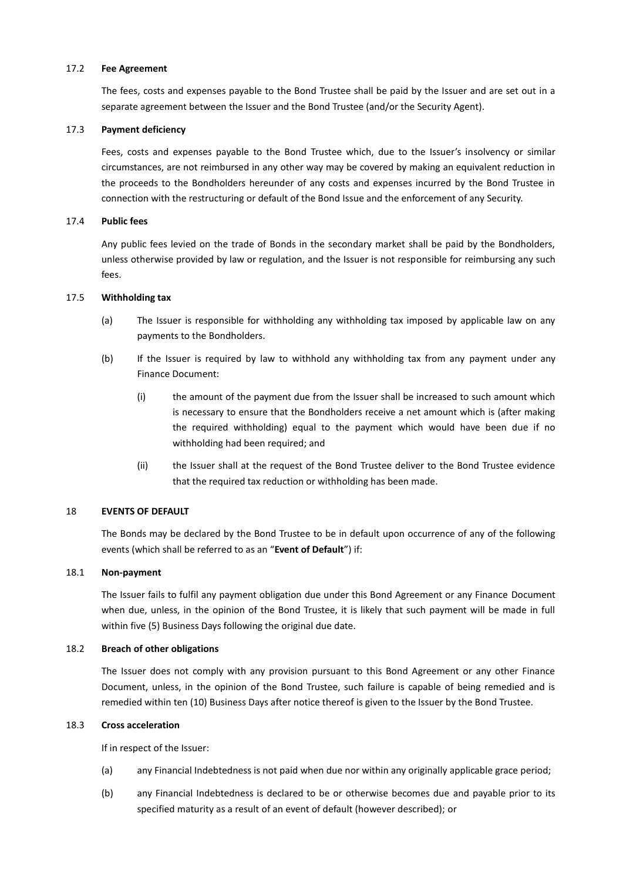### 17.2 **Fee Agreement**

The fees, costs and expenses payable to the Bond Trustee shall be paid by the Issuer and are set out in a separate agreement between the Issuer and the Bond Trustee (and/or the Security Agent).

### 17.3 **Payment deficiency**

Fees, costs and expenses payable to the Bond Trustee which, due to the Issuer's insolvency or similar circumstances, are not reimbursed in any other way may be covered by making an equivalent reduction in the proceeds to the Bondholders hereunder of any costs and expenses incurred by the Bond Trustee in connection with the restructuring or default of the Bond Issue and the enforcement of any Security.

### 17.4 **Public fees**

Any public fees levied on the trade of Bonds in the secondary market shall be paid by the Bondholders, unless otherwise provided by law or regulation, and the Issuer is not responsible for reimbursing any such fees.

### 17.5 **Withholding tax**

(a) The Issuer is responsible for withholding any withholding tax imposed by applicable law on any payments to the Bondholders.

(b) If the Issuer is required by law to withhold any withholding tax from any payment under any Finance Document:

(i) the amount of the payment due from the Issuer shall be increased to such amount which is necessary to ensure that the Bondholders receive a net amount which is (after making the required withholding) equal to the payment which would have been due if no withholding had been required; and

(ii) the Issuer shall at the request of the Bond Trustee deliver to the Bond Trustee evidence that the required tax reduction or withholding has been made.

## 18 **EVENTS OF DEFAULT**

The Bonds may be declared by the Bond Trustee to be in default upon occurrence of any of the following events (which shall be referred to as an "**Event of Default**") if:

### 18.1 **Non-payment**

The Issuer fails to fulfil any payment obligation due under this Bond Agreement or any Finance Document when due, unless, in the opinion of the Bond Trustee, it is likely that such payment will be made in full within five (5) Business Days following the original due date.

### 18.2 **Breach of other obligations**

The Issuer does not comply with any provision pursuant to this Bond Agreement or any other Finance Document, unless, in the opinion of the Bond Trustee, such failure is capable of being remedied and is remedied within ten (10) Business Days after notice thereof is given to the Issuer by the Bond Trustee.

### 18.3 **Cross acceleration**

If in respect of the Issuer:

(a) any Financial Indebtedness is not paid when due nor within any originally applicable grace period;

(b) any Financial Indebtedness is declared to be or otherwise becomes due and payable prior to its specified maturity as a result of an event of default (however described); or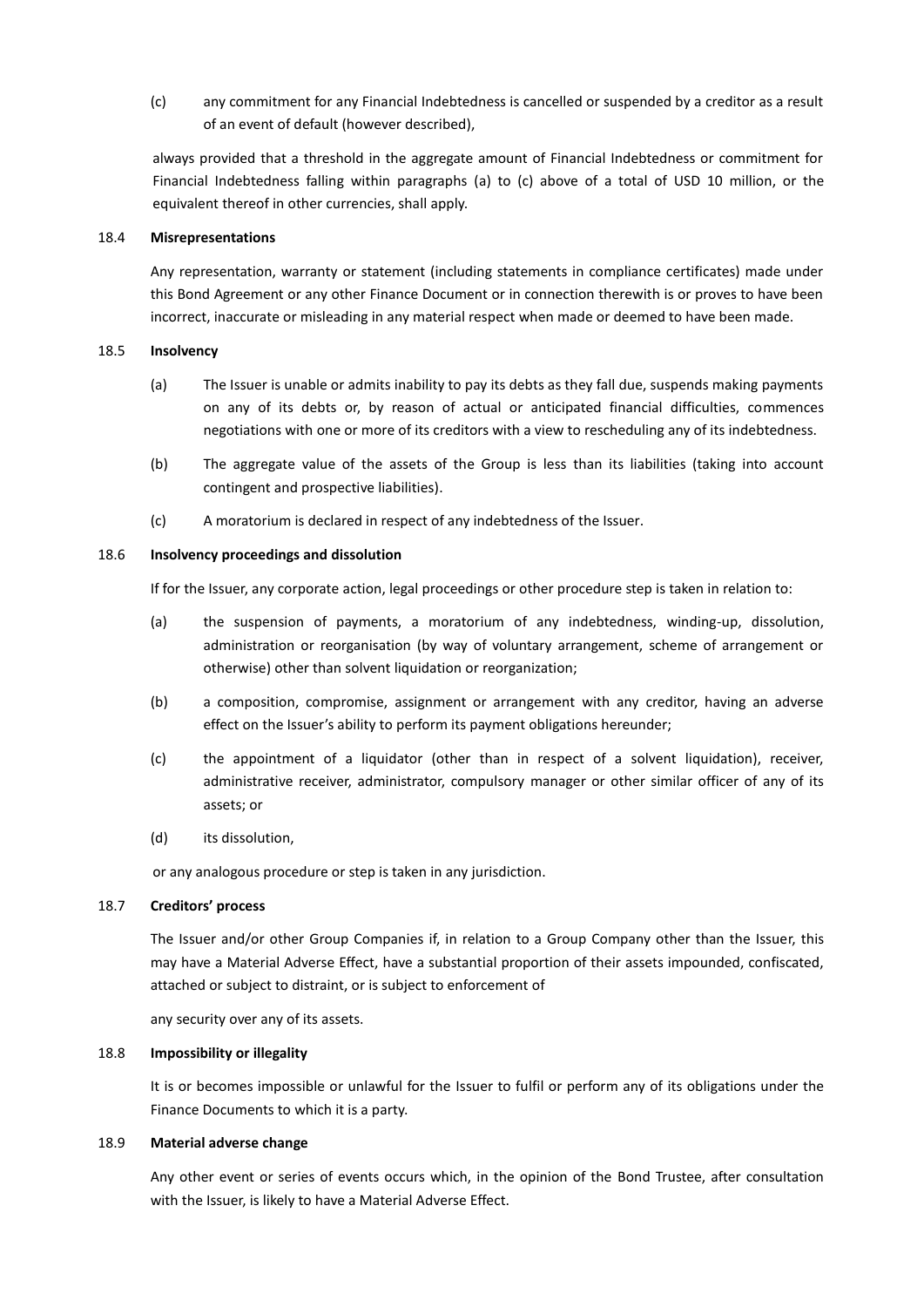(c) any commitment for any Financial Indebtedness is cancelled or suspended by a creditor as a result of an event of default (however described),

always provided that a threshold in the aggregate amount of Financial Indebtedness or commitment for Financial Indebtedness falling within paragraphs (a) to (c) above of a total of USD 10 million, or the equivalent thereof in other currencies, shall apply.

### 18.4 Misrepresentations

Any representation, warranty or statement (including statements in compliance certificates) made under this Bond Agreement or any other Finance Document or in connection therewith is or proves to have been incorrect, inaccurate or misleading in any material respect when made or deemed to have been made.

### 18.5 Insolvency

(a) The Issuer is unable or admits inability to pay its debts as they fall due, suspends making payments on any of its debts or, by reason of actual or anticipated financial difficulties, commences negotiations with one or more of its creditors with a view to rescheduling any of its indebtedness.

(b) The aggregate value of the assets of the Group is less than its liabilities (taking into account contingent and prospective liabilities).

(c) A moratorium is declared in respect of any indebtedness of the Issuer.

### 18.6 Insolvency proceedings and dissolution

If for the Issuer, any corporate action, legal proceedings or other procedure step is taken in relation to:

(a) the suspension of payments, a moratorium of any indebtedness, winding-up, dissolution, administration or reorganisation (by way of voluntary arrangement, scheme of arrangement or otherwise) other than solvent liquidation or reorganization;

(b) a composition, compromise, assignment or arrangement with any creditor, having an adverse effect on the Issuer's ability to perform its payment obligations hereunder;

(c) the appointment of a liquidator (other than in respect of a solvent liquidation), receiver, administrative receiver, administrator, compulsory manager or other similar officer of any of its assets; or

(d) its dissolution,

or any analogous procedure or step is taken in any jurisdiction.

### 18.7 Creditors' process

The Issuer and/or other Group Companies if, in relation to a Group Company other than the Issuer, this may have a Material Adverse Effect, have a substantial proportion of their assets impounded, confiscated, attached or subject to distraint, or is subject to enforcement of

any security over any of its assets.

### 18.8 Impossibility or illegality

It is or becomes impossible or unlawful for the Issuer to fulfil or perform any of its obligations under the Finance Documents to which it is a party.

### 18.9 Material adverse change

Any other event or series of events occurs which, in the opinion of the Bond Trustee, after consultation with the Issuer, is likely to have a Material Adverse Effect.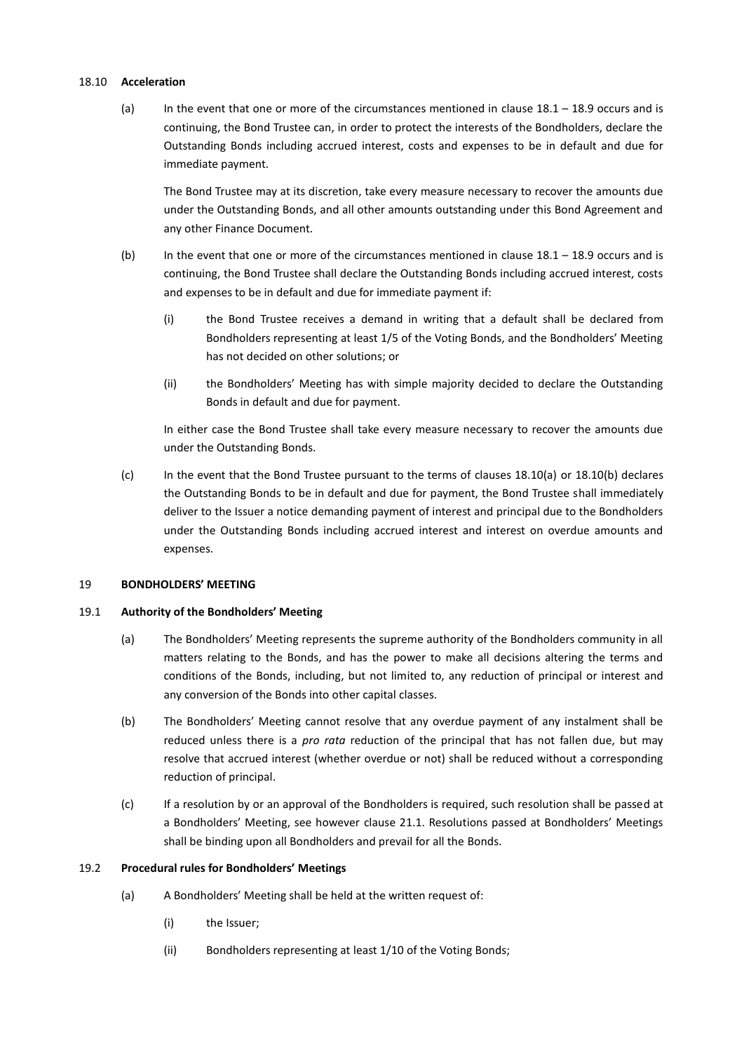#### 18.10 **Acceleration**

(a) In the event that one or more of the circumstances mentioned in clause 18.1 – 18.9 occurs and is continuing, the Bond Trustee can, in order to protect the interests of the Bondholders, declare the Outstanding Bonds including accrued interest, costs and expenses to be in default and due for immediate payment.

The Bond Trustee may at its discretion, take every measure necessary to recover the amounts due under the Outstanding Bonds, and all other amounts outstanding under this Bond Agreement and any other Finance Document.

(b) In the event that one or more of the circumstances mentioned in clause 18.1 – 18.9 occurs and is continuing, the Bond Trustee shall declare the Outstanding Bonds including accrued interest, costs and expenses to be in default and due for immediate payment if:

(i) the Bond Trustee receives a demand in writing that a default shall be declared from Bondholders representing at least 1/5 of the Voting Bonds, and the Bondholders' Meeting has not decided on other solutions; or

(ii) the Bondholders' Meeting has with simple majority decided to declare the Outstanding Bonds in default and due for payment.

In either case the Bond Trustee shall take every measure necessary to recover the amounts due under the Outstanding Bonds.

(c) In the event that the Bond Trustee pursuant to the terms of clauses 18.10(a) or 18.10(b) declares the Outstanding Bonds to be in default and due for payment, the Bond Trustee shall immediately deliver to the Issuer a notice demanding payment of interest and principal due to the Bondholders under the Outstanding Bonds including accrued interest and interest on overdue amounts and expenses.

## 19 **BONDHOLDERS' MEETING**

#### 19.1 **Authority of the Bondholders' Meeting**

(a) The Bondholders' Meeting represents the supreme authority of the Bondholders community in all matters relating to the Bonds, and has the power to make all decisions altering the terms and conditions of the Bonds, including, but not limited to, any reduction of principal or interest and any conversion of the Bonds into other capital classes.

(b) The Bondholders' Meeting cannot resolve that any overdue payment of any instalment shall be reduced unless there is a *pro rata* reduction of the principal that has not fallen due, but may resolve that accrued interest (whether overdue or not) shall be reduced without a corresponding reduction of principal.

(c) If a resolution by or an approval of the Bondholders is required, such resolution shall be passed at a Bondholders' Meeting, see however clause 21.1. Resolutions passed at Bondholders' Meetings shall be binding upon all Bondholders and prevail for all the Bonds.

#### 19.2 **Procedural rules for Bondholders' Meetings**

(a) A Bondholders' Meeting shall be held at the written request of:

(i) the Issuer;

(ii) Bondholders representing at least 1/10 of the Voting Bonds;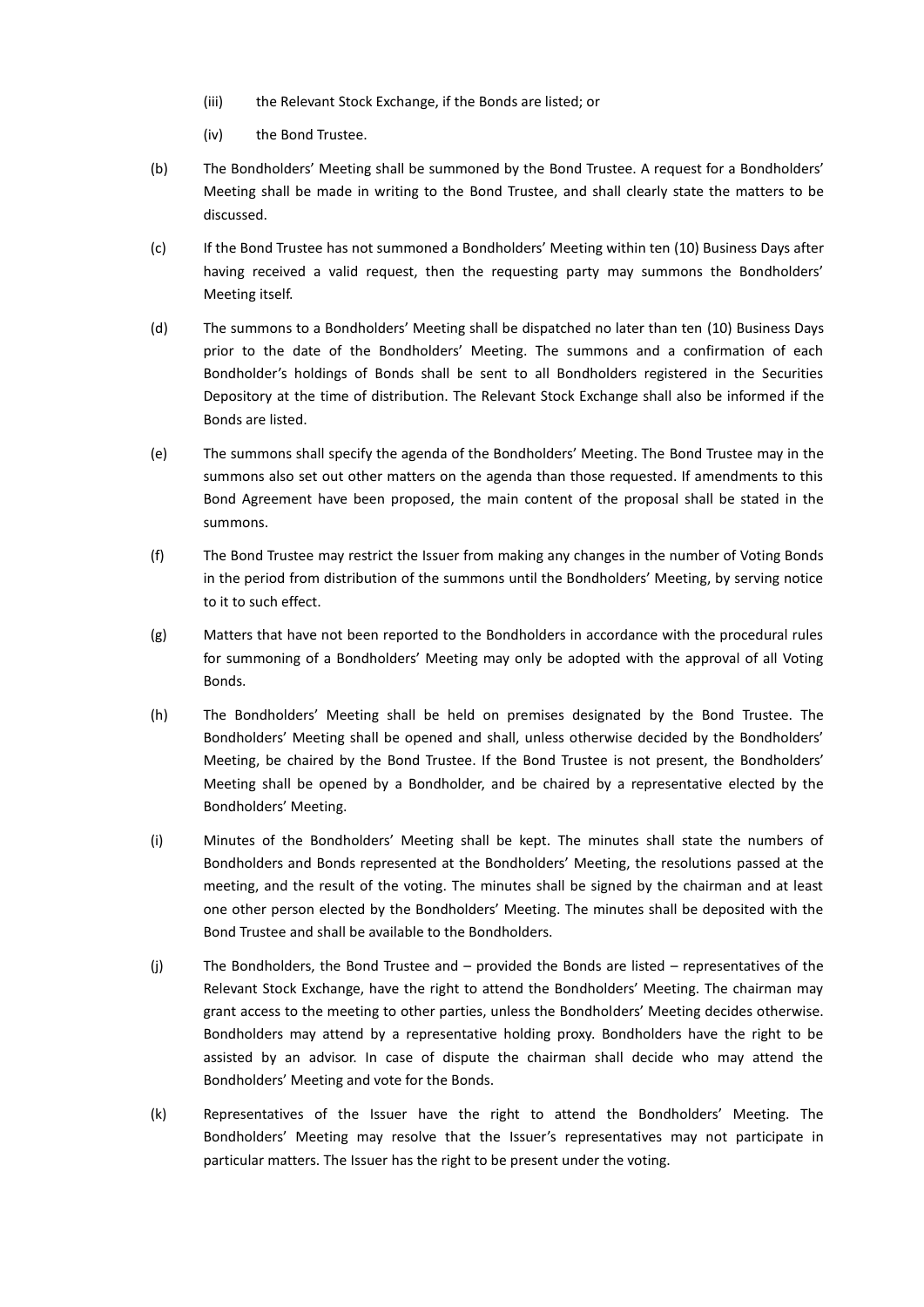(iii) the Relevant Stock Exchange, if the Bonds are listed; or

(iv) the Bond Trustee.

(b) The Bondholders' Meeting shall be summoned by the Bond Trustee. A request for a Bondholders' Meeting shall be made in writing to the Bond Trustee, and shall clearly state the matters to be discussed.

(c) If the Bond Trustee has not summoned a Bondholders' Meeting within ten (10) Business Days after having received a valid request, then the requesting party may summons the Bondholders' Meeting itself.

(d) The summons to a Bondholders' Meeting shall be dispatched no later than ten (10) Business Days prior to the date of the Bondholders' Meeting. The summons and a confirmation of each Bondholder's holdings of Bonds shall be sent to all Bondholders registered in the Securities Depository at the time of distribution. The Relevant Stock Exchange shall also be informed if the Bonds are listed.

(e) The summons shall specify the agenda of the Bondholders' Meeting. The Bond Trustee may in the summons also set out other matters on the agenda than those requested. If amendments to this Bond Agreement have been proposed, the main content of the proposal shall be stated in the summons.

(f) The Bond Trustee may restrict the Issuer from making any changes in the number of Voting Bonds in the period from distribution of the summons until the Bondholders' Meeting, by serving notice to it to such effect.

(g) Matters that have not been reported to the Bondholders in accordance with the procedural rules for summoning of a Bondholders' Meeting may only be adopted with the approval of all Voting Bonds.

(h) The Bondholders' Meeting shall be held on premises designated by the Bond Trustee. The Bondholders' Meeting shall be opened and shall, unless otherwise decided by the Bondholders' Meeting, be chaired by the Bond Trustee. If the Bond Trustee is not present, the Bondholders' Meeting shall be opened by a Bondholder, and be chaired by a representative elected by the Bondholders' Meeting.

(i) Minutes of the Bondholders' Meeting shall be kept. The minutes shall state the numbers of Bondholders and Bonds represented at the Bondholders' Meeting, the resolutions passed at the meeting, and the result of the voting. The minutes shall be signed by the chairman and at least one other person elected by the Bondholders' Meeting. The minutes shall be deposited with the Bond Trustee and shall be available to the Bondholders.

(j) The Bondholders, the Bond Trustee and – provided the Bonds are listed – representatives of the Relevant Stock Exchange, have the right to attend the Bondholders' Meeting. The chairman may grant access to the meeting to other parties, unless the Bondholders' Meeting decides otherwise. Bondholders may attend by a representative holding proxy. Bondholders have the right to be assisted by an advisor. In case of dispute the chairman shall decide who may attend the Bondholders' Meeting and vote for the Bonds.

(k) Representatives of the Issuer have the right to attend the Bondholders' Meeting. The Bondholders' Meeting may resolve that the Issuer's representatives may not participate in particular matters. The Issuer has the right to be present under the voting.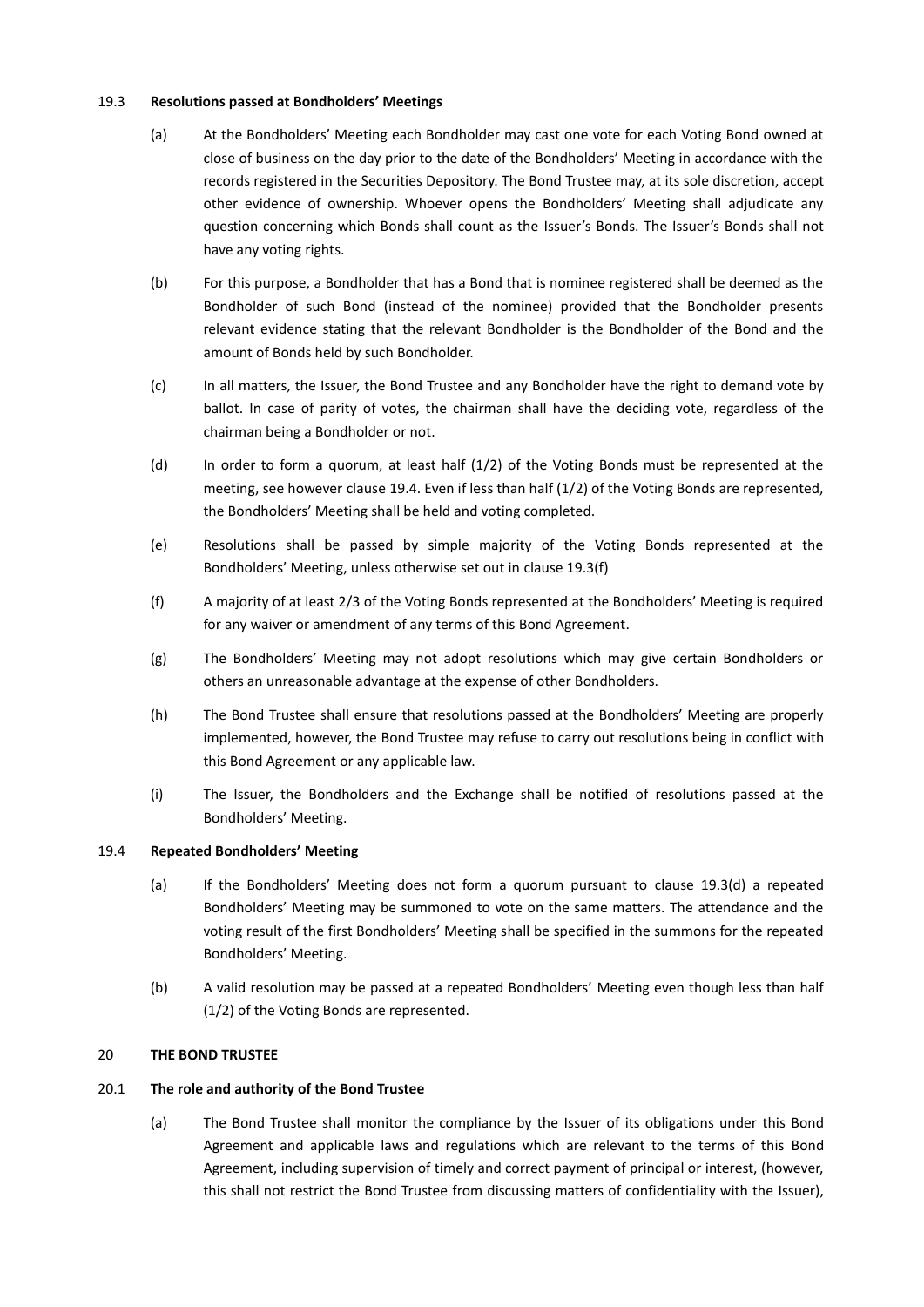### 19.3 **Resolutions passed at Bondholders' Meetings**

(a) At the Bondholders' Meeting each Bondholder may cast one vote for each Voting Bond owned at close of business on the day prior to the date of the Bondholders' Meeting in accordance with the records registered in the Securities Depository. The Bond Trustee may, at its sole discretion, accept other evidence of ownership. Whoever opens the Bondholders' Meeting shall adjudicate any question concerning which Bonds shall count as the Issuer's Bonds. The Issuer's Bonds shall not have any voting rights.

(b) For this purpose, a Bondholder that has a Bond that is nominee registered shall be deemed as the Bondholder of such Bond (instead of the nominee) provided that the Bondholder presents relevant evidence stating that the relevant Bondholder is the Bondholder of the Bond and the amount of Bonds held by such Bondholder.

(c) In all matters, the Issuer, the Bond Trustee and any Bondholder have the right to demand vote by ballot. In case of parity of votes, the chairman shall have the deciding vote, regardless of the chairman being a Bondholder or not.

(d) In order to form a quorum, at least half (1/2) of the Voting Bonds must be represented at the meeting, see however clause 19.4. Even if less than half (1/2) of the Voting Bonds are represented, the Bondholders' Meeting shall be held and voting completed.

(e) Resolutions shall be passed by simple majority of the Voting Bonds represented at the Bondholders' Meeting, unless otherwise set out in clause 19.3(f)

(f) A majority of at least 2/3 of the Voting Bonds represented at the Bondholders' Meeting is required for any waiver or amendment of any terms of this Bond Agreement.

(g) The Bondholders' Meeting may not adopt resolutions which may give certain Bondholders or others an unreasonable advantage at the expense of other Bondholders.

(h) The Bond Trustee shall ensure that resolutions passed at the Bondholders' Meeting are properly implemented, however, the Bond Trustee may refuse to carry out resolutions being in conflict with this Bond Agreement or any applicable law.

(i) The Issuer, the Bondholders and the Exchange shall be notified of resolutions passed at the Bondholders' Meeting.

### 19.4 **Repeated Bondholders' Meeting**

(a) If the Bondholders' Meeting does not form a quorum pursuant to clause 19.3(d) a repeated Bondholders' Meeting may be summoned to vote on the same matters. The attendance and the voting result of the first Bondholders' Meeting shall be specified in the summons for the repeated Bondholders' Meeting.

(b) A valid resolution may be passed at a repeated Bondholders' Meeting even though less than half (1/2) of the Voting Bonds are represented.

## 20 **THE BOND TRUSTEE**

### 20.1 **The role and authority of the Bond Trustee**

(a) The Bond Trustee shall monitor the compliance by the Issuer of its obligations under this Bond Agreement and applicable laws and regulations which are relevant to the terms of this Bond Agreement, including supervision of timely and correct payment of principal or interest, (however, this shall not restrict the Bond Trustee from discussing matters of confidentiality with the Issuer),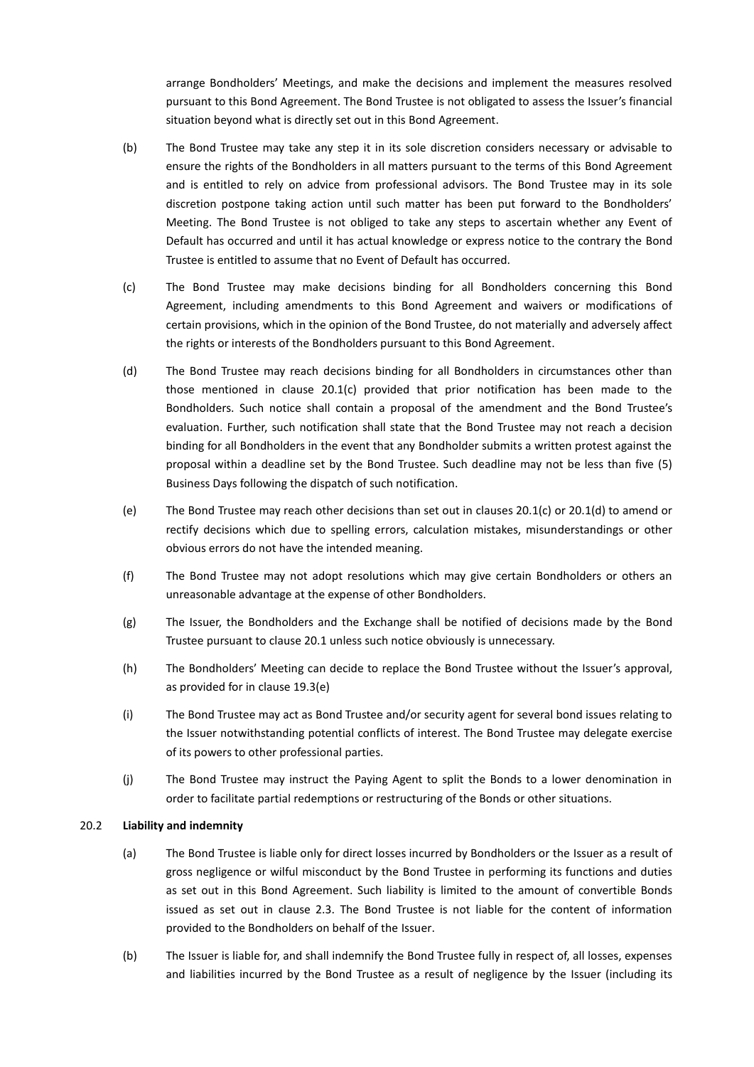arrange Bondholders' Meetings, and make the decisions and implement the measures resolved pursuant to this Bond Agreement. The Bond Trustee is not obligated to assess the Issuer's financial situation beyond what is directly set out in this Bond Agreement.

(b) The Bond Trustee may take any step it in its sole discretion considers necessary or advisable to ensure the rights of the Bondholders in all matters pursuant to the terms of this Bond Agreement and is entitled to rely on advice from professional advisors. The Bond Trustee may in its sole discretion postpone taking action until such matter has been put forward to the Bondholders' Meeting. The Bond Trustee is not obliged to take any steps to ascertain whether any Event of Default has occurred and until it has actual knowledge or express notice to the contrary the Bond Trustee is entitled to assume that no Event of Default has occurred.

(c) The Bond Trustee may make decisions binding for all Bondholders concerning this Bond Agreement, including amendments to this Bond Agreement and waivers or modifications of certain provisions, which in the opinion of the Bond Trustee, do not materially and adversely affect the rights or interests of the Bondholders pursuant to this Bond Agreement.

(d) The Bond Trustee may reach decisions binding for all Bondholders in circumstances other than those mentioned in clause 20.1(c) provided that prior notification has been made to the Bondholders. Such notice shall contain a proposal of the amendment and the Bond Trustee's evaluation. Further, such notification shall state that the Bond Trustee may not reach a decision binding for all Bondholders in the event that any Bondholder submits a written protest against the proposal within a deadline set by the Bond Trustee. Such deadline may not be less than five (5) Business Days following the dispatch of such notification.

(e) The Bond Trustee may reach other decisions than set out in clauses 20.1(c) or 20.1(d) to amend or rectify decisions which due to spelling errors, calculation mistakes, misunderstandings or other obvious errors do not have the intended meaning.

(f) The Bond Trustee may not adopt resolutions which may give certain Bondholders or others an unreasonable advantage at the expense of other Bondholders.

(g) The Issuer, the Bondholders and the Exchange shall be notified of decisions made by the Bond Trustee pursuant to clause 20.1 unless such notice obviously is unnecessary.

(h) The Bondholders' Meeting can decide to replace the Bond Trustee without the Issuer's approval, as provided for in clause 19.3(e)

(i) The Bond Trustee may act as Bond Trustee and/or security agent for several bond issues relating to the Issuer notwithstanding potential conflicts of interest. The Bond Trustee may delegate exercise of its powers to other professional parties.

(j) The Bond Trustee may instruct the Paying Agent to split the Bonds to a lower denomination in order to facilitate partial redemptions or restructuring of the Bonds or other situations.

20.2 **Liability and indemnity**

(a) The Bond Trustee is liable only for direct losses incurred by Bondholders or the Issuer as a result of gross negligence or wilful misconduct by the Bond Trustee in performing its functions and duties as set out in this Bond Agreement. Such liability is limited to the amount of convertible Bonds issued as set out in clause 2.3. The Bond Trustee is not liable for the content of information provided to the Bondholders on behalf of the Issuer.

(b) The Issuer is liable for, and shall indemnify the Bond Trustee fully in respect of, all losses, expenses and liabilities incurred by the Bond Trustee as a result of negligence by the Issuer (including its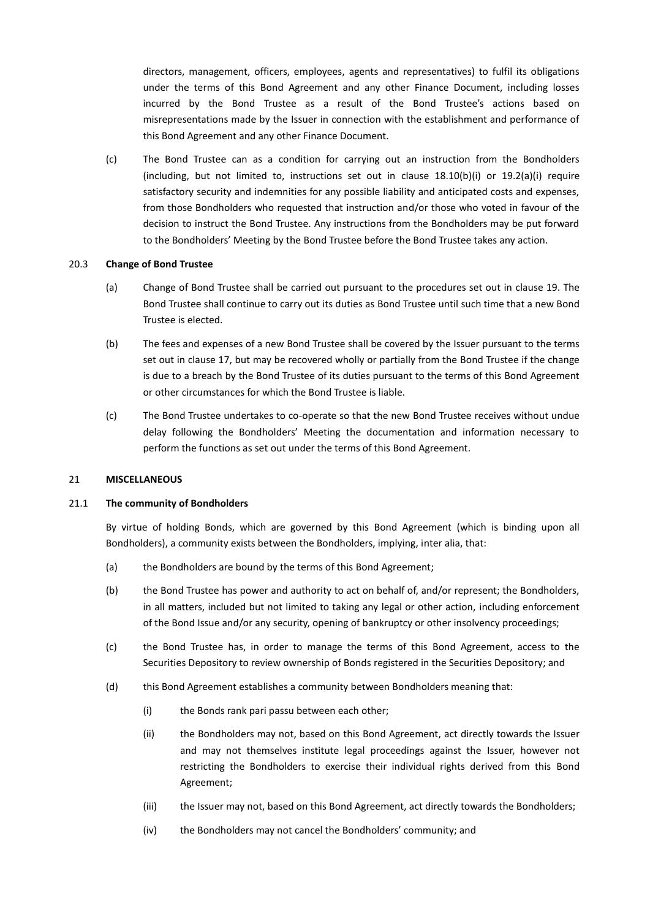directors, management, officers, employees, agents and representatives) to fulfil its obligations under the terms of this Bond Agreement and any other Finance Document, including losses incurred by the Bond Trustee as a result of the Bond Trustee's actions based on misrepresentations made by the Issuer in connection with the establishment and performance of this Bond Agreement and any other Finance Document.

(c) The Bond Trustee can as a condition for carrying out an instruction from the Bondholders (including, but not limited to, instructions set out in clause 18.10(b)(i) or 19.2(a)(i) require satisfactory security and indemnities for any possible liability and anticipated costs and expenses, from those Bondholders who requested that instruction and/or those who voted in favour of the decision to instruct the Bond Trustee. Any instructions from the Bondholders may be put forward to the Bondholders' Meeting by the Bond Trustee before the Bond Trustee takes any action.

20.3 **Change of Bond Trustee**

(a) Change of Bond Trustee shall be carried out pursuant to the procedures set out in clause 19. The Bond Trustee shall continue to carry out its duties as Bond Trustee until such time that a new Bond Trustee is elected.

(b) The fees and expenses of a new Bond Trustee shall be covered by the Issuer pursuant to the terms set out in clause 17, but may be recovered wholly or partially from the Bond Trustee if the change is due to a breach by the Bond Trustee of its duties pursuant to the terms of this Bond Agreement or other circumstances for which the Bond Trustee is liable.

(c) The Bond Trustee undertakes to co-operate so that the new Bond Trustee receives without undue delay following the Bondholders' Meeting the documentation and information necessary to perform the functions as set out under the terms of this Bond Agreement.

21 **MISCELLANEOUS**

21.1 **The community of Bondholders**

By virtue of holding Bonds, which are governed by this Bond Agreement (which is binding upon all Bondholders), a community exists between the Bondholders, implying, inter alia, that:

(a) the Bondholders are bound by the terms of this Bond Agreement;

(b) the Bond Trustee has power and authority to act on behalf of, and/or represent; the Bondholders, in all matters, included but not limited to taking any legal or other action, including enforcement of the Bond Issue and/or any security, opening of bankruptcy or other insolvency proceedings;

(c) the Bond Trustee has, in order to manage the terms of this Bond Agreement, access to the Securities Depository to review ownership of Bonds registered in the Securities Depository; and

(d) this Bond Agreement establishes a community between Bondholders meaning that:

(i) the Bonds rank pari passu between each other;

(ii) the Bondholders may not, based on this Bond Agreement, act directly towards the Issuer and may not themselves institute legal proceedings against the Issuer, however not restricting the Bondholders to exercise their individual rights derived from this Bond Agreement;

(iii) the Issuer may not, based on this Bond Agreement, act directly towards the Bondholders;

(iv) the Bondholders may not cancel the Bondholders' community; and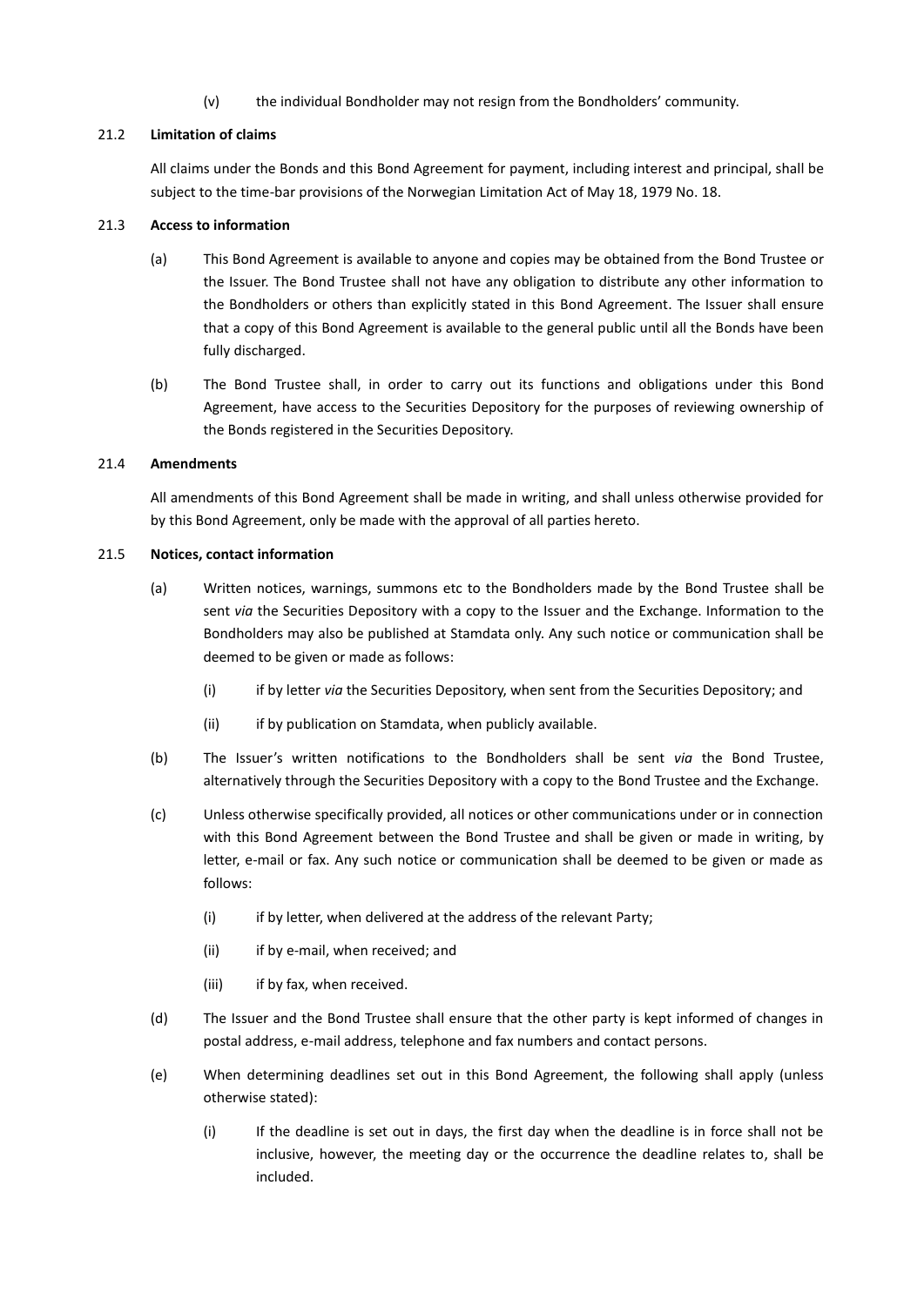(v) the individual Bondholder may not resign from the Bondholders' community.

### 21.2 Limitation of claims

All claims under the Bonds and this Bond Agreement for payment, including interest and principal, shall be subject to the time-bar provisions of the Norwegian Limitation Act of May 18, 1979 No. 18.

### 21.3 Access to information

(a) This Bond Agreement is available to anyone and copies may be obtained from the Bond Trustee or the Issuer. The Bond Trustee shall not have any obligation to distribute any other information to the Bondholders or others than explicitly stated in this Bond Agreement. The Issuer shall ensure that a copy of this Bond Agreement is available to the general public until all the Bonds have been fully discharged.

(b) The Bond Trustee shall, in order to carry out its functions and obligations under this Bond Agreement, have access to the Securities Depository for the purposes of reviewing ownership of the Bonds registered in the Securities Depository.

### 21.4 Amendments

All amendments of this Bond Agreement shall be made in writing, and shall unless otherwise provided for by this Bond Agreement, only be made with the approval of all parties hereto.

### 21.5 Notices, contact information

(a) Written notices, warnings, summons etc to the Bondholders made by the Bond Trustee shall be sent *via* the Securities Depository with a copy to the Issuer and the Exchange. Information to the Bondholders may also be published at Stamdata only. Any such notice or communication shall be deemed to be given or made as follows:

(i) if by letter *via* the Securities Depository, when sent from the Securities Depository; and

(ii) if by publication on Stamdata, when publicly available.

(b) The Issuer's written notifications to the Bondholders shall be sent *via* the Bond Trustee, alternatively through the Securities Depository with a copy to the Bond Trustee and the Exchange.

(c) Unless otherwise specifically provided, all notices or other communications under or in connection with this Bond Agreement between the Bond Trustee and shall be given or made in writing, by letter, e-mail or fax. Any such notice or communication shall be deemed to be given or made as follows:

(i) if by letter, when delivered at the address of the relevant Party;

(ii) if by e-mail, when received; and

(iii) if by fax, when received.

(d) The Issuer and the Bond Trustee shall ensure that the other party is kept informed of changes in postal address, e-mail address, telephone and fax numbers and contact persons.

(e) When determining deadlines set out in this Bond Agreement, the following shall apply (unless otherwise stated):

(i) If the deadline is set out in days, the first day when the deadline is in force shall not be inclusive, however, the meeting day or the occurrence the deadline relates to, shall be included.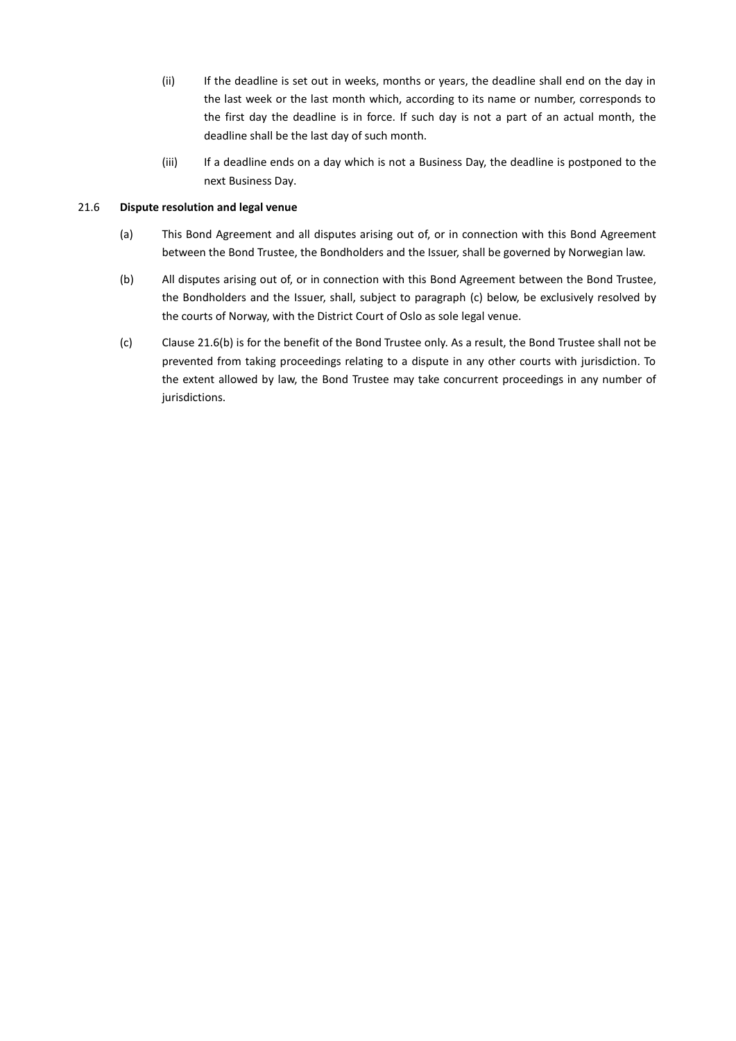(ii) If the deadline is set out in weeks, months or years, the deadline shall end on the day in the last week or the last month which, according to its name or number, corresponds to the first day the deadline is in force. If such day is not a part of an actual month, the deadline shall be the last day of such month.

(iii) If a deadline ends on a day which is not a Business Day, the deadline is postponed to the next Business Day.

21.6 **Dispute resolution and legal venue**

(a) This Bond Agreement and all disputes arising out of, or in connection with this Bond Agreement between the Bond Trustee, the Bondholders and the Issuer, shall be governed by Norwegian law.

(b) All disputes arising out of, or in connection with this Bond Agreement between the Bond Trustee, the Bondholders and the Issuer, shall, subject to paragraph (c) below, be exclusively resolved by the courts of Norway, with the District Court of Oslo as sole legal venue.

(c) Clause 21.6(b) is for the benefit of the Bond Trustee only. As a result, the Bond Trustee shall not be prevented from taking proceedings relating to a dispute in any other courts with jurisdiction. To the extent allowed by law, the Bond Trustee may take concurrent proceedings in any number of jurisdictions.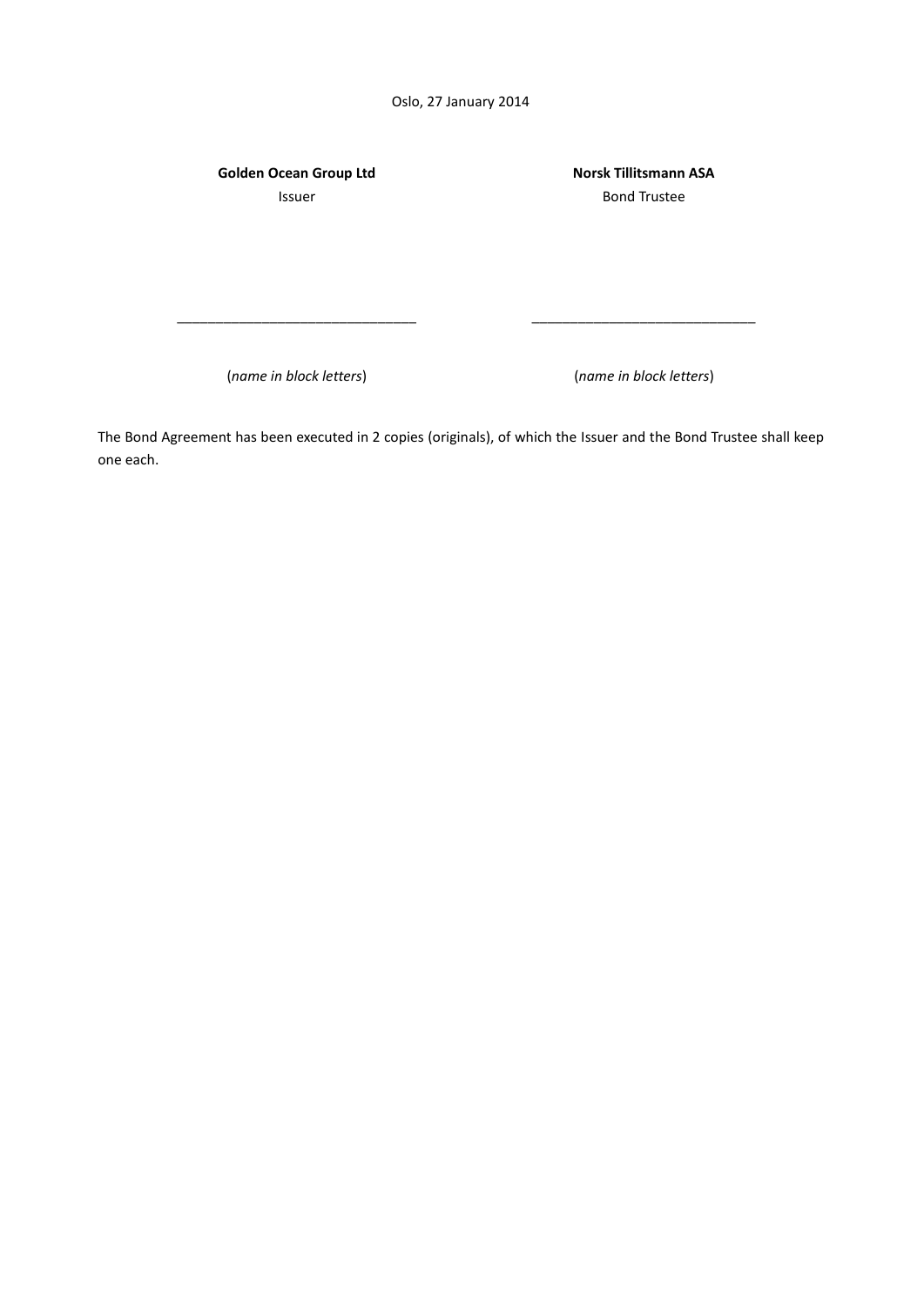Oslo, 27 January 2014

| **Golden Ocean Group Ltd** | **Norsk Tillitsmann ASA** |
| --- | --- |
| Issuer | Bond Trustee |
| _______________________________ | _____________________________ |
| (*name in block letters*) | (*name in block letters*) |

The Bond Agreement has been executed in 2 copies (originals), of which the Issuer and the Bond Trustee shall keep one each.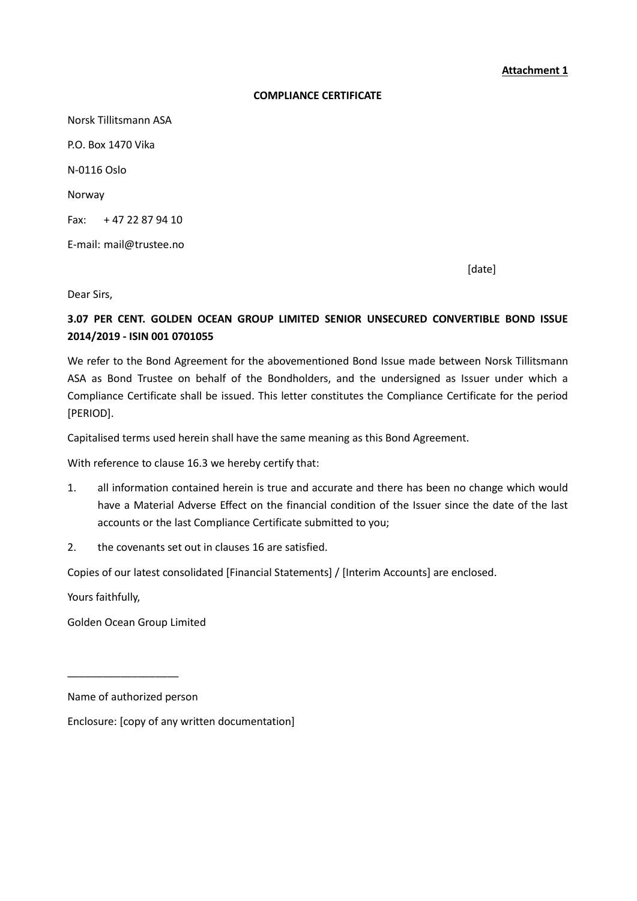**Attachment 1**

**COMPLIANCE CERTIFICATE**

Norsk Tillitsmann ASA

P.O. Box 1470 Vika

N-0116 Oslo

Norway

Fax: + 47 22 87 94 10

E-mail: mail@trustee.no

[date]

Dear Sirs,

**3.07 PER CENT. GOLDEN OCEAN GROUP LIMITED SENIOR UNSECURED CONVERTIBLE BOND ISSUE 2014/2019 - ISIN 001 0701055**

We refer to the Bond Agreement for the abovementioned Bond Issue made between Norsk Tillitsmann ASA as Bond Trustee on behalf of the Bondholders, and the undersigned as Issuer under which a Compliance Certificate shall be issued. This letter constitutes the Compliance Certificate for the period [PERIOD].

Capitalised terms used herein shall have the same meaning as this Bond Agreement.

With reference to clause 16.3 we hereby certify that:

1. all information contained herein is true and accurate and there has been no change which would have a Material Adverse Effect on the financial condition of the Issuer since the date of the last accounts or the last Compliance Certificate submitted to you;
2. the covenants set out in clauses 16 are satisfied.

Copies of our latest consolidated [Financial Statements] / [Interim Accounts] are enclosed.

Yours faithfully,

Golden Ocean Group Limited

\_\_\_\_\_\_\_\_\_\_\_\_\_\_\_\_\_\_\_

Name of authorized person

Enclosure: [copy of any written documentation]